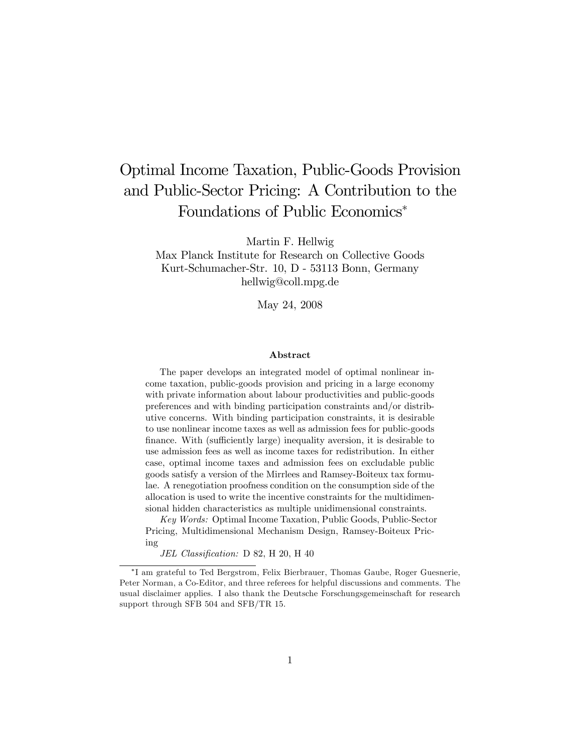# Optimal Income Taxation, Public-Goods Provision and Public-Sector Pricing: A Contribution to the Foundations of Public Economics*

Martin F. Hellwig
Max Planck Institute for Research on Collective Goods
Kurt-Schumacher-Str. 10, D - 53113 Bonn, Germany
hellwig@coll.mpg.de

May 24, 2008

### Abstract

The paper develops an integrated model of optimal nonlinear income taxation, public-goods provision and pricing in a large economy with private information about labour productivities and public-goods preferences and with binding participation constraints and/or distributive concerns. With binding participation constraints, it is desirable to use nonlinear income taxes as well as admission fees for public-goods finance. With (sufficiently large) inequality aversion, it is desirable to use admission fees as well as income taxes for redistribution. In either case, optimal income taxes and admission fees on excludable public goods satisfy a version of the Mirrlees and Ramsey-Boiteux tax formulae. A renegotiation proofness condition on the consumption side of the allocation is used to write the incentive constraints for the multidimensional hidden characteristics as multiple unidimensional constraints.

*Key Words:* Optimal Income Taxation, Public Goods, Public-Sector Pricing, Multidimensional Mechanism Design, Ramsey-Boiteux Pricing

*JEL Classification:* D 82, H 20, H 40

---

*I am grateful to Ted Bergstrom, Felix Bierbrauer, Thomas Gaube, Roger Guesnerie, Peter Norman, a Co-Editor, and three referees for helpful discussions and comments. The usual disclaimer applies. I also thank the Deutsche Forschungsgemeinschaft for research support through SFB 504 and SFB/TR 15.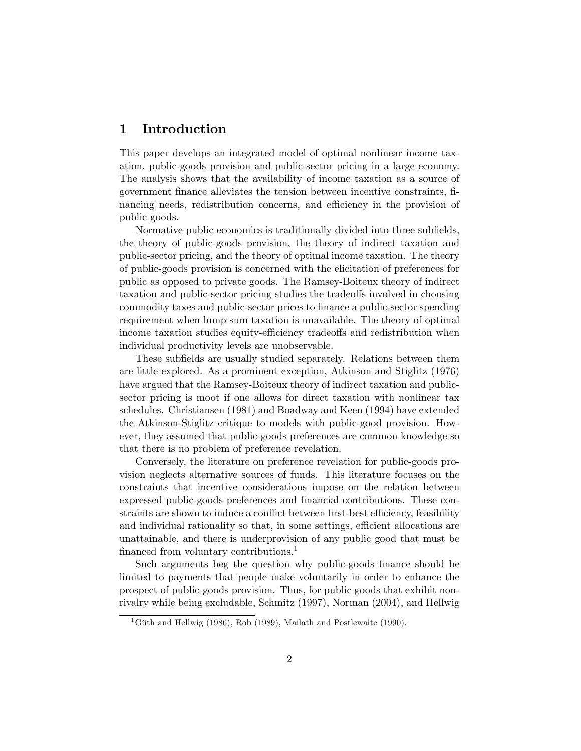# 1 Introduction

This paper develops an integrated model of optimal nonlinear income taxation, public-goods provision and public-sector pricing in a large economy. The analysis shows that the availability of income taxation as a source of government finance alleviates the tension between incentive constraints, financing needs, redistribution concerns, and efficiency in the provision of public goods.

Normative public economics is traditionally divided into three subfields, the theory of public-goods provision, the theory of indirect taxation and public-sector pricing, and the theory of optimal income taxation. The theory of public-goods provision is concerned with the elicitation of preferences for public as opposed to private goods. The Ramsey-Boiteux theory of indirect taxation and public-sector pricing studies the tradeoffs involved in choosing commodity taxes and public-sector prices to finance a public-sector spending requirement when lump sum taxation is unavailable. The theory of optimal income taxation studies equity-efficiency tradeoffs and redistribution when individual productivity levels are unobservable.

These subfields are usually studied separately. Relations between them are little explored. As a prominent exception, Atkinson and Stiglitz (1976) have argued that the Ramsey-Boiteux theory of indirect taxation and public-sector pricing is moot if one allows for direct taxation with nonlinear tax schedules. Christiansen (1981) and Boadway and Keen (1994) have extended the Atkinson-Stiglitz critique to models with public-good provision. However, they assumed that public-goods preferences are common knowledge so that there is no problem of preference revelation.

Conversely, the literature on preference revelation for public-goods provision neglects alternative sources of funds. This literature focuses on the constraints that incentive considerations impose on the relation between expressed public-goods preferences and financial contributions. These constraints are shown to induce a conflict between first-best efficiency, feasibility and individual rationality so that, in some settings, efficient allocations are unattainable, and there is underprovision of any public good that must be financed from voluntary contributions.[1]

Such arguments beg the question why public-goods finance should be limited to payments that people make voluntarily in order to enhance the prospect of public-goods provision. Thus, for public goods that exhibit nonrivalry while being excludable, Schmitz (1997), Norman (2004), and Hellwig

[1] Güth and Hellwig (1986), Rob (1989), Mailath and Postlewaite (1990).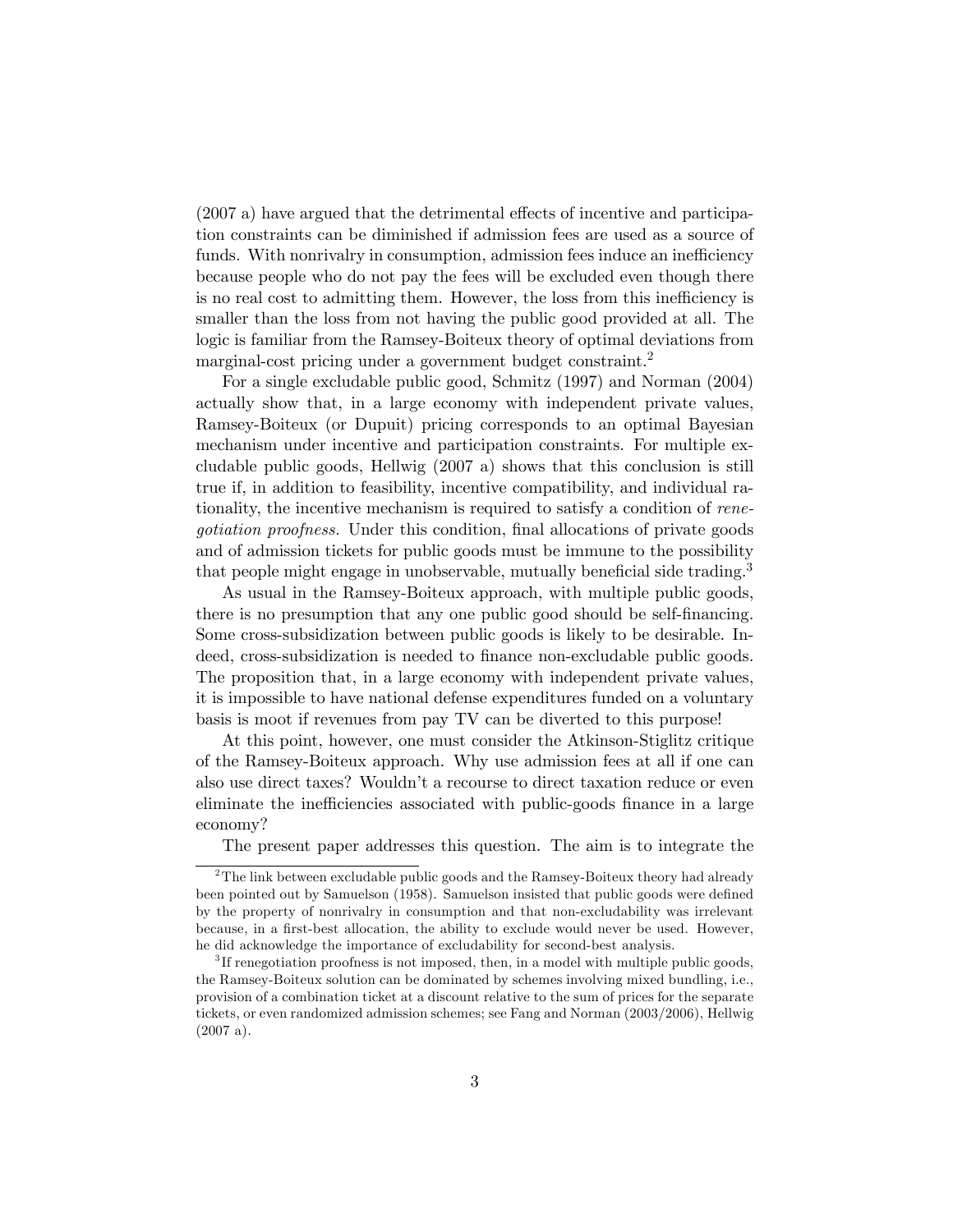(2007 a) have argued that the detrimental effects of incentive and participation constraints can be diminished if admission fees are used as a source of funds. With nonrivalry in consumption, admission fees induce an inefficiency because people who do not pay the fees will be excluded even though there is no real cost to admitting them. However, the loss from this inefficiency is smaller than the loss from not having the public good provided at all. The logic is familiar from the Ramsey-Boiteux theory of optimal deviations from marginal-cost pricing under a government budget constraint.[2]

For a single excludable public good, Schmitz (1997) and Norman (2004) actually show that, in a large economy with independent private values, Ramsey-Boiteux (or Dupuit) pricing corresponds to an optimal Bayesian mechanism under incentive and participation constraints. For multiple excludable public goods, Hellwig (2007 a) shows that this conclusion is still true if, in addition to feasibility, incentive compatibility, and individual rationality, the incentive mechanism is required to satisfy a condition of *renegotiation proofness*. Under this condition, final allocations of private goods and of admission tickets for public goods must be immune to the possibility that people might engage in unobservable, mutually beneficial side trading.[3]

As usual in the Ramsey-Boiteux approach, with multiple public goods, there is no presumption that any one public good should be self-financing. Some cross-subsidization between public goods is likely to be desirable. Indeed, cross-subsidization is needed to finance non-excludable public goods. The proposition that, in a large economy with independent private values, it is impossible to have national defense expenditures funded on a voluntary basis is moot if revenues from pay TV can be diverted to this purpose!

At this point, however, one must consider the Atkinson-Stiglitz critique of the Ramsey-Boiteux approach. Why use admission fees at all if one can also use direct taxes? Wouldn't a recourse to direct taxation reduce or even eliminate the inefficiencies associated with public-goods finance in a large economy?

The present paper addresses this question. The aim is to integrate the

---

[2] The link between excludable public goods and the Ramsey-Boiteux theory had already been pointed out by Samuelson (1958). Samuelson insisted that public goods were defined by the property of nonrivalry in consumption and that non-excludability was irrelevant because, in a first-best allocation, the ability to exclude would never be used. However, he did acknowledge the importance of excludability for second-best analysis.

[3] If renegotiation proofness is not imposed, then, in a model with multiple public goods, the Ramsey-Boiteux solution can be dominated by schemes involving mixed bundling, i.e., provision of a combination ticket at a discount relative to the sum of prices for the separate tickets, or even randomized admission schemes; see Fang and Norman (2003/2006), Hellwig (2007 a).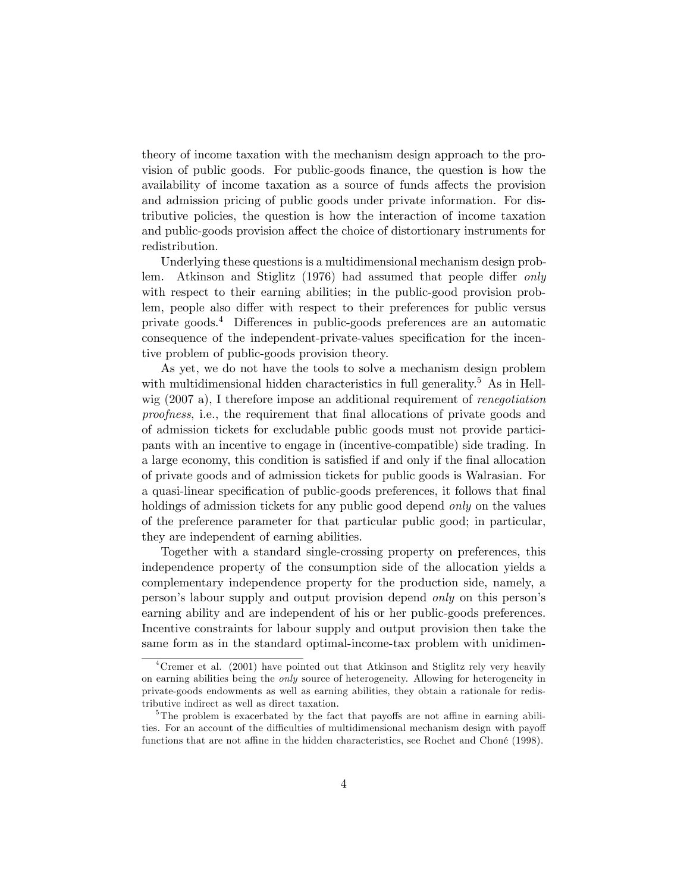theory of income taxation with the mechanism design approach to the provision of public goods. For public-goods finance, the question is how the availability of income taxation as a source of funds affects the provision and admission pricing of public goods under private information. For distributive policies, the question is how the interaction of income taxation and public-goods provision affect the choice of distortionary instruments for redistribution.

Underlying these questions is a multidimensional mechanism design problem. Atkinson and Stiglitz (1976) had assumed that people differ *only* with respect to their earning abilities; in the public-good provision problem, people also differ with respect to their preferences for public versus private goods.[4] Differences in public-goods preferences are an automatic consequence of the independent-private-values specification for the incentive problem of public-goods provision theory.

As yet, we do not have the tools to solve a mechanism design problem with multidimensional hidden characteristics in full generality.[5] As in Hellwig (2007 a), I therefore impose an additional requirement of *renegotiation proofness*, i.e., the requirement that final allocations of private goods and of admission tickets for excludable public goods must not provide participants with an incentive to engage in (incentive-compatible) side trading. In a large economy, this condition is satisfied if and only if the final allocation of private goods and of admission tickets for public goods is Walrasian. For a quasi-linear specification of public-goods preferences, it follows that final holdings of admission tickets for any public good depend *only* on the values of the preference parameter for that particular public good; in particular, they are independent of earning abilities.

Together with a standard single-crossing property on preferences, this independence property of the consumption side of the allocation yields a complementary independence property for the production side, namely, a person's labour supply and output provision depend *only* on this person's earning ability and are independent of his or her public-goods preferences. Incentive constraints for labour supply and output provision then take the same form as in the standard optimal-income-tax problem with unidimen-

---

[4] Cremer et al. (2001) have pointed out that Atkinson and Stiglitz rely very heavily on earning abilities being the *only* source of heterogeneity. Allowing for heterogeneity in private-goods endowments as well as earning abilities, they obtain a rationale for redistributive indirect as well as direct taxation.

[5] The problem is exacerbated by the fact that payoffs are not affine in earning abilities. For an account of the difficulties of multidimensional mechanism design with payoff functions that are not affine in the hidden characteristics, see Rochet and Choné (1998).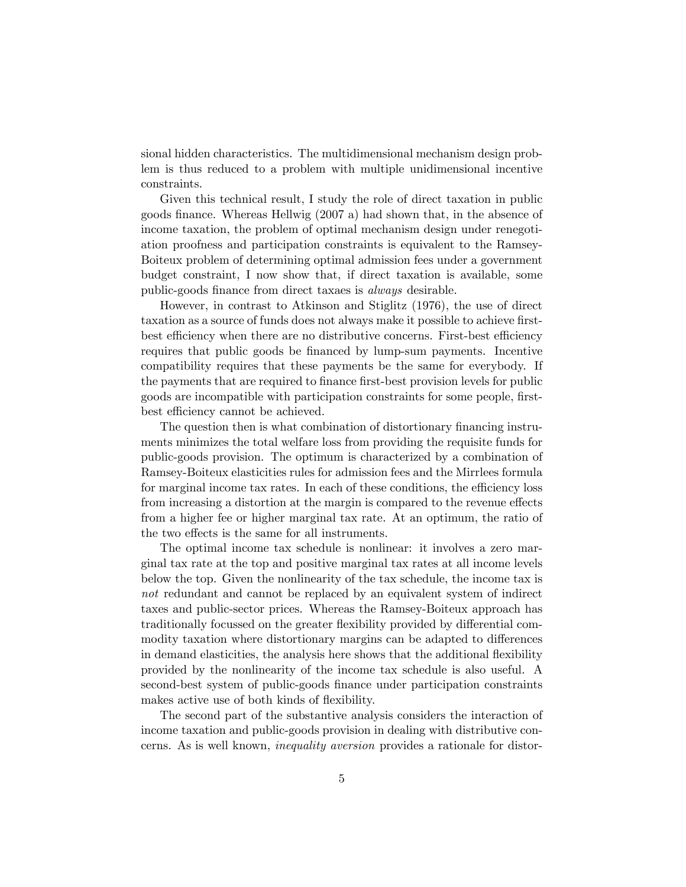sional hidden characteristics. The multidimensional mechanism design problem is thus reduced to a problem with multiple unidimensional incentive constraints.

Given this technical result, I study the role of direct taxation in public goods finance. Whereas Hellwig (2007 a) had shown that, in the absence of income taxation, the problem of optimal mechanism design under renegotiation proofness and participation constraints is equivalent to the Ramsey-Boiteux problem of determining optimal admission fees under a government budget constraint, I now show that, if direct taxation is available, some public-goods finance from direct taxaes is *always* desirable.

However, in contrast to Atkinson and Stiglitz (1976), the use of direct taxation as a source of funds does not always make it possible to achieve first-best efficiency when there are no distributive concerns. First-best efficiency requires that public goods be financed by lump-sum payments. Incentive compatibility requires that these payments be the same for everybody. If the payments that are required to finance first-best provision levels for public goods are incompatible with participation constraints for some people, first-best efficiency cannot be achieved.

The question then is what combination of distortionary financing instruments minimizes the total welfare loss from providing the requisite funds for public-goods provision. The optimum is characterized by a combination of Ramsey-Boiteux elasticities rules for admission fees and the Mirrlees formula for marginal income tax rates. In each of these conditions, the efficiency loss from increasing a distortion at the margin is compared to the revenue effects from a higher fee or higher marginal tax rate. At an optimum, the ratio of the two effects is the same for all instruments.

The optimal income tax schedule is nonlinear: it involves a zero marginal tax rate at the top and positive marginal tax rates at all income levels below the top. Given the nonlinearity of the tax schedule, the income tax is *not* redundant and cannot be replaced by an equivalent system of indirect taxes and public-sector prices. Whereas the Ramsey-Boiteux approach has traditionally focussed on the greater flexibility provided by differential commodity taxation where distortionary margins can be adapted to differences in demand elasticities, the analysis here shows that the additional flexibility provided by the nonlinearity of the income tax schedule is also useful. A second-best system of public-goods finance under participation constraints makes active use of both kinds of flexibility.

The second part of the substantive analysis considers the interaction of income taxation and public-goods provision in dealing with distributive concerns. As is well known, *inequality aversion* provides a rationale for distor-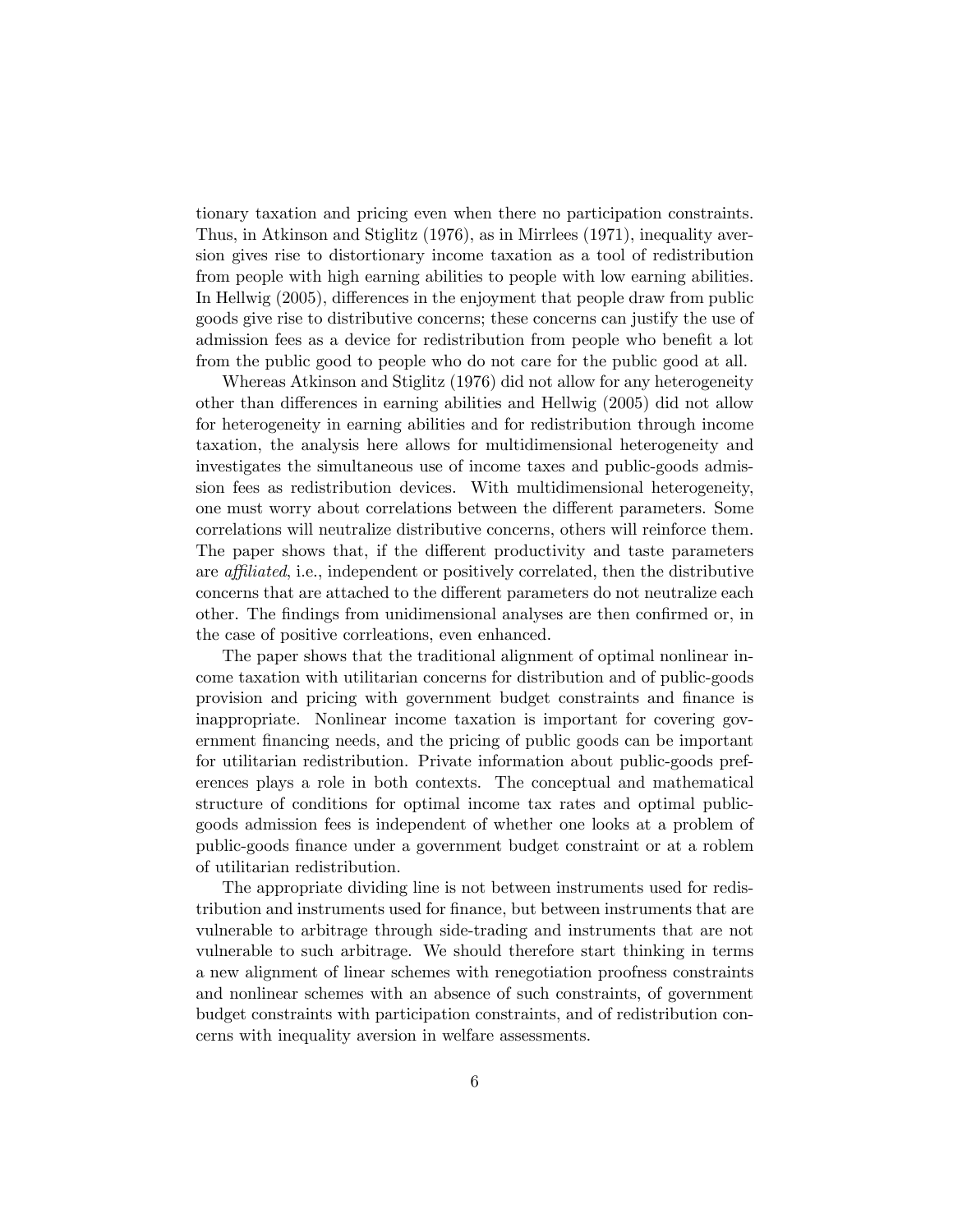tionary taxation and pricing even when there no participation constraints. Thus, in Atkinson and Stiglitz (1976), as in Mirrlees (1971), inequality aversion gives rise to distortionary income taxation as a tool of redistribution from people with high earning abilities to people with low earning abilities. In Hellwig (2005), differences in the enjoyment that people draw from public goods give rise to distributive concerns; these concerns can justify the use of admission fees as a device for redistribution from people who benefit a lot from the public good to people who do not care for the public good at all.

Whereas Atkinson and Stiglitz (1976) did not allow for any heterogeneity other than differences in earning abilities and Hellwig (2005) did not allow for heterogeneity in earning abilities and for redistribution through income taxation, the analysis here allows for multidimensional heterogeneity and investigates the simultaneous use of income taxes and public-goods admission fees as redistribution devices. With multidimensional heterogeneity, one must worry about correlations between the different parameters. Some correlations will neutralize distributive concerns, others will reinforce them. The paper shows that, if the different productivity and taste parameters are *affiliated*, i.e., independent or positively correlated, then the distributive concerns that are attached to the different parameters do not neutralize each other. The findings from unidimensional analyses are then confirmed or, in the case of positive corrleations, even enhanced.

The paper shows that the traditional alignment of optimal nonlinear income taxation with utilitarian concerns for distribution and of public-goods provision and pricing with government budget constraints and finance is inappropriate. Nonlinear income taxation is important for covering government financing needs, and the pricing of public goods can be important for utilitarian redistribution. Private information about public-goods preferences plays a role in both contexts. The conceptual and mathematical structure of conditions for optimal income tax rates and optimal public-goods admission fees is independent of whether one looks at a problem of public-goods finance under a government budget constraint or at a roblem of utilitarian redistribution.

The appropriate dividing line is not between instruments used for redistribution and instruments used for finance, but between instruments that are vulnerable to arbitrage through side-trading and instruments that are not vulnerable to such arbitrage. We should therefore start thinking in terms a new alignment of linear schemes with renegotiation proofness constraints and nonlinear schemes with an absence of such constraints, of government budget constraints with participation constraints, and of redistribution concerns with inequality aversion in welfare assessments.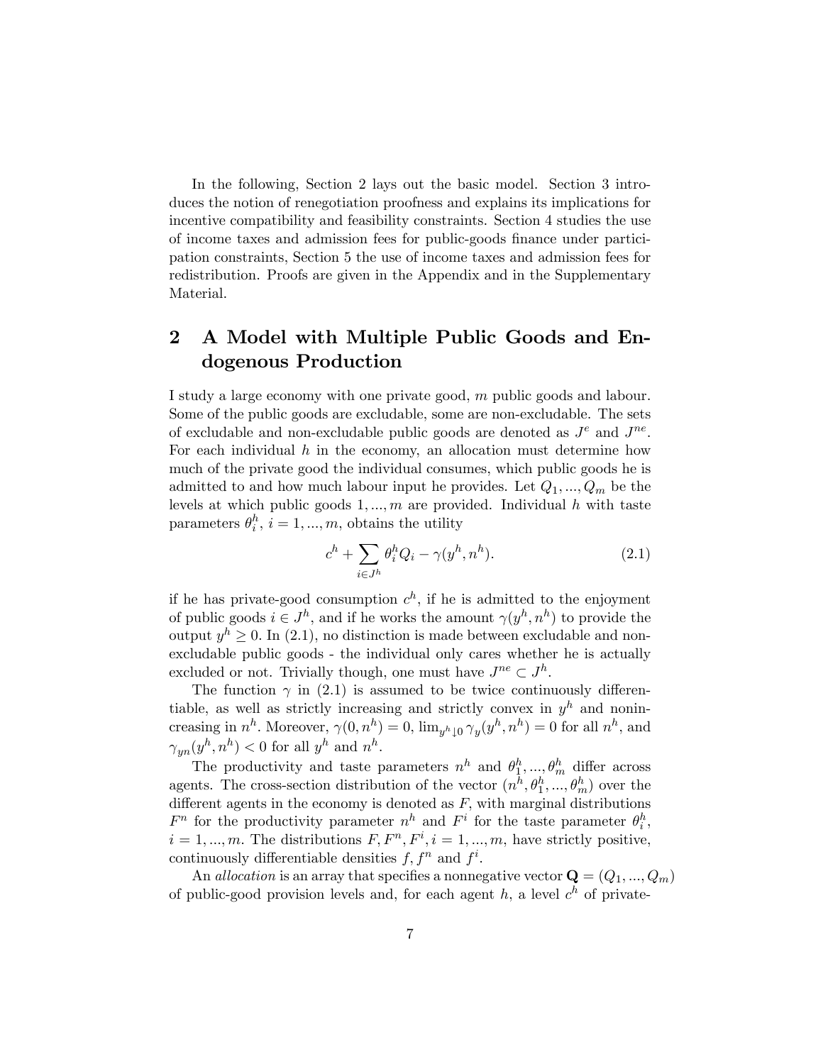In the following, Section 2 lays out the basic model. Section 3 introduces the notion of renegotiation proofness and explains its implications for incentive compatibility and feasibility constraints. Section 4 studies the use of income taxes and admission fees for public-goods finance under participation constraints, Section 5 the use of income taxes and admission fees for redistribution. Proofs are given in the Appendix and in the Supplementary Material.

## 2 A Model with Multiple Public Goods and Endogenous Production

I study a large economy with one private good, $m$ public goods and labour. Some of the public goods are excludable, some are non-excludable. The sets of excludable and non-excludable public goods are denoted as $J^e$ and $J^{ne}$. For each individual $h$ in the economy, an allocation must determine how much of the private good the individual consumes, which public goods he is admitted to and how much labour input he provides. Let $Q_1, ..., Q_m$ be the levels at which public goods $1, ..., m$ are provided. Individual $h$ with taste parameters $\theta_i^h$, $i = 1, ..., m$, obtains the utility

$$c^h + \sum_{i \in J^h} \theta_i^h Q_i - \gamma(y^h, n^h). \tag{2.1}$$

if he has private-good consumption $c^h$, if he is admitted to the enjoyment of public goods $i \in J^h$, and if he works the amount $\gamma(y^h, n^h)$ to provide the output $y^h \geq 0$. In (2.1), no distinction is made between excludable and non-excludable public goods - the individual only cares whether he is actually excluded or not. Trivially though, one must have $J^{ne} \subset J^h$.

The function $\gamma$ in (2.1) is assumed to be twice continuously differentiable, as well as strictly increasing and strictly convex in $y^h$ and nonincreasing in $n^h$. Moreover, $\gamma(0, n^h) = 0$, $\lim_{y^h \downarrow 0} \gamma_y(y^h, n^h) = 0$ for all $n^h$, and $\gamma_{yn}(y^h, n^h) < 0$ for all $y^h$ and $n^h$.

The productivity and taste parameters $n^h$ and $\theta_1^h, ..., \theta_m^h$ differ across agents. The cross-section distribution of the vector $(n^h, \theta_1^h, ..., \theta_m^h)$ over the different agents in the economy is denoted as $F$, with marginal distributions $F^n$ for the productivity parameter $n^h$ and $F^i$ for the taste parameter $\theta_i^h$, $i = 1, ..., m$. The distributions $F, F^n, F^i, i = 1, ..., m$, have strictly positive, continuously differentiable densities $f, f^n$ and $f^i$.

An *allocation* is an array that specifies a nonnegative vector $\mathbf{Q} = (Q_1, ..., Q_m)$ of public-good provision levels and, for each agent $h$, a level $c^h$ of private-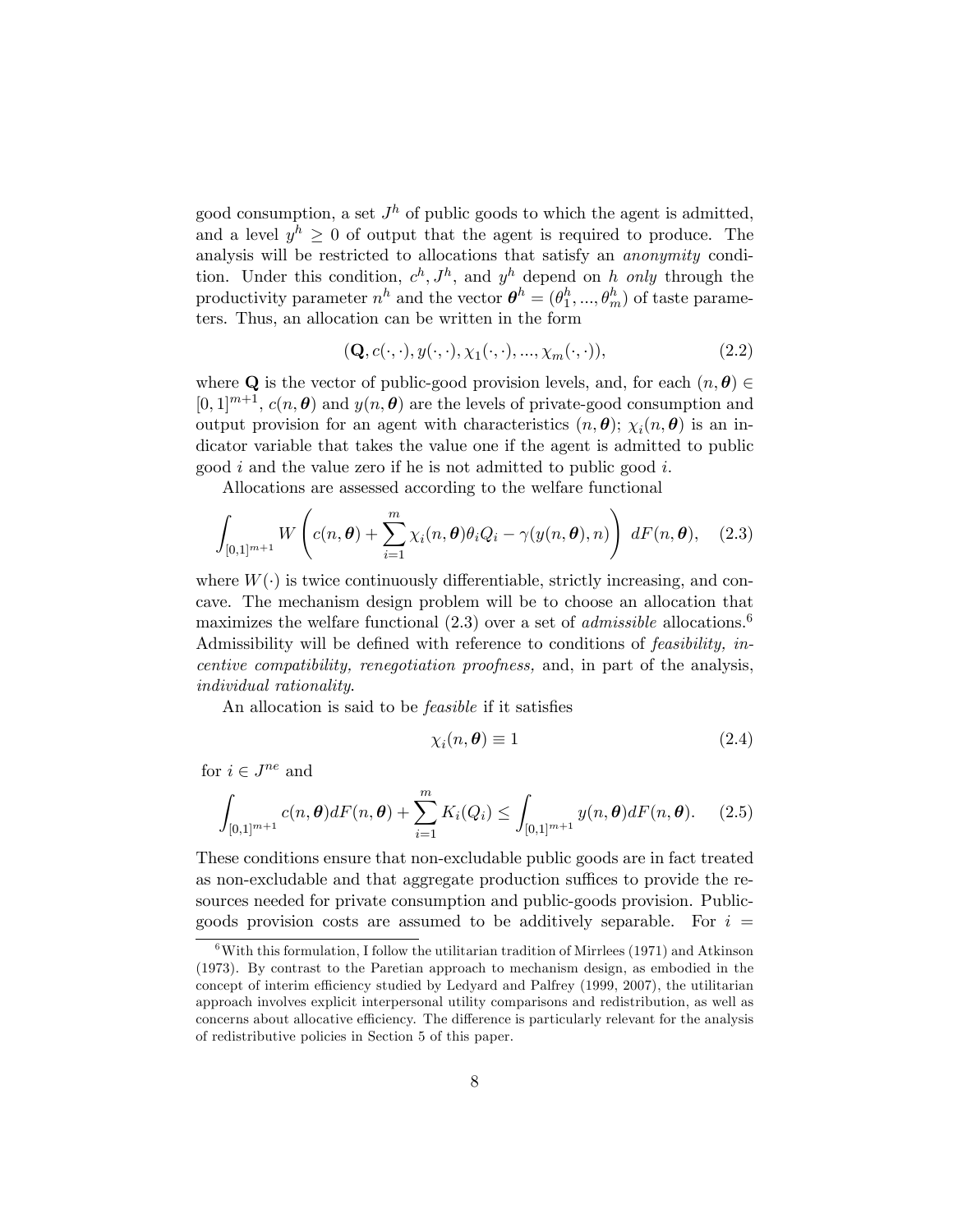good consumption, a set $J^h$ of public goods to which the agent is admitted, and a level $y^h \geq 0$ of output that the agent is required to produce. The analysis will be restricted to allocations that satisfy an *anonymity* condition. Under this condition, $c^h, J^h$, and $y^h$ depend on $h$ *only* through the productivity parameter $n^h$ and the vector $\boldsymbol{\theta}^h = (\theta_1^h, ..., \theta_m^h)$ of taste parameters. Thus, an allocation can be written in the form

$$(\mathbf{Q}, c(\cdot, \cdot), y(\cdot, \cdot), \chi_1(\cdot, \cdot), ..., \chi_m(\cdot, \cdot)), \tag{2.2}$$

where $\mathbf{Q}$ is the vector of public-good provision levels, and, for each $(n, \boldsymbol{\theta}) \in [0, 1]^{m+1}$, $c(n, \boldsymbol{\theta})$ and $y(n, \boldsymbol{\theta})$ are the levels of private-good consumption and output provision for an agent with characteristics $(n, \boldsymbol{\theta})$; $\chi_i(n, \boldsymbol{\theta})$ is an indicator variable that takes the value one if the agent is admitted to public good $i$ and the value zero if he is not admitted to public good $i$.

Allocations are assessed according to the welfare functional

$$\int_{[0,1]^{m+1}} W\left(c(n, \boldsymbol{\theta}) + \sum_{i=1}^{m} \chi_i(n, \boldsymbol{\theta})\theta_i Q_i - \gamma(y(n, \boldsymbol{\theta}), n)\right) dF(n, \boldsymbol{\theta}), \tag{2.3}$$

where $W(\cdot)$ is twice continuously differentiable, strictly increasing, and concave. The mechanism design problem will be to choose an allocation that maximizes the welfare functional (2.3) over a set of *admissible* allocations.[6] Admissibility will be defined with reference to conditions of *feasibility, incentive compatibility, renegotiation proofness,* and, in part of the analysis, *individual rationality*.

An allocation is said to be *feasible* if it satisfies

$$\chi_i(n, \boldsymbol{\theta}) \equiv 1 \tag{2.4}$$

for $i \in J^{ne}$ and

$$\int_{[0,1]^{m+1}} c(n, \boldsymbol{\theta}) dF(n, \boldsymbol{\theta}) + \sum_{i=1}^{m} K_i(Q_i) \leq \int_{[0,1]^{m+1}} y(n, \boldsymbol{\theta}) dF(n, \boldsymbol{\theta}). \tag{2.5}$$

These conditions ensure that non-excludable public goods are in fact treated as non-excludable and that aggregate production suffices to provide the resources needed for private consumption and public-goods provision. Public-goods provision costs are assumed to be additively separable. For $i =$

[6] With this formulation, I follow the utilitarian tradition of Mirrlees (1971) and Atkinson (1973). By contrast to the Paretian approach to mechanism design, as embodied in the concept of interim efficiency studied by Ledyard and Palfrey (1999, 2007), the utilitarian approach involves explicit interpersonal utility comparisons and redistribution, as well as concerns about allocative efficiency. The difference is particularly relevant for the analysis of redistributive policies in Section 5 of this paper.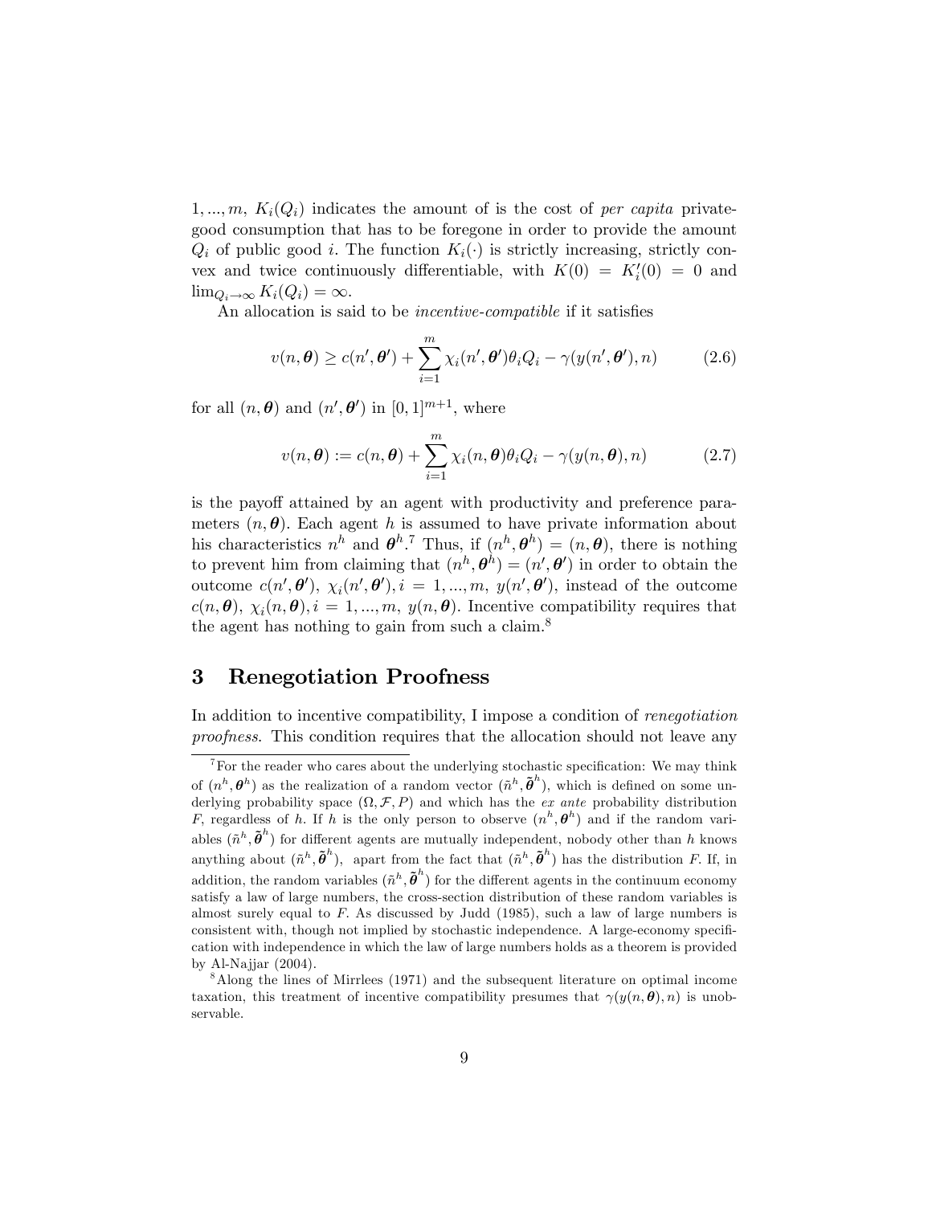$1, ..., m$, $K_i(Q_i)$ indicates the amount of is the cost of *per capita* private-good consumption that has to be foregone in order to provide the amount $Q_i$ of public good $i$. The function $K_i(\cdot)$ is strictly increasing, strictly convex and twice continuously differentiable, with $K(0) = K_i'(0) = 0$ and $\lim_{Q_i \to \infty} K_i(Q_i) = \infty$.

An allocation is said to be *incentive-compatible* if it satisfies

$$v(n, \boldsymbol{\theta}) \geq c(n', \boldsymbol{\theta}') + \sum_{i=1}^{m} \chi_i(n', \boldsymbol{\theta}')\theta_i Q_i - \gamma(y(n', \boldsymbol{\theta}'), n) \tag{2.6}$$

for all $(n, \boldsymbol{\theta})$ and $(n', \boldsymbol{\theta}')$ in $[0,1]^{m+1}$, where

$$v(n, \boldsymbol{\theta}) := c(n, \boldsymbol{\theta}) + \sum_{i=1}^{m} \chi_i(n, \boldsymbol{\theta})\theta_i Q_i - \gamma(y(n, \boldsymbol{\theta}), n) \tag{2.7}$$

is the payoff attained by an agent with productivity and preference parameters $(n, \boldsymbol{\theta})$. Each agent $h$ is assumed to have private information about his characteristics $n^h$ and $\boldsymbol{\theta}^h$.[7] Thus, if $(n^h, \boldsymbol{\theta}^h) = (n, \boldsymbol{\theta})$, there is nothing to prevent him from claiming that $(n^h, \boldsymbol{\theta}^h) = (n', \boldsymbol{\theta}')$ in order to obtain the outcome $c(n', \boldsymbol{\theta}')$, $\chi_i(n', \boldsymbol{\theta}'), i = 1, ..., m$, $y(n', \boldsymbol{\theta}')$, instead of the outcome $c(n, \boldsymbol{\theta})$, $\chi_i(n, \boldsymbol{\theta}), i = 1, ..., m$, $y(n, \boldsymbol{\theta})$. Incentive compatibility requires that the agent has nothing to gain from such a claim.[8]

# 3 Renegotiation Proofness

In addition to incentive compatibility, I impose a condition of *renegotiation proofness*. This condition requires that the allocation should not leave any

[7] For the reader who cares about the underlying stochastic specification: We may think of $(n^h, \boldsymbol{\theta}^h)$ as the realization of a random vector $(\tilde{n}^h, \tilde{\boldsymbol{\theta}}^h)$, which is defined on some underlying probability space $(\Omega, \mathcal{F}, P)$ and which has the *ex ante* probability distribution $F$, regardless of $h$. If $h$ is the only person to observe $(n^h, \boldsymbol{\theta}^h)$ and if the random variables $(\tilde{n}^h, \tilde{\boldsymbol{\theta}}^h)$ for different agents are mutually independent, nobody other than $h$ knows anything about $(\tilde{n}^h, \tilde{\boldsymbol{\theta}}^h)$, apart from the fact that $(\tilde{n}^h, \tilde{\boldsymbol{\theta}}^h)$ has the distribution $F$. If, in addition, the random variables $(\tilde{n}^h, \tilde{\boldsymbol{\theta}}^h)$ for the different agents in the continuum economy satisfy a law of large numbers, the cross-section distribution of these random variables is almost surely equal to $F$. As discussed by Judd (1985), such a law of large numbers is consistent with, though not implied by stochastic independence. A large-economy specification with independence in which the law of large numbers holds as a theorem is provided by Al-Najjar (2004).

[8] Along the lines of Mirrlees (1971) and the subsequent literature on optimal income taxation, this treatment of incentive compatibility presumes that $\gamma(y(n, \boldsymbol{\theta}), n)$ is unobservable.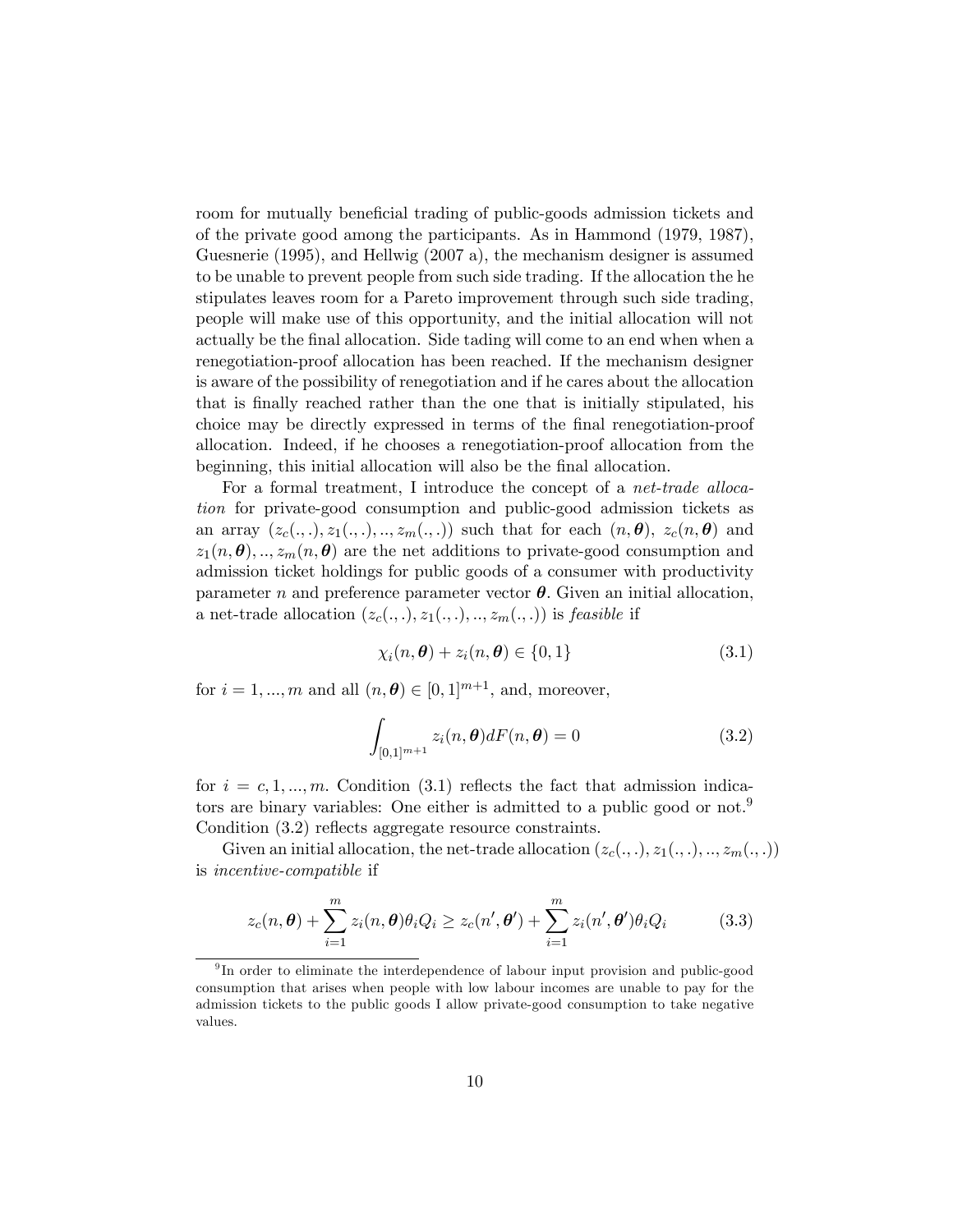room for mutually beneficial trading of public-goods admission tickets and of the private good among the participants. As in Hammond (1979, 1987), Guesnerie (1995), and Hellwig (2007 a), the mechanism designer is assumed to be unable to prevent people from such side trading. If the allocation the he stipulates leaves room for a Pareto improvement through such side trading, people will make use of this opportunity, and the initial allocation will not actually be the final allocation. Side tading will come to an end when when a renegotiation-proof allocation has been reached. If the mechanism designer is aware of the possibility of renegotiation and if he cares about the allocation that is finally reached rather than the one that is initially stipulated, his choice may be directly expressed in terms of the final renegotiation-proof allocation. Indeed, if he chooses a renegotiation-proof allocation from the beginning, this initial allocation will also be the final allocation.

For a formal treatment, I introduce the concept of a *net-trade allocation* for private-good consumption and public-good admission tickets as an array $(z_c(.,.), z_1(.,.), .., z_m(.,.))$ such that for each $(n, \boldsymbol{\theta})$, $z_c(n, \boldsymbol{\theta})$ and $z_1(n, \boldsymbol{\theta}), .., z_m(n, \boldsymbol{\theta})$ are the net additions to private-good consumption and admission ticket holdings for public goods of a consumer with productivity parameter $n$ and preference parameter vector $\boldsymbol{\theta}$. Given an initial allocation, a net-trade allocation $(z_c(.,.), z_1(.,.), .., z_m(.,.))$ is *feasible* if

$$\chi_i(n, \boldsymbol{\theta}) + z_i(n, \boldsymbol{\theta}) \in \{0, 1\} \tag{3.1}$$

for $i = 1, ..., m$ and all $(n, \boldsymbol{\theta}) \in [0, 1]^{m+1}$, and, moreover,

$$\int_{[0,1]^{m+1}} z_i(n, \boldsymbol{\theta}) dF(n, \boldsymbol{\theta}) = 0 \tag{3.2}$$

for $i = c, 1, ..., m$. Condition (3.1) reflects the fact that admission indicators are binary variables: One either is admitted to a public good or not.[9] Condition (3.2) reflects aggregate resource constraints.

Given an initial allocation, the net-trade allocation $(z_c(.,.), z_1(.,.), .., z_m(.,.))$ is *incentive-compatible* if

$$z_c(n, \boldsymbol{\theta}) + \sum_{i=1}^{m} z_i(n, \boldsymbol{\theta}) \theta_i Q_i \geq z_c(n', \boldsymbol{\theta}') + \sum_{i=1}^{m} z_i(n', \boldsymbol{\theta}') \theta_i Q_i \tag{3.3}$$

[9] In order to eliminate the interdependence of labour input provision and public-good consumption that arises when people with low labour incomes are unable to pay for the admission tickets to the public goods I allow private-good consumption to take negative values.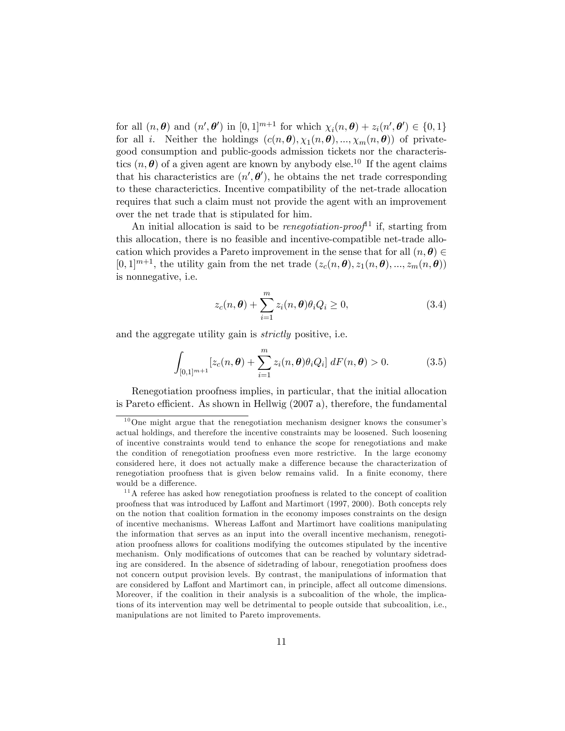for all $(n, \boldsymbol{\theta})$ and $(n', \boldsymbol{\theta}')$ in $[0,1]^{m+1}$ for which $\chi_i(n, \boldsymbol{\theta}) + z_i(n', \boldsymbol{\theta}') \in \{0, 1\}$ for all $i$. Neither the holdings $(c(n, \boldsymbol{\theta}), \chi_1(n, \boldsymbol{\theta}), ..., \chi_m(n, \boldsymbol{\theta}))$ of private-good consumption and public-goods admission tickets nor the characteristics $(n, \boldsymbol{\theta})$ of a given agent are known by anybody else.[10] If the agent claims that his characteristics are $(n', \boldsymbol{\theta}')$, he obtains the net trade corresponding to these characterictics. Incentive compatibility of the net-trade allocation requires that such a claim must not provide the agent with an improvement over the net trade that is stipulated for him.

An initial allocation is said to be *renegotiation-proof*[11] if, starting from this allocation, there is no feasible and incentive-compatible net-trade allocation which provides a Pareto improvement in the sense that for all $(n, \boldsymbol{\theta}) \in [0,1]^{m+1}$, the utility gain from the net trade $(z_c(n, \boldsymbol{\theta}), z_1(n, \boldsymbol{\theta}), ..., z_m(n, \boldsymbol{\theta}))$ is nonnegative, i.e.

$$z_c(n, \boldsymbol{\theta}) + \sum_{i=1}^{m} z_i(n, \boldsymbol{\theta}) \theta_i Q_i \geq 0, \tag{3.4}$$

and the aggregate utility gain is *strictly* positive, i.e.

$$\int_{[0,1]^{m+1}} [z_c(n, \boldsymbol{\theta}) + \sum_{i=1}^{m} z_i(n, \boldsymbol{\theta}) \theta_i Q_i] \, dF(n, \boldsymbol{\theta}) > 0. \tag{3.5}$$

Renegotiation proofness implies, in particular, that the initial allocation is Pareto efficient. As shown in Hellwig (2007 a), therefore, the fundamental

[10] One might argue that the renegotiation mechanism designer knows the consumer's actual holdings, and therefore the incentive constraints may be loosened. Such loosening of incentive constraints would tend to enhance the scope for renegotiations and make the condition of renegotiation proofness even more restrictive. In the large economy considered here, it does not actually make a difference because the characterization of renegotiation proofness that is given below remains valid. In a finite economy, there would be a difference.

[11] A referee has asked how renegotiation proofness is related to the concept of coalition proofness that was introduced by Laffont and Martimort (1997, 2000). Both concepts rely on the notion that coalition formation in the economy imposes constraints on the design of incentive mechanisms. Whereas Laffont and Martimort have coalitions manipulating the information that serves as an input into the overall incentive mechanism, renegotiation proofness allows for coalitions modifying the outcomes stipulated by the incentive mechanism. Only modifications of outcomes that can be reached by voluntary sidetrading are considered. In the absence of sidetrading of labour, renegotiation proofness does not concern output provision levels. By contrast, the manipulations of information that are considered by Laffont and Martimort can, in principle, affect all outcome dimensions. Moreover, if the coalition in their analysis is a subcoalition of the whole, the implications of its intervention may well be detrimental to people outside that subcoalition, i.e., manipulations are not limited to Pareto improvements.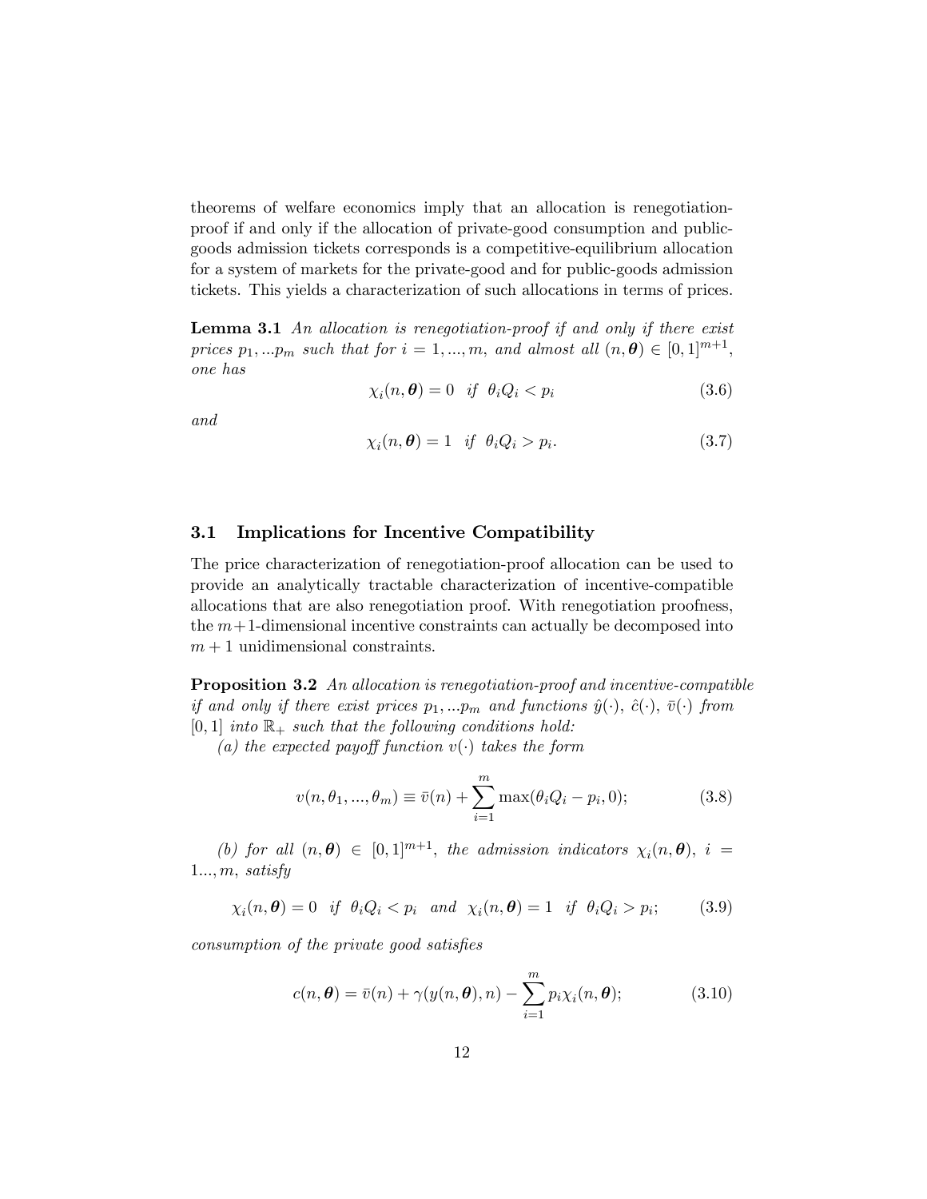theorems of welfare economics imply that an allocation is renegotiation-proof if and only if the allocation of private-good consumption and public-goods admission tickets corresponds is a competitive-equilibrium allocation for a system of markets for the private-good and for public-goods admission tickets. This yields a characterization of such allocations in terms of prices.

**Lemma 3.1** *An allocation is renegotiation-proof if and only if there exist prices $p_1, ... p_m$ such that for $i = 1, ..., m$, and almost all $(n, \boldsymbol{\theta}) \in [0,1]^{m+1}$, one has*

$$\chi_i(n, \boldsymbol{\theta}) = 0 \quad \text{if} \quad \theta_i Q_i < p_i \tag{3.6}$$

*and*

$$\chi_i(n, \boldsymbol{\theta}) = 1 \quad \text{if} \quad \theta_i Q_i > p_i. \tag{3.7}$$

## 3.1 Implications for Incentive Compatibility

The price characterization of renegotiation-proof allocation can be used to provide an analytically tractable characterization of incentive-compatible allocations that are also renegotiation proof. With renegotiation proofness, the $m+1$-dimensional incentive constraints can actually be decomposed into $m+1$ unidimensional constraints.

**Proposition 3.2** *An allocation is renegotiation-proof and incentive-compatible if and only if there exist prices $p_1, ... p_m$ and functions $\hat{y}(\cdot)$, $\hat{c}(\cdot)$, $\bar{v}(\cdot)$ from $[0,1]$ into $\mathbb{R}_+$ such that the following conditions hold:*

*(a) the expected payoff function $v(\cdot)$ takes the form*

$$v(n, \theta_1, ..., \theta_m) \equiv \bar{v}(n) + \sum_{i=1}^{m} \max(\theta_i Q_i - p_i, 0); \tag{3.8}$$

*(b) for all $(n, \boldsymbol{\theta}) \in [0,1]^{m+1}$, the admission indicators $\chi_i(n, \boldsymbol{\theta})$, $i = 1..., m$, satisfy*

$$\chi_i(n, \boldsymbol{\theta}) = 0 \quad \text{if} \quad \theta_i Q_i < p_i \quad \text{and} \quad \chi_i(n, \boldsymbol{\theta}) = 1 \quad \text{if} \quad \theta_i Q_i > p_i; \tag{3.9}$$

*consumption of the private good satisfies*

$$c(n, \boldsymbol{\theta}) = \bar{v}(n) + \gamma(y(n, \boldsymbol{\theta}), n) - \sum_{i=1}^{m} p_i \chi_i(n, \boldsymbol{\theta}); \tag{3.10}$$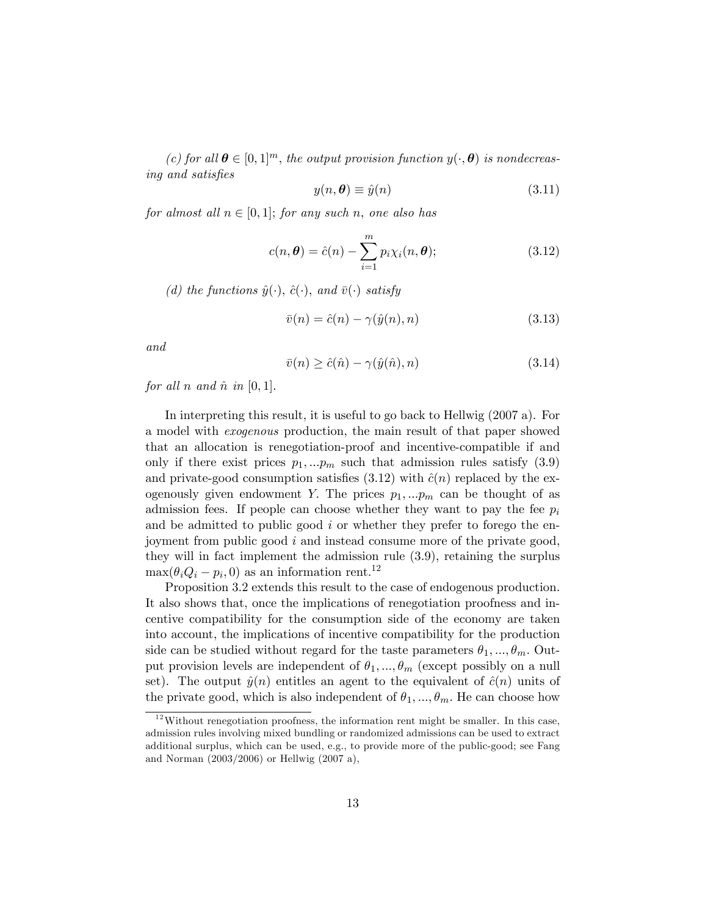*(c) for all $\boldsymbol{\theta} \in [0,1]^m$, the output provision function $y(\cdot, \boldsymbol{\theta})$ is nondecreasing and satisfies*

$$y(n, \boldsymbol{\theta}) \equiv \hat{y}(n) \tag{3.11}$$

*for almost all $n \in [0,1]$; for any such $n$, one also has*

$$c(n, \boldsymbol{\theta}) = \hat{c}(n) - \sum_{i=1}^{m} p_i \chi_i(n, \boldsymbol{\theta}); \tag{3.12}$$

*(d) the functions $\hat{y}(\cdot)$, $\hat{c}(\cdot)$, and $\bar{v}(\cdot)$ satisfy*

$$\bar{v}(n) = \hat{c}(n) - \gamma(\hat{y}(n), n) \tag{3.13}$$

*and*

$$\bar{v}(n) \geq \hat{c}(\hat{n}) - \gamma(\hat{y}(\hat{n}), n) \tag{3.14}$$

*for all $n$ and $\hat{n}$ in $[0,1]$.*

In interpreting this result, it is useful to go back to Hellwig (2007 a). For a model with *exogenous* production, the main result of that paper showed that an allocation is renegotiation-proof and incentive-compatible if and only if there exist prices $p_1, ...p_m$ such that admission rules satisfy (3.9) and private-good consumption satisfies (3.12) with $\hat{c}(n)$ replaced by the exogenously given endowment $Y$. The prices $p_1, ...p_m$ can be thought of as admission fees. If people can choose whether they want to pay the fee $p_i$ and be admitted to public good $i$ or whether they prefer to forego the enjoyment from public good $i$ and instead consume more of the private good, they will in fact implement the admission rule (3.9), retaining the surplus $\max(\theta_i Q_i - p_i, 0)$ as an information rent.[12]

Proposition 3.2 extends this result to the case of endogenous production. It also shows that, once the implications of renegotiation proofness and incentive compatibility for the consumption side of the economy are taken into account, the implications of incentive compatibility for the production side can be studied without regard for the taste parameters $\theta_1, ..., \theta_m$. Output provision levels are independent of $\theta_1, ..., \theta_m$ (except possibly on a null set). The output $\hat{y}(n)$ entitles an agent to the equivalent of $\hat{c}(n)$ units of the private good, which is also independent of $\theta_1, ..., \theta_m$. He can choose how

[12] Without renegotiation proofness, the information rent might be smaller. In this case, admission rules involving mixed bundling or randomized admissions can be used to extract additional surplus, which can be used, e.g., to provide more of the public-good; see Fang and Norman (2003/2006) or Hellwig (2007 a),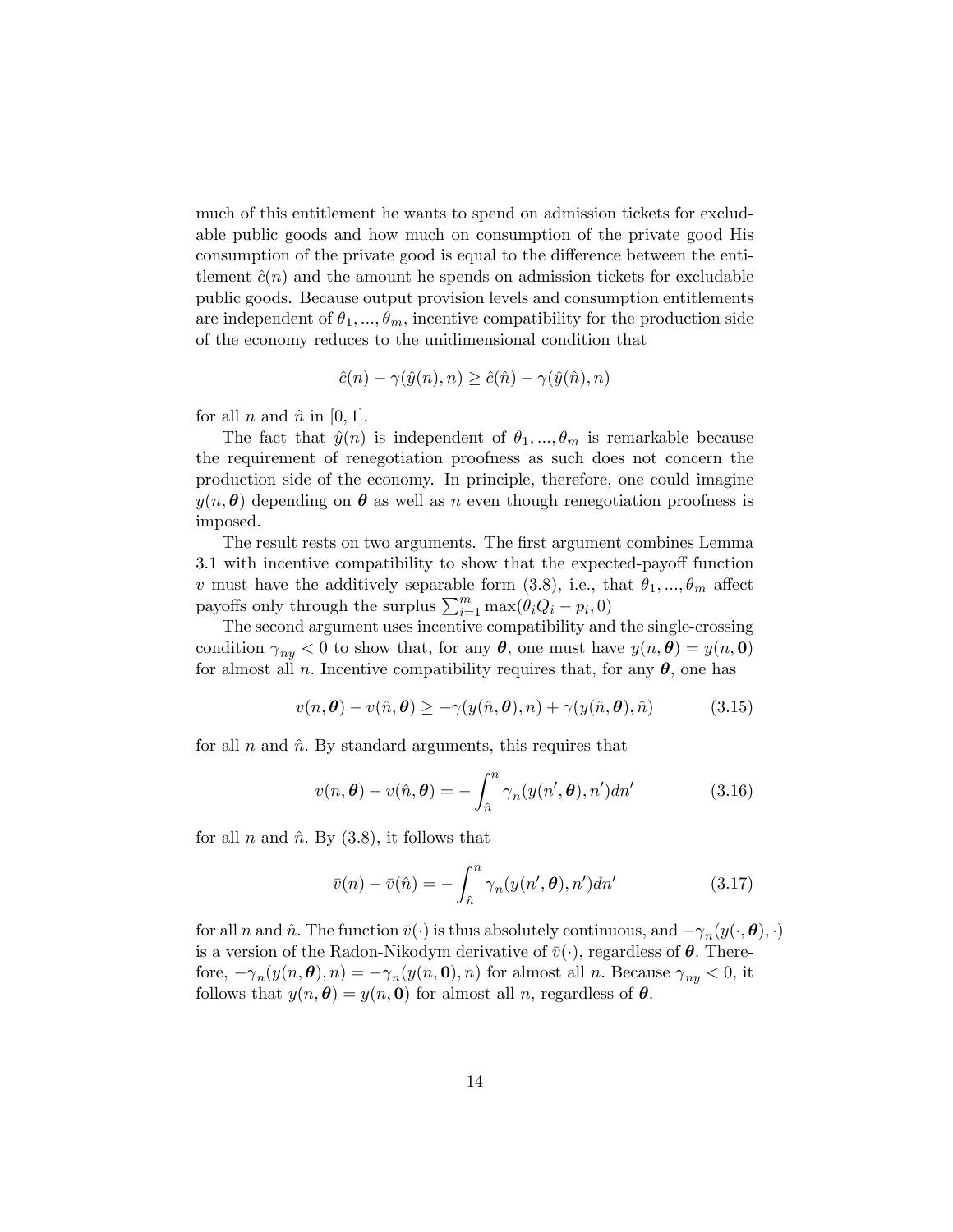much of this entitlement he wants to spend on admission tickets for excludable public goods and how much on consumption of the private good His consumption of the private good is equal to the difference between the entitlement $\hat{c}(n)$ and the amount he spends on admission tickets for excludable public goods. Because output provision levels and consumption entitlements are independent of $\theta_1, ..., \theta_m$, incentive compatibility for the production side of the economy reduces to the unidimensional condition that

$$\hat{c}(n) - \gamma(\hat{y}(n), n) \geq \hat{c}(\hat{n}) - \gamma(\hat{y}(\hat{n}), n)$$

for all $n$ and $\hat{n}$ in $[0, 1]$.

The fact that $\hat{y}(n)$ is independent of $\theta_1, ..., \theta_m$ is remarkable because the requirement of renegotiation proofness as such does not concern the production side of the economy. In principle, therefore, one could imagine $y(n, \boldsymbol{\theta})$ depending on $\boldsymbol{\theta}$ as well as $n$ even though renegotiation proofness is imposed.

The result rests on two arguments. The first argument combines Lemma 3.1 with incentive compatibility to show that the expected-payoff function $v$ must have the additively separable form (3.8), i.e., that $\theta_1, ..., \theta_m$ affect payoffs only through the surplus $\sum_{i=1}^{m} \max(\theta_i Q_i - p_i, 0)$

The second argument uses incentive compatibility and the single-crossing condition $\gamma_{ny} < 0$ to show that, for any $\boldsymbol{\theta}$, one must have $y(n, \boldsymbol{\theta}) = y(n, \mathbf{0})$ for almost all $n$. Incentive compatibility requires that, for any $\boldsymbol{\theta}$, one has

$$v(n, \boldsymbol{\theta}) - v(\hat{n}, \boldsymbol{\theta}) \geq -\gamma(y(\hat{n}, \boldsymbol{\theta}), n) + \gamma(y(\hat{n}, \boldsymbol{\theta}), \hat{n}) \tag{3.15}$$

for all $n$ and $\hat{n}$. By standard arguments, this requires that

$$v(n, \boldsymbol{\theta}) - v(\hat{n}, \boldsymbol{\theta}) = -\int_{\hat{n}}^{n} \gamma_n(y(n', \boldsymbol{\theta}), n') dn' \tag{3.16}$$

for all $n$ and $\hat{n}$. By (3.8), it follows that

$$\bar{v}(n) - \bar{v}(\hat{n}) = -\int_{\hat{n}}^{n} \gamma_n(y(n', \boldsymbol{\theta}), n') dn' \tag{3.17}$$

for all $n$ and $\hat{n}$. The function $\bar{v}(\cdot)$ is thus absolutely continuous, and $-\gamma_n(y(\cdot, \boldsymbol{\theta}), \cdot)$ is a version of the Radon-Nikodym derivative of $\bar{v}(\cdot)$, regardless of $\boldsymbol{\theta}$. Therefore, $-\gamma_n(y(n, \boldsymbol{\theta}), n) = -\gamma_n(y(n, \mathbf{0}), n)$ for almost all $n$. Because $\gamma_{ny} < 0$, it follows that $y(n, \boldsymbol{\theta}) = y(n, \mathbf{0})$ for almost all $n$, regardless of $\boldsymbol{\theta}$.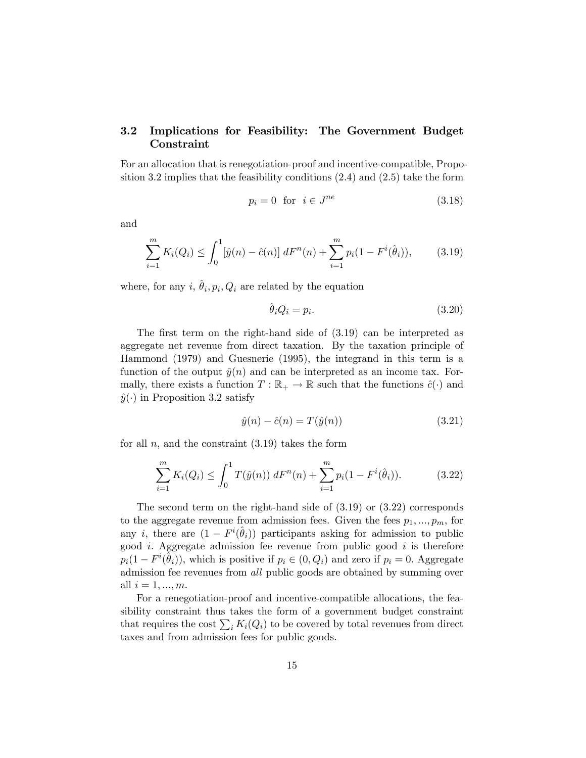### 3.2 Implications for Feasibility: The Government Budget Constraint

For an allocation that is renegotiation-proof and incentive-compatible, Proposition 3.2 implies that the feasibility conditions (2.4) and (2.5) take the form

$$p_i = 0 \quad \text{for} \quad i \in J^{ne} \tag{3.18}$$

and

$$\sum_{i=1}^{m} K_i(Q_i) \leq \int_0^1 [\hat{y}(n) - \hat{c}(n)]\, dF^n(n) + \sum_{i=1}^{m} p_i(1 - F^i(\hat{\theta}_i)), \tag{3.19}$$

where, for any $i$, $\hat{\theta}_i, p_i, Q_i$ are related by the equation

$$\hat{\theta}_i Q_i = p_i. \tag{3.20}$$

The first term on the right-hand side of (3.19) can be interpreted as aggregate net revenue from direct taxation. By the taxation principle of Hammond (1979) and Guesnerie (1995), the integrand in this term is a function of the output $\hat{y}(n)$ and can be interpreted as an income tax. Formally, there exists a function $T : \mathbb{R}_+ \to \mathbb{R}$ such that the functions $\hat{c}(\cdot)$ and $\hat{y}(\cdot)$ in Proposition 3.2 satisfy

$$\hat{y}(n) - \hat{c}(n) = T(\hat{y}(n)) \tag{3.21}$$

for all $n$, and the constraint (3.19) takes the form

$$\sum_{i=1}^{m} K_i(Q_i) \leq \int_0^1 T(\hat{y}(n))\, dF^n(n) + \sum_{i=1}^{m} p_i(1 - F^i(\hat{\theta}_i)). \tag{3.22}$$

The second term on the right-hand side of (3.19) or (3.22) corresponds to the aggregate revenue from admission fees. Given the fees $p_1, ..., p_m$, for any $i$, there are $(1 - F^i(\hat{\theta}_i))$ participants asking for admission to public good $i$. Aggregate admission fee revenue from public good $i$ is therefore $p_i(1 - F^i(\hat{\theta}_i))$, which is positive if $p_i \in (0, Q_i)$ and zero if $p_i = 0$. Aggregate admission fee revenues from *all* public goods are obtained by summing over all $i = 1, ..., m$.

For a renegotiation-proof and incentive-compatible allocations, the feasibility constraint thus takes the form of a government budget constraint that requires the cost $\sum_i K_i(Q_i)$ to be covered by total revenues from direct taxes and from admission fees for public goods.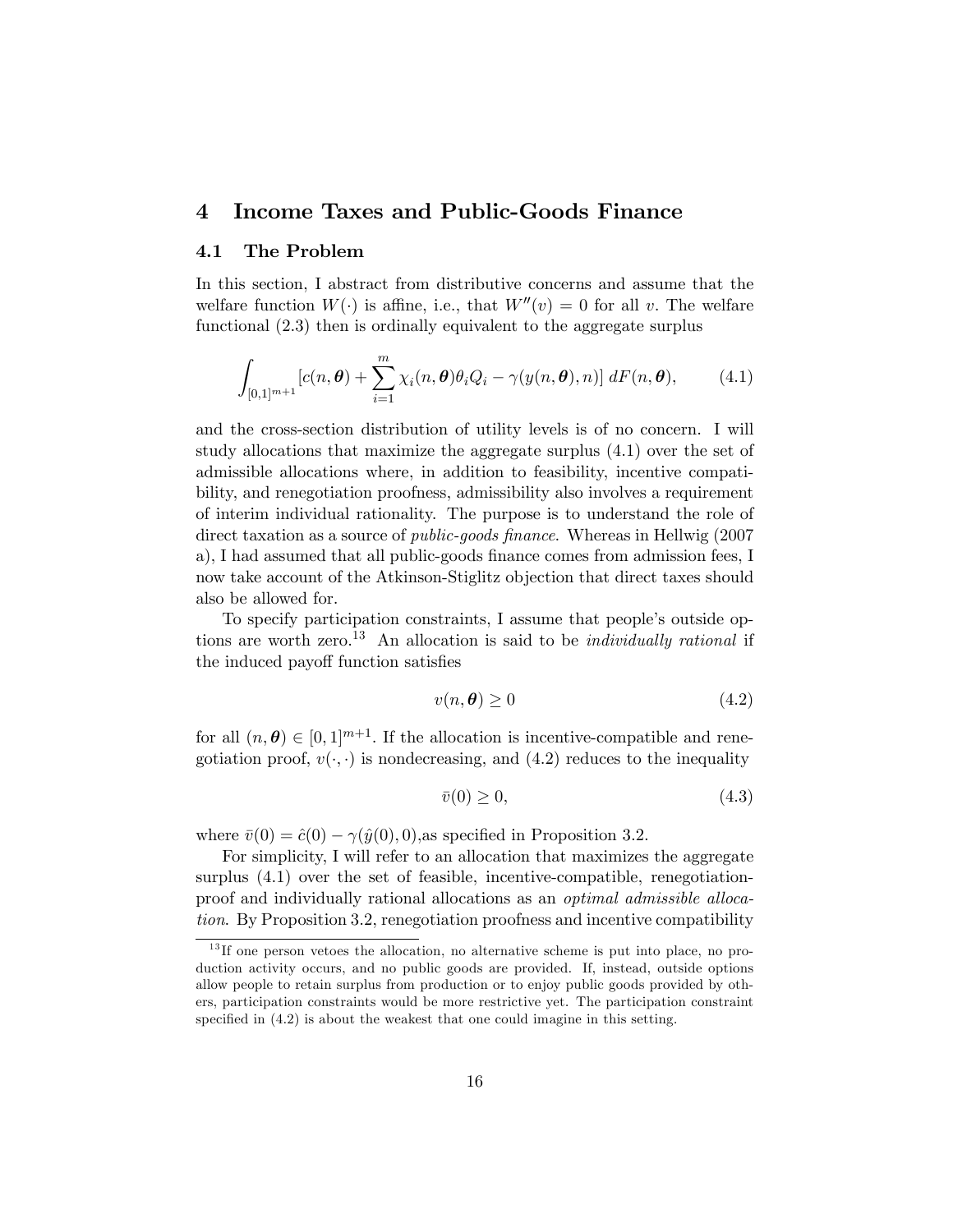# 4 Income Taxes and Public-Goods Finance

## 4.1 The Problem

In this section, I abstract from distributive concerns and assume that the welfare function $W(\cdot)$ is affine, i.e., that $W''(v) = 0$ for all $v$. The welfare functional (2.3) then is ordinally equivalent to the aggregate surplus

$$\int_{[0,1]^{m+1}} [c(n, \boldsymbol{\theta}) + \sum_{i=1}^{m} \chi_i(n, \boldsymbol{\theta})\theta_i Q_i - \gamma(y(n, \boldsymbol{\theta}), n)] \, dF(n, \boldsymbol{\theta}), \tag{4.1}$$

and the cross-section distribution of utility levels is of no concern. I will study allocations that maximize the aggregate surplus (4.1) over the set of admissible allocations where, in addition to feasibility, incentive compatibility, and renegotiation proofness, admissibility also involves a requirement of interim individual rationality. The purpose is to understand the role of direct taxation as a source of *public-goods finance*. Whereas in Hellwig (2007 a), I had assumed that all public-goods finance comes from admission fees, I now take account of the Atkinson-Stiglitz objection that direct taxes should also be allowed for.

To specify participation constraints, I assume that people's outside options are worth zero.[13] An allocation is said to be *individually rational* if the induced payoff function satisfies

$$v(n, \boldsymbol{\theta}) \geq 0 \tag{4.2}$$

for all $(n, \boldsymbol{\theta}) \in [0,1]^{m+1}$. If the allocation is incentive-compatible and renegotiation proof, $v(\cdot, \cdot)$ is nondecreasing, and (4.2) reduces to the inequality

$$\bar{v}(0) \geq 0, \tag{4.3}$$

where $\bar{v}(0) = \hat{c}(0) - \gamma(\hat{y}(0), 0)$,as specified in Proposition 3.2.

For simplicity, I will refer to an allocation that maximizes the aggregate surplus (4.1) over the set of feasible, incentive-compatible, renegotiation-proof and individually rational allocations as an *optimal admissible allocation*. By Proposition 3.2, renegotiation proofness and incentive compatibility

[13] If one person vetoes the allocation, no alternative scheme is put into place, no production activity occurs, and no public goods are provided. If, instead, outside options allow people to retain surplus from production or to enjoy public goods provided by others, participation constraints would be more restrictive yet. The participation constraint specified in (4.2) is about the weakest that one could imagine in this setting.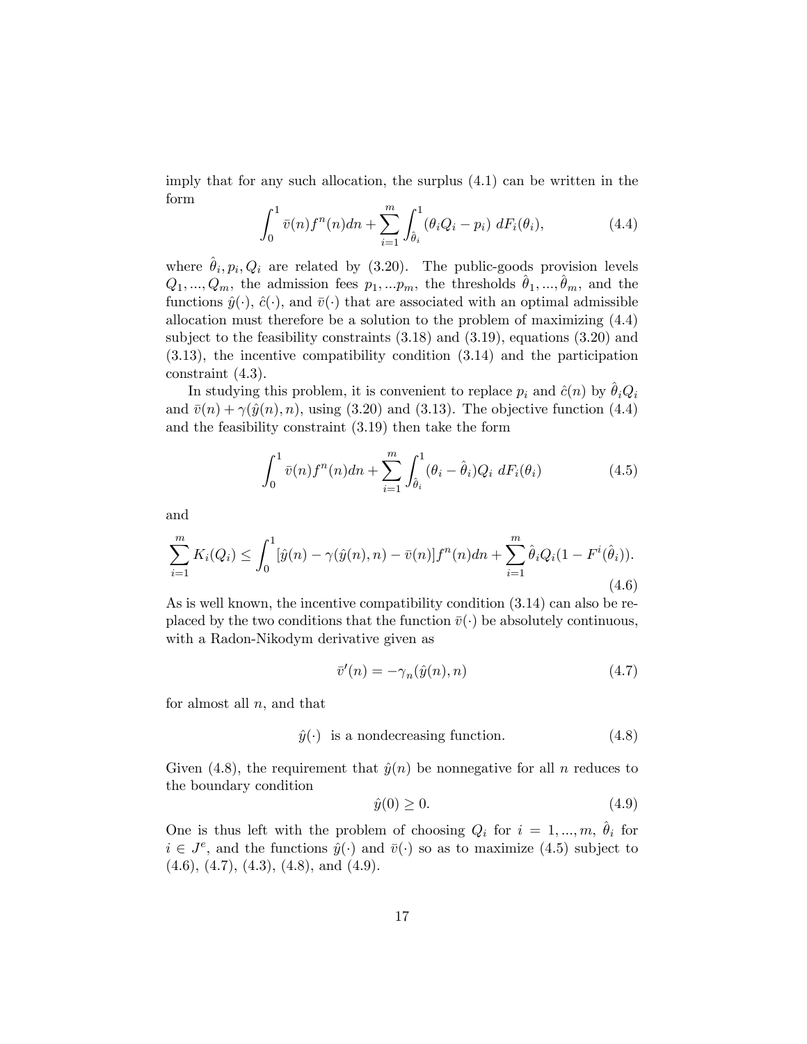imply that for any such allocation, the surplus (4.1) can be written in the form

$$\int_0^1 \bar{v}(n) f^n(n) dn + \sum_{i=1}^m \int_{\hat{\theta}_i}^1 (\theta_i Q_i - p_i) \; dF_i(\theta_i), \tag{4.4}$$

where $\hat{\theta}_i, p_i, Q_i$ are related by (3.20). The public-goods provision levels $Q_1, ..., Q_m$, the admission fees $p_1, ... p_m$, the thresholds $\hat{\theta}_1, ..., \hat{\theta}_m$, and the functions $\hat{y}(\cdot)$, $\hat{c}(\cdot)$, and $\bar{v}(\cdot)$ that are associated with an optimal admissible allocation must therefore be a solution to the problem of maximizing (4.4) subject to the feasibility constraints (3.18) and (3.19), equations (3.20) and (3.13), the incentive compatibility condition (3.14) and the participation constraint (4.3).

In studying this problem, it is convenient to replace $p_i$ and $\hat{c}(n)$ by $\hat{\theta}_i Q_i$ and $\bar{v}(n) + \gamma(\hat{y}(n), n)$, using (3.20) and (3.13). The objective function (4.4) and the feasibility constraint (3.19) then take the form

$$\int_0^1 \bar{v}(n) f^n(n) dn + \sum_{i=1}^m \int_{\hat{\theta}_i}^1 (\theta_i - \hat{\theta}_i) Q_i \; dF_i(\theta_i) \tag{4.5}$$

and

$$\sum_{i=1}^m K_i(Q_i) \leq \int_0^1 [\hat{y}(n) - \gamma(\hat{y}(n), n) - \bar{v}(n)] f^n(n) dn + \sum_{i=1}^m \hat{\theta}_i Q_i (1 - F^i(\hat{\theta}_i)). \tag{4.6}$$

As is well known, the incentive compatibility condition (3.14) can also be replaced by the two conditions that the function $\bar{v}(\cdot)$ be absolutely continuous, with a Radon-Nikodym derivative given as

$$\bar{v}'(n) = -\gamma_n(\hat{y}(n), n) \tag{4.7}$$

for almost all $n$, and that

$$\hat{y}(\cdot) \text{ is a nondecreasing function.} \tag{4.8}$$

Given (4.8), the requirement that $\hat{y}(n)$ be nonnegative for all $n$ reduces to the boundary condition

$$\hat{y}(0) \geq 0. \tag{4.9}$$

One is thus left with the problem of choosing $Q_i$ for $i = 1, ..., m$, $\hat{\theta}_i$ for $i \in J^e$, and the functions $\hat{y}(\cdot)$ and $\bar{v}(\cdot)$ so as to maximize (4.5) subject to (4.6), (4.7), (4.3), (4.8), and (4.9).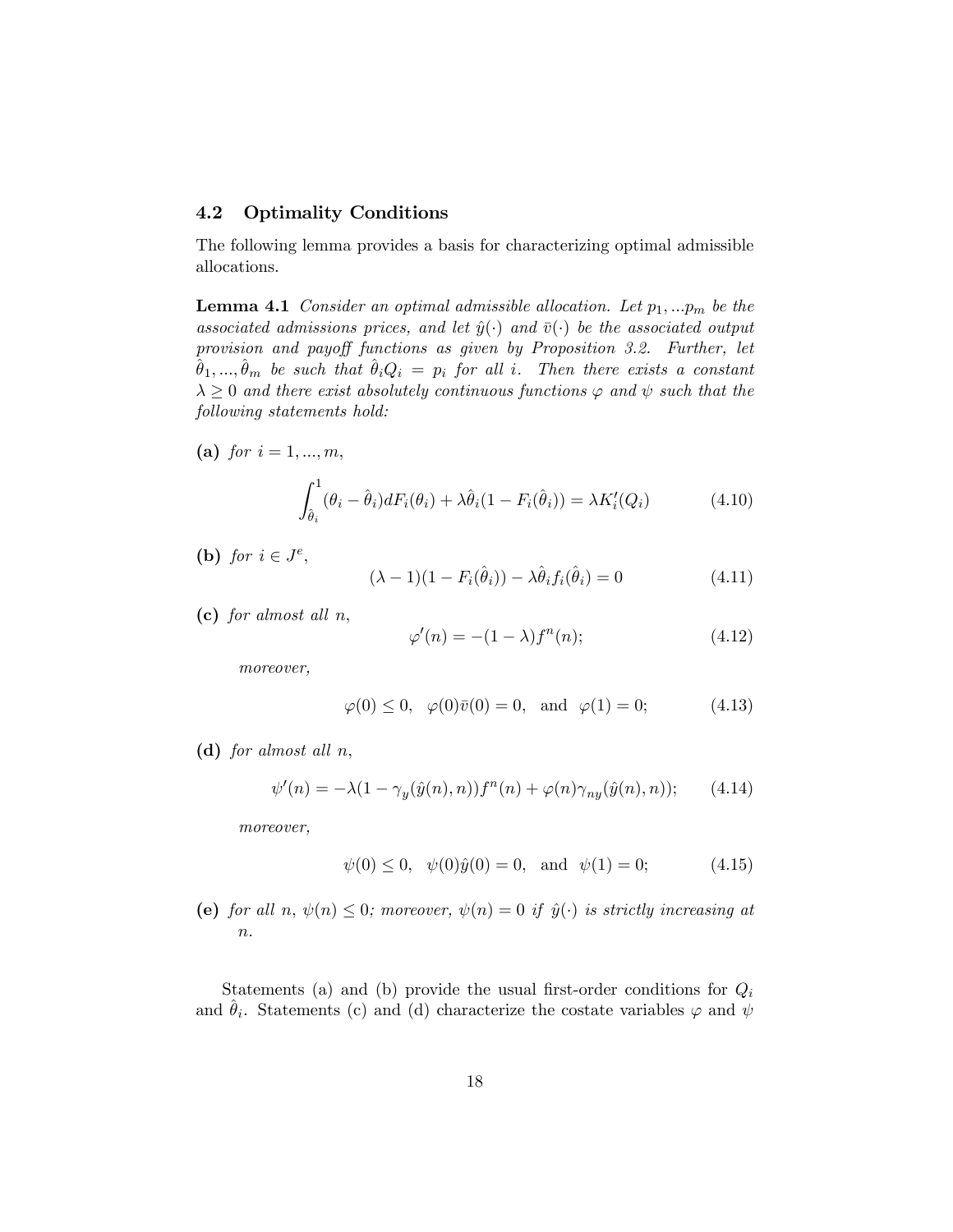### 4.2 Optimality Conditions

The following lemma provides a basis for characterizing optimal admissible allocations.

**Lemma 4.1** *Consider an optimal admissible allocation. Let $p_1, ...p_m$ be the associated admissions prices, and let $\hat{y}(\cdot)$ and $\bar{v}(\cdot)$ be the associated output provision and payoff functions as given by Proposition 3.2. Further, let $\hat{\theta}_1, ..., \hat{\theta}_m$ be such that $\hat{\theta}_i Q_i = p_i$ for all $i$. Then there exists a constant $\lambda \geq 0$ and there exist absolutely continuous functions $\varphi$ and $\psi$ such that the following statements hold:*

**(a)** *for $i = 1, ..., m$,*

$$\int_{\hat{\theta}_i}^{1} (\theta_i - \hat{\theta}_i) dF_i(\theta_i) + \lambda \hat{\theta}_i (1 - F_i(\hat{\theta}_i)) = \lambda K_i'(Q_i) \tag{4.10}$$

**(b)** *for $i \in J^e$,*

$$(\lambda - 1)(1 - F_i(\hat{\theta}_i)) - \lambda \hat{\theta}_i f_i(\hat{\theta}_i) = 0 \tag{4.11}$$

**(c)** *for almost all $n$,*

$$\varphi'(n) = -(1 - \lambda) f^n(n); \tag{4.12}$$

*moreover,*

$$\varphi(0) \leq 0, \quad \varphi(0)\bar{v}(0) = 0, \quad \text{and} \quad \varphi(1) = 0; \tag{4.13}$$

**(d)** *for almost all $n$,*

$$\psi'(n) = -\lambda(1 - \gamma_y(\hat{y}(n), n)) f^n(n) + \varphi(n)\gamma_{ny}(\hat{y}(n), n)); \tag{4.14}$$

*moreover,*

$$\psi(0) \leq 0, \quad \psi(0)\hat{y}(0) = 0, \quad \text{and} \quad \psi(1) = 0; \tag{4.15}$$

**(e)** *for all $n$, $\psi(n) \leq 0$; moreover, $\psi(n) = 0$ if $\hat{y}(\cdot)$ is strictly increasing at $n$.*

Statements (a) and (b) provide the usual first-order conditions for $Q_i$ and $\hat{\theta}_i$. Statements (c) and (d) characterize the costate variables $\varphi$ and $\psi$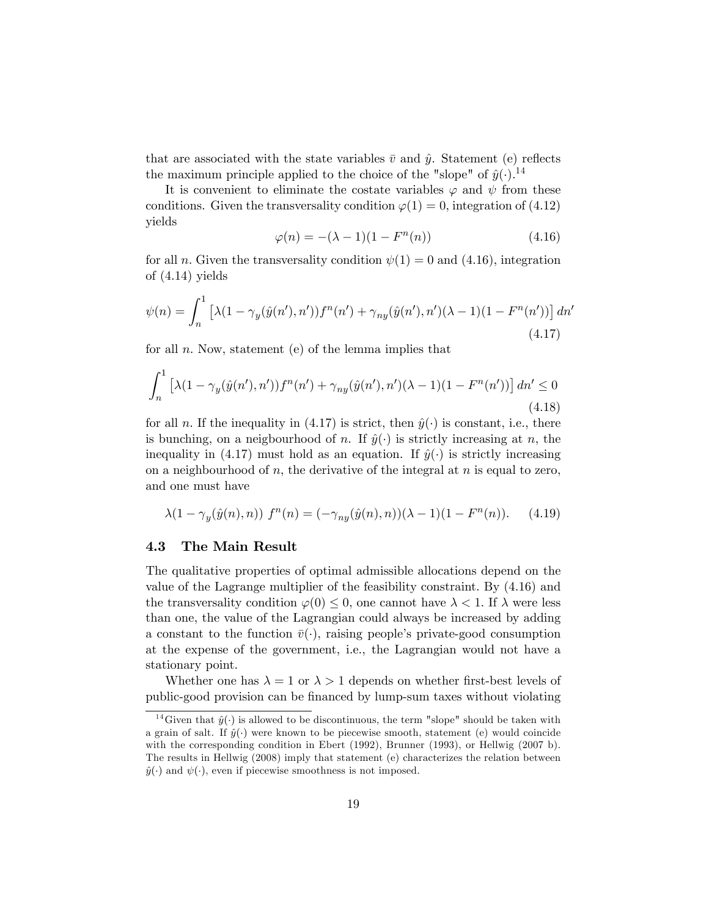that are associated with the state variables $\bar{v}$ and $\hat{y}$. Statement (e) reflects the maximum principle applied to the choice of the "slope" of $\hat{y}(\cdot)$.[14]

It is convenient to eliminate the costate variables $\varphi$ and $\psi$ from these conditions. Given the transversality condition $\varphi(1) = 0$, integration of (4.12) yields

$$\varphi(n) = -(\lambda - 1)(1 - F^n(n)) \tag{4.16}$$

for all $n$. Given the transversality condition $\psi(1) = 0$ and (4.16), integration of (4.14) yields

$$\psi(n) = \int_n^1 \left[\lambda(1 - \gamma_y(\hat{y}(n'), n'))f^n(n') + \gamma_{ny}(\hat{y}(n'), n')(\lambda - 1)(1 - F^n(n'))\right] dn' \tag{4.17}$$

for all $n$. Now, statement (e) of the lemma implies that

$$\int_n^1 \left[\lambda(1 - \gamma_y(\hat{y}(n'), n'))f^n(n') + \gamma_{ny}(\hat{y}(n'), n')(\lambda - 1)(1 - F^n(n'))\right] dn' \leq 0 \tag{4.18}$$

for all $n$. If the inequality in (4.17) is strict, then $\hat{y}(\cdot)$ is constant, i.e., there is bunching, on a neigbourhood of $n$. If $\hat{y}(\cdot)$ is strictly increasing at $n$, the inequality in (4.17) must hold as an equation. If $\hat{y}(\cdot)$ is strictly increasing on a neighbourhood of $n$, the derivative of the integral at $n$ is equal to zero, and one must have

$$\lambda(1 - \gamma_y(\hat{y}(n), n))\ f^n(n) = (-\gamma_{ny}(\hat{y}(n), n))(\lambda - 1)(1 - F^n(n)). \tag{4.19}$$

## 4.3 The Main Result

The qualitative properties of optimal admissible allocations depend on the value of the Lagrange multiplier of the feasibility constraint. By (4.16) and the transversality condition $\varphi(0) \leq 0$, one cannot have $\lambda < 1$. If $\lambda$ were less than one, the value of the Lagrangian could always be increased by adding a constant to the function $\bar{v}(\cdot)$, raising people's private-good consumption at the expense of the government, i.e., the Lagrangian would not have a stationary point.

Whether one has $\lambda = 1$ or $\lambda > 1$ depends on whether first-best levels of public-good provision can be financed by lump-sum taxes without violating

[14] Given that $\hat{y}(\cdot)$ is allowed to be discontinuous, the term "slope" should be taken with a grain of salt. If $\hat{y}(\cdot)$ were known to be piecewise smooth, statement (e) would coincide with the corresponding condition in Ebert (1992), Brunner (1993), or Hellwig (2007 b). The results in Hellwig (2008) imply that statement (e) characterizes the relation between $\hat{y}(\cdot)$ and $\psi(\cdot)$, even if piecewise smoothness is not imposed.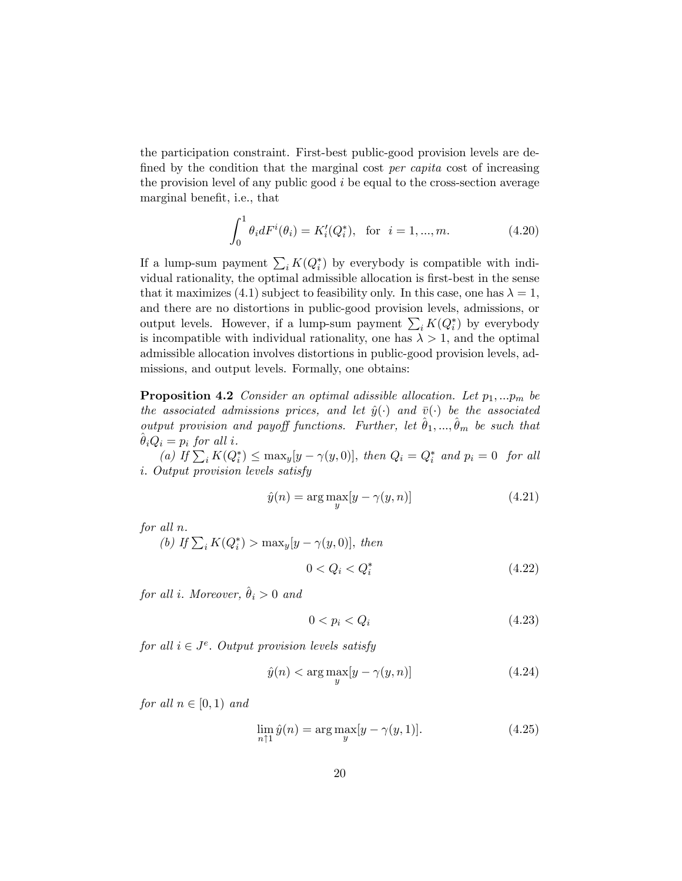the participation constraint. First-best public-good provision levels are defined by the condition that the marginal cost *per capita* cost of increasing the provision level of any public good $i$ be equal to the cross-section average marginal benefit, i.e., that

$$\int_0^1 \theta_i dF^i(\theta_i) = K_i'(Q_i^*), \quad \text{for} \quad i = 1, ..., m. \tag{4.20}$$

If a lump-sum payment $\sum_i K(Q_i^*)$ by everybody is compatible with individual rationality, the optimal admissible allocation is first-best in the sense that it maximizes (4.1) subject to feasibility only. In this case, one has $\lambda = 1$, and there are no distortions in public-good provision levels, admissions, or output levels. However, if a lump-sum payment $\sum_i K(Q_i^*)$ by everybody is incompatible with individual rationality, one has $\lambda > 1$, and the optimal admissible allocation involves distortions in public-good provision levels, admissions, and output levels. Formally, one obtains:

**Proposition 4.2** *Consider an optimal adissible allocation. Let $p_1, ...p_m$ be the associated admissions prices, and let $\hat{y}(\cdot)$ and $\bar{v}(\cdot)$ be the associated output provision and payoff functions. Further, let $\hat{\theta}_1, ..., \hat{\theta}_m$ be such that $\hat{\theta}_i Q_i = p_i$ for all $i$.*

*(a) If $\sum_i K(Q_i^*) \leq \max_y[y - \gamma(y, 0)]$, then $Q_i = Q_i^*$ and $p_i = 0$ for all $i$. Output provision levels satisfy*

$$\hat{y}(n) = \arg\max_y [y - \gamma(y, n)] \tag{4.21}$$

*for all $n$.*

*(b) If $\sum_i K(Q_i^*) > \max_y[y - \gamma(y, 0)]$, then*

$$0 < Q_i < Q_i^* \tag{4.22}$$

*for all $i$. Moreover, $\hat{\theta}_i > 0$ and*

$$0 < p_i < Q_i \tag{4.23}$$

*for all $i \in J^e$. Output provision levels satisfy*

$$\hat{y}(n) < \arg\max_y [y - \gamma(y, n)] \tag{4.24}$$

*for all $n \in [0, 1)$ and*

$$\lim_{n \uparrow 1} \hat{y}(n) = \arg\max_y [y - \gamma(y, 1)]. \tag{4.25}$$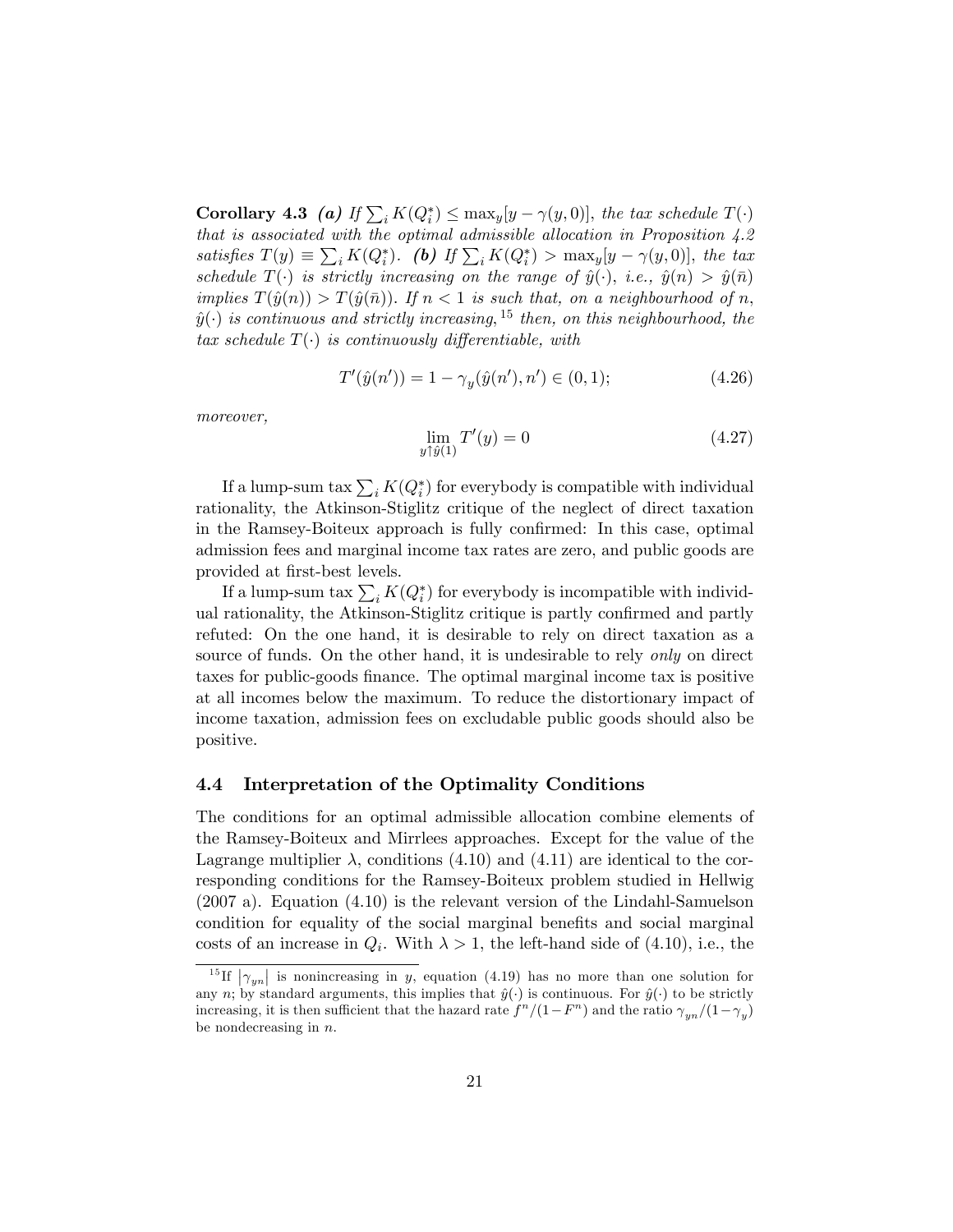**Corollary 4.3** ***(a)*** *If $\sum_i K(Q_i^*) \leq \max_y[y - \gamma(y, 0)]$, the tax schedule $T(\cdot)$ that is associated with the optimal admissible allocation in Proposition 4.2 satisfies $T(y) \equiv \sum_i K(Q_i^*)$.* ***(b)*** *If $\sum_i K(Q_i^*) > \max_y[y - \gamma(y, 0)]$, the tax schedule $T(\cdot)$ is strictly increasing on the range of $\hat{y}(\cdot)$, i.e., $\hat{y}(n) > \hat{y}(\bar{n})$ implies $T(\hat{y}(n)) > T(\hat{y}(\bar{n}))$. If $n < 1$ is such that, on a neighbourhood of $n$, $\hat{y}(\cdot)$ is continuous and strictly increasing,*[15] *then, on this neighbourhood, the tax schedule $T(\cdot)$ is continuously differentiable, with*

$$T'(\hat{y}(n')) = 1 - \gamma_y(\hat{y}(n'), n') \in (0, 1); \tag{4.26}$$

*moreover,*

$$\lim_{y \uparrow \hat{y}(1)} T'(y) = 0 \tag{4.27}$$

If a lump-sum tax $\sum_i K(Q_i^*)$ for everybody is compatible with individual rationality, the Atkinson-Stiglitz critique of the neglect of direct taxation in the Ramsey-Boiteux approach is fully confirmed: In this case, optimal admission fees and marginal income tax rates are zero, and public goods are provided at first-best levels.

If a lump-sum tax $\sum_i K(Q_i^*)$ for everybody is incompatible with individual rationality, the Atkinson-Stiglitz critique is partly confirmed and partly refuted: On the one hand, it is desirable to rely on direct taxation as a source of funds. On the other hand, it is undesirable to rely *only* on direct taxes for public-goods finance. The optimal marginal income tax is positive at all incomes below the maximum. To reduce the distortionary impact of income taxation, admission fees on excludable public goods should also be positive.

### 4.4 Interpretation of the Optimality Conditions

The conditions for an optimal admissible allocation combine elements of the Ramsey-Boiteux and Mirrlees approaches. Except for the value of the Lagrange multiplier $\lambda$, conditions (4.10) and (4.11) are identical to the corresponding conditions for the Ramsey-Boiteux problem studied in Hellwig (2007 a). Equation (4.10) is the relevant version of the Lindahl-Samuelson condition for equality of the social marginal benefits and social marginal costs of an increase in $Q_i$. With $\lambda > 1$, the left-hand side of (4.10), i.e., the

---

[15] If $|\gamma_{yn}|$ is nonincreasing in $y$, equation (4.19) has no more than one solution for any $n$; by standard arguments, this implies that $\hat{y}(\cdot)$ is continuous. For $\hat{y}(\cdot)$ to be strictly increasing, it is then sufficient that the hazard rate $f^n/(1-F^n)$ and the ratio $\gamma_{yn}/(1-\gamma_y)$ be nondecreasing in $n$.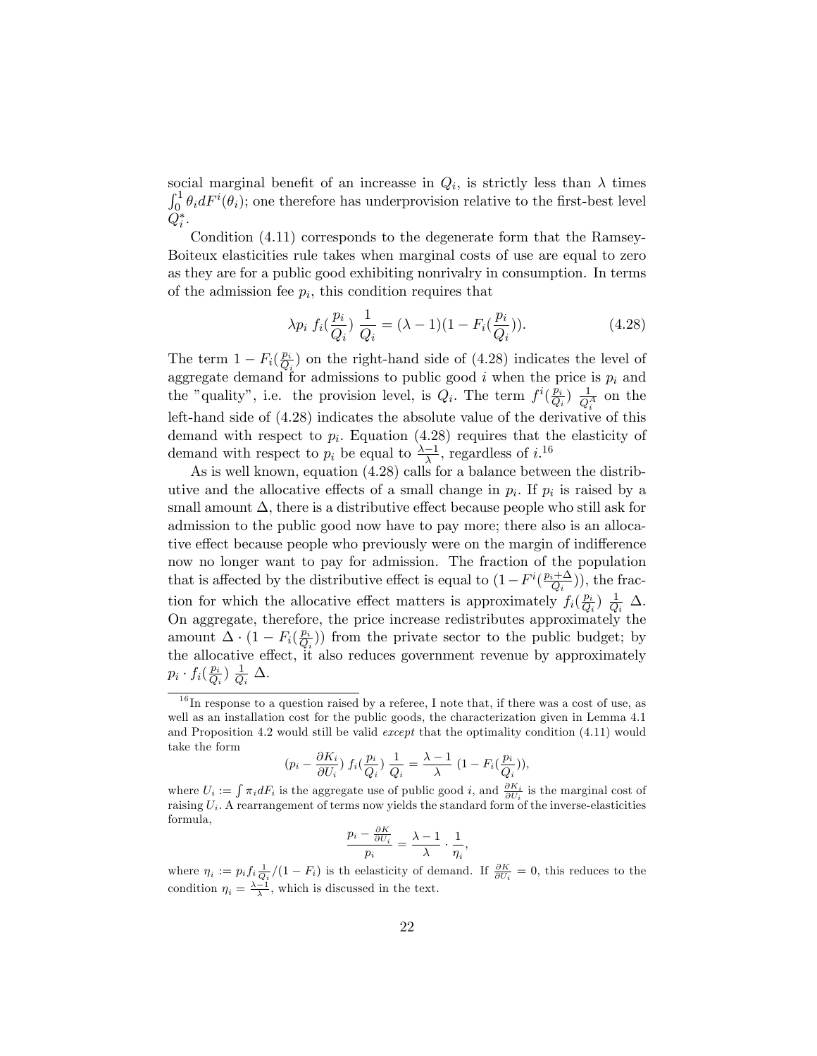social marginal benefit of an increasse in $Q_i$, is strictly less than $\lambda$ times $\int_0^1 \theta_i dF^i(\theta_i)$; one therefore has underprovision relative to the first-best level $Q_i^*$.

Condition (4.11) corresponds to the degenerate form that the Ramsey-Boiteux elasticities rule takes when marginal costs of use are equal to zero as they are for a public good exhibiting nonrivalry in consumption. In terms of the admission fee $p_i$, this condition requires that

$$\lambda p_i \; f_i(\frac{p_i}{Q_i}) \; \frac{1}{Q_i} = (\lambda - 1)(1 - F_i(\frac{p_i}{Q_i})). \tag{4.28}$$

The term $1 - F_i(\frac{p_i}{Q_i})$ on the right-hand side of (4.28) indicates the level of aggregate demand for admissions to public good $i$ when the price is $p_i$ and the "quality", i.e. the provision level, is $Q_i$. The term $f^i(\frac{p_i}{Q_i}) \; \frac{1}{Q_i^A}$ on the left-hand side of (4.28) indicates the absolute value of the derivative of this demand with respect to $p_i$. Equation (4.28) requires that the elasticity of demand with respect to $p_i$ be equal to $\frac{\lambda-1}{\lambda}$, regardless of $i$.[16]

As is well known, equation (4.28) calls for a balance between the distributive and the allocative effects of a small change in $p_i$. If $p_i$ is raised by a small amount $\Delta$, there is a distributive effect because people who still ask for admission to the public good now have to pay more; there also is an allocative effect because people who previously were on the margin of indifference now no longer want to pay for admission. The fraction of the population that is affected by the distributive effect is equal to $(1 - F^i(\frac{p_i+\Delta}{Q_i}))$, the fraction for which the allocative effect matters is approximately $f_i(\frac{p_i}{Q_i}) \; \frac{1}{Q_i} \; \Delta$. On aggregate, therefore, the price increase redistributes approximately the amount $\Delta \cdot (1 - F_i(\frac{p_i}{Q_i}))$ from the private sector to the public budget; by the allocative effect, it also reduces government revenue by approximately $p_i \cdot f_i(\frac{p_i}{Q_i}) \; \frac{1}{Q_i} \; \Delta$.

---

[16] In response to a question raised by a referee, I note that, if there was a cost of use, as well as an installation cost for the public goods, the characterization given in Lemma 4.1 and Proposition 4.2 would still be valid *except* that the optimality condition (4.11) would take the form

$$(p_i - \frac{\partial K_i}{\partial U_i}) \; f_i(\frac{p_i}{Q_i}) \; \frac{1}{Q_i} = \frac{\lambda - 1}{\lambda} \; (1 - F_i(\frac{p_i}{Q_i})),$$

where $U_i := \int \pi_i dF_i$ is the aggregate use of public good $i$, and $\frac{\partial K_i}{\partial U_i}$ is the marginal cost of raising $U_i$. A rearrangement of terms now yields the standard form of the inverse-elasticities formula,

$$\frac{p_i - \frac{\partial K}{\partial U_i}}{p_i} = \frac{\lambda - 1}{\lambda} \cdot \frac{1}{\eta_i},$$

where $\eta_i := p_i f_i \frac{1}{Q_i} / (1 - F_i)$ is th eelasticity of demand. If $\frac{\partial K}{\partial U_i} = 0$, this reduces to the condition $\eta_i = \frac{\lambda-1}{\lambda}$, which is discussed in the text.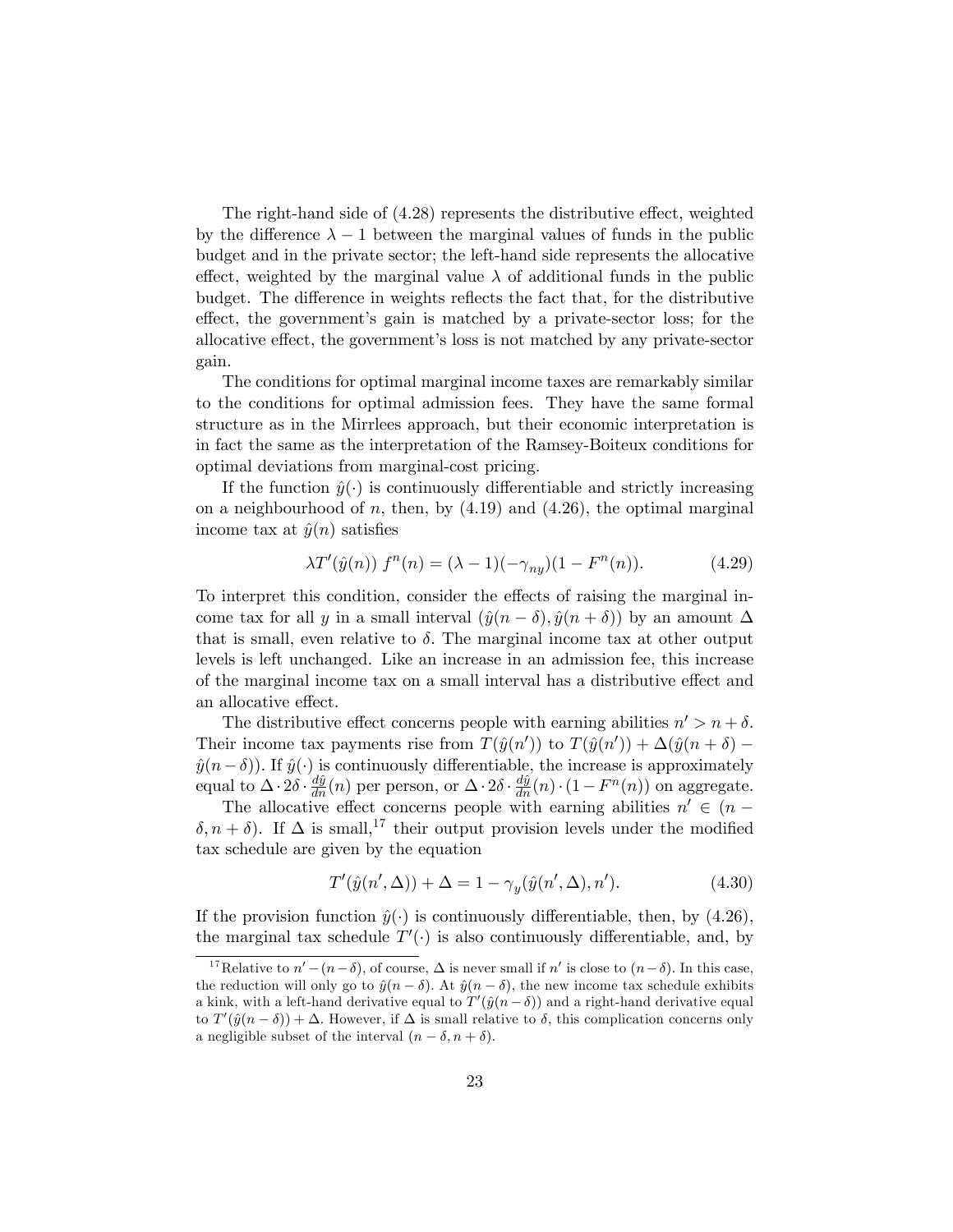The right-hand side of (4.28) represents the distributive effect, weighted by the difference $\lambda - 1$ between the marginal values of funds in the public budget and in the private sector; the left-hand side represents the allocative effect, weighted by the marginal value $\lambda$ of additional funds in the public budget. The difference in weights reflects the fact that, for the distributive effect, the government's gain is matched by a private-sector loss; for the allocative effect, the government's loss is not matched by any private-sector gain.

The conditions for optimal marginal income taxes are remarkably similar to the conditions for optimal admission fees. They have the same formal structure as in the Mirrlees approach, but their economic interpretation is in fact the same as the interpretation of the Ramsey-Boiteux conditions for optimal deviations from marginal-cost pricing.

If the function $\hat{y}(\cdot)$ is continuously differentiable and strictly increasing on a neighbourhood of $n$, then, by (4.19) and (4.26), the optimal marginal income tax at $\hat{y}(n)$ satisfies

$$\lambda T'(\hat{y}(n))\, f^n(n) = (\lambda - 1)(-\gamma_{ny})(1 - F^n(n)). \tag{4.29}$$

To interpret this condition, consider the effects of raising the marginal income tax for all $y$ in a small interval $(\hat{y}(n-\delta), \hat{y}(n+\delta))$ by an amount $\Delta$ that is small, even relative to $\delta$. The marginal income tax at other output levels is left unchanged. Like an increase in an admission fee, this increase of the marginal income tax on a small interval has a distributive effect and an allocative effect.

The distributive effect concerns people with earning abilities $n' > n + \delta$. Their income tax payments rise from $T(\hat{y}(n'))$ to $T(\hat{y}(n')) + \Delta(\hat{y}(n+\delta) - \hat{y}(n-\delta))$. If $\hat{y}(\cdot)$ is continuously differentiable, the increase is approximately equal to $\Delta \cdot 2\delta \cdot \frac{d\hat{y}}{dn}(n)$ per person, or $\Delta \cdot 2\delta \cdot \frac{d\hat{y}}{dn}(n) \cdot (1 - F^n(n))$ on aggregate.

The allocative effect concerns people with earning abilities $n' \in (n - \delta, n + \delta)$. If $\Delta$ is small,[17] their output provision levels under the modified tax schedule are given by the equation

$$T'(\hat{y}(n', \Delta)) + \Delta = 1 - \gamma_y(\hat{y}(n', \Delta), n'). \tag{4.30}$$

If the provision function $\hat{y}(\cdot)$ is continuously differentiable, then, by (4.26), the marginal tax schedule $T'(\cdot)$ is also continuously differentiable, and, by

[17] Relative to $n' - (n - \delta)$, of course, $\Delta$ is never small if $n'$ is close to $(n - \delta)$. In this case, the reduction will only go to $\hat{y}(n - \delta)$. At $\hat{y}(n - \delta)$, the new income tax schedule exhibits a kink, with a left-hand derivative equal to $T'(\hat{y}(n - \delta))$ and a right-hand derivative equal to $T'(\hat{y}(n - \delta)) + \Delta$. However, if $\Delta$ is small relative to $\delta$, this complication concerns only a negligible subset of the interval $(n - \delta, n + \delta)$.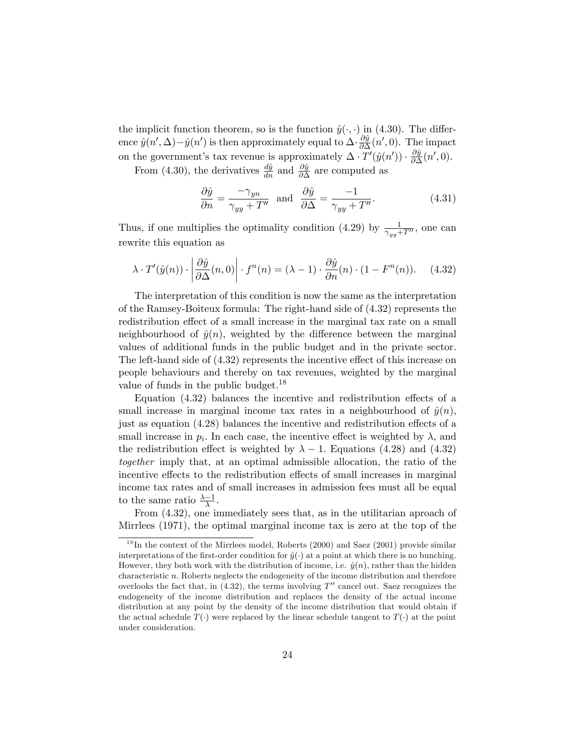the implicit function theorem, so is the function $\hat{y}(\cdot,\cdot)$ in (4.30). The difference $\hat{y}(n',\Delta)-\hat{y}(n')$ is then approximately equal to $\Delta\cdot\frac{\partial\hat{y}}{\partial\Delta}(n',0)$. The impact on the government's tax revenue is approximately $\Delta\cdot T'(\hat{y}(n'))\cdot\frac{\partial\hat{y}}{\partial\Delta}(n',0)$.

From (4.30), the derivatives $\frac{d\hat{y}}{dn}$ and $\frac{\partial\hat{y}}{\partial\Delta}$ are computed as

$$\frac{\partial\hat{y}}{\partial n}=\frac{-\gamma_{yn}}{\gamma_{yy}+T''} \quad\text{and}\quad \frac{\partial\hat{y}}{\partial\Delta}=\frac{-1}{\gamma_{yy}+T''}. \tag{4.31}$$

Thus, if one multiplies the optimality condition (4.29) by $\frac{1}{\gamma_{yy}+T''}$, one can rewrite this equation as

$$\lambda\cdot T'(\hat{y}(n))\cdot\left|\frac{\partial\hat{y}}{\partial\Delta}(n,0)\right|\cdot f^n(n)=(\lambda-1)\cdot\frac{\partial\hat{y}}{\partial n}(n)\cdot(1-F^n(n)). \tag{4.32}$$

The interpretation of this condition is now the same as the interpretation of the Ramsey-Boiteux formula: The right-hand side of (4.32) represents the redistribution effect of a small increase in the marginal tax rate on a small neighbourhood of $\hat{y}(n)$, weighted by the difference between the marginal values of additional funds in the public budget and in the private sector. The left-hand side of (4.32) represents the incentive effect of this increase on people behaviours and thereby on tax revenues, weighted by the marginal value of funds in the public budget.[18]

Equation (4.32) balances the incentive and redistribution effects of a small increase in marginal income tax rates in a neighbourhood of $\hat{y}(n)$, just as equation (4.28) balances the incentive and redistribution effects of a small increase in $p_i$. In each case, the incentive effect is weighted by $\lambda$, and the redistribution effect is weighted by $\lambda-1$. Equations (4.28) and (4.32) *together* imply that, at an optimal admissible allocation, the ratio of the incentive effects to the redistribution effects of small increases in marginal income tax rates and of small increases in admission fees must all be equal to the same ratio $\frac{\lambda-1}{\lambda}$.

From (4.32), one immediately sees that, as in the utilitarian aproach of Mirrlees (1971), the optimal marginal income tax is zero at the top of the

[18] In the context of the Mirrlees model, Roberts (2000) and Saez (2001) provide similar interpretations of the first-order condition for $\hat{y}(\cdot)$ at a point at which there is no bunching. However, they both work with the distribution of income, i.e. $\hat{y}(n)$, rather than the hidden characteristic $n$. Roberts neglects the endogeneity of the income distribution and therefore overlooks the fact that, in (4.32), the terms involving $T''$ cancel out. Saez recognizes the endogeneity of the income distribution and replaces the density of the actual income distribution at any point by the density of the income distribution that would obtain if the actual schedule $T(\cdot)$ were replaced by the linear schedule tangent to $T(\cdot)$ at the point under consideration.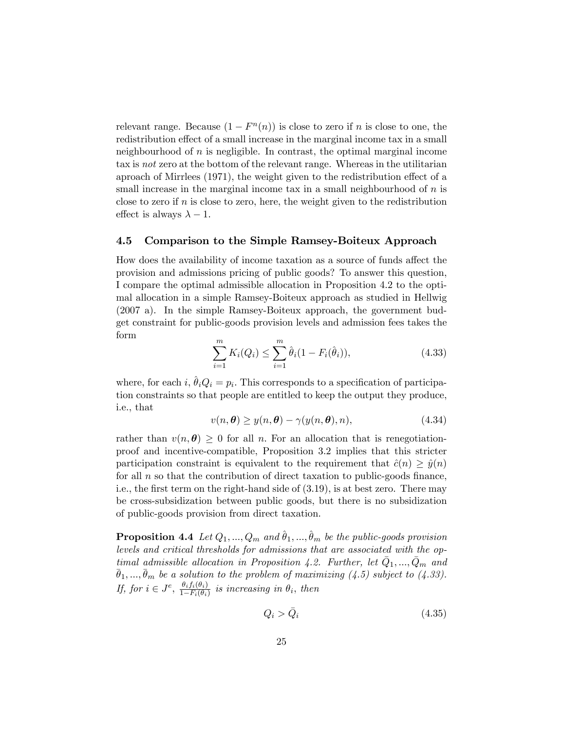relevant range. Because $(1 - F^n(n))$ is close to zero if $n$ is close to one, the redistribution effect of a small increase in the marginal income tax in a small neighbourhood of $n$ is negligible. In contrast, the optimal marginal income tax is *not* zero at the bottom of the relevant range. Whereas in the utilitarian aproach of Mirrlees (1971), the weight given to the redistribution effect of a small increase in the marginal income tax in a small neighbourhood of $n$ is close to zero if $n$ is close to zero, here, the weight given to the redistribution effect is always $\lambda - 1$.

### 4.5 Comparison to the Simple Ramsey-Boiteux Approach

How does the availability of income taxation as a source of funds affect the provision and admissions pricing of public goods? To answer this question, I compare the optimal admissible allocation in Proposition 4.2 to the optimal allocation in a simple Ramsey-Boiteux approach as studied in Hellwig (2007 a). In the simple Ramsey-Boiteux approach, the government budget constraint for public-goods provision levels and admission fees takes the form

$$\sum_{i=1}^{m} K_i(Q_i) \leq \sum_{i=1}^{m} \hat{\theta}_i(1 - F_i(\hat{\theta}_i)), \tag{4.33}$$

where, for each $i$, $\hat{\theta}_i Q_i = p_i$. This corresponds to a specification of participation constraints so that people are entitled to keep the output they produce, i.e., that

$$v(n, \boldsymbol{\theta}) \geq y(n, \boldsymbol{\theta}) - \gamma(y(n, \boldsymbol{\theta}), n), \tag{4.34}$$

rather than $v(n, \boldsymbol{\theta}) \geq 0$ for all $n$. For an allocation that is renegotiation-proof and incentive-compatible, Proposition 3.2 implies that this stricter participation constraint is equivalent to the requirement that $\hat{c}(n) \geq \hat{y}(n)$ for all $n$ so that the contribution of direct taxation to public-goods finance, i.e., the first term on the right-hand side of (3.19), is at best zero. There may be cross-subsidization between public goods, but there is no subsidization of public-goods provision from direct taxation.

**Proposition 4.4** *Let $Q_1, ..., Q_m$ and $\hat{\theta}_1, ..., \hat{\theta}_m$ be the public-goods provision levels and critical thresholds for admissions that are associated with the optimal admissible allocation in Proposition 4.2. Further, let $\bar{Q}_1, ..., \bar{Q}_m$ and $\bar{\theta}_1, ..., \bar{\theta}_m$ be a solution to the problem of maximizing (4.5) subject to (4.33). If, for $i \in J^e$, $\frac{\theta_i f_i(\theta_i)}{1 - F_i(\theta_i)}$ is increasing in $\theta_i$, then*

$$Q_i > \bar{Q}_i \tag{4.35}$$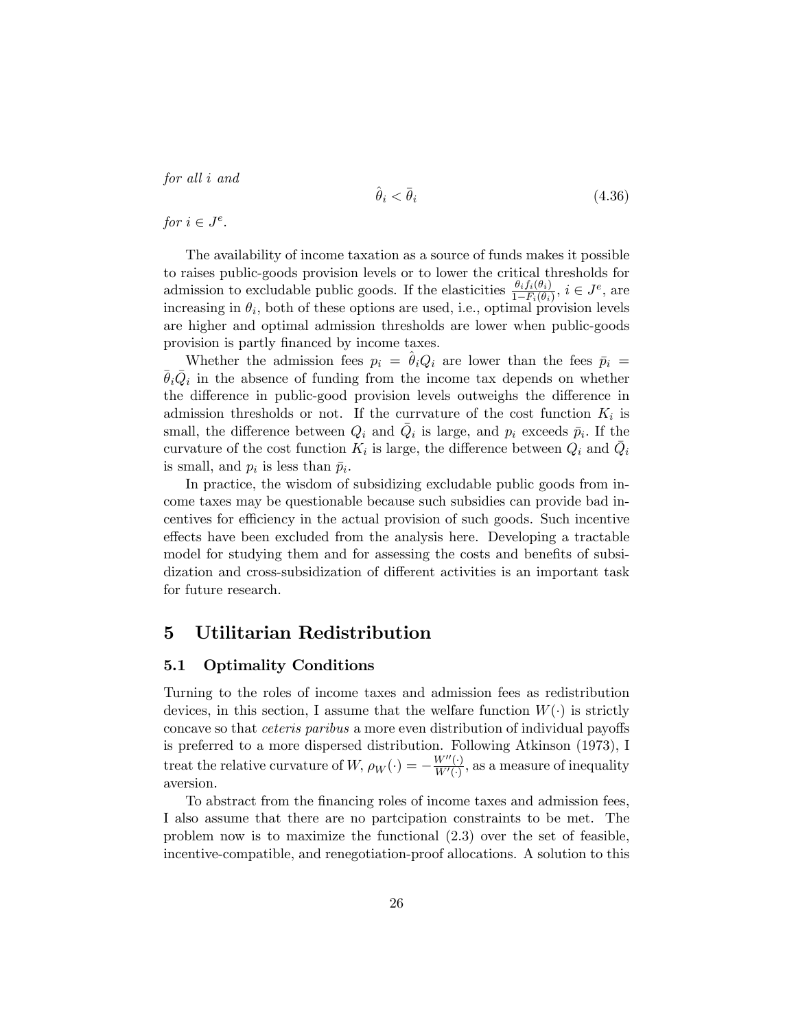*for all* $i$ *and*

$$\hat{\theta}_i < \bar{\theta}_i \tag{4.36}$$

*for* $i \in J^e$.

The availability of income taxation as a source of funds makes it possible to raises public-goods provision levels or to lower the critical thresholds for admission to excludable public goods. If the elasticities $\frac{\theta_i f_i(\theta_i)}{1-F_i(\theta_i)}$, $i \in J^e$, are increasing in $\theta_i$, both of these options are used, i.e., optimal provision levels are higher and optimal admission thresholds are lower when public-goods provision is partly financed by income taxes.

Whether the admission fees $p_i = \hat{\theta}_i Q_i$ are lower than the fees $\bar{p}_i = \bar{\theta}_i \bar{Q}_i$ in the absence of funding from the income tax depends on whether the difference in public-good provision levels outweighs the difference in admission thresholds or not. If the currvature of the cost function $K_i$ is small, the difference between $Q_i$ and $\bar{Q}_i$ is large, and $p_i$ exceeds $\bar{p}_i$. If the curvature of the cost function $K_i$ is large, the difference between $Q_i$ and $\bar{Q}_i$ is small, and $p_i$ is less than $\bar{p}_i$.

In practice, the wisdom of subsidizing excludable public goods from income taxes may be questionable because such subsidies can provide bad incentives for efficiency in the actual provision of such goods. Such incentive effects have been excluded from the analysis here. Developing a tractable model for studying them and for assessing the costs and benefits of subsidization and cross-subsidization of different activities is an important task for future research.

# 5 Utilitarian Redistribution

## 5.1 Optimality Conditions

Turning to the roles of income taxes and admission fees as redistribution devices, in this section, I assume that the welfare function $W(\cdot)$ is strictly concave so that *ceteris paribus* a more even distribution of individual payoffs is preferred to a more dispersed distribution. Following Atkinson (1973), I treat the relative curvature of $W$, $\rho_W(\cdot) = -\frac{W''(\cdot)}{W'(\cdot)}$, as a measure of inequality aversion.

To abstract from the financing roles of income taxes and admission fees, I also assume that there are no partcipation constraints to be met. The problem now is to maximize the functional (2.3) over the set of feasible, incentive-compatible, and renegotiation-proof allocations. A solution to this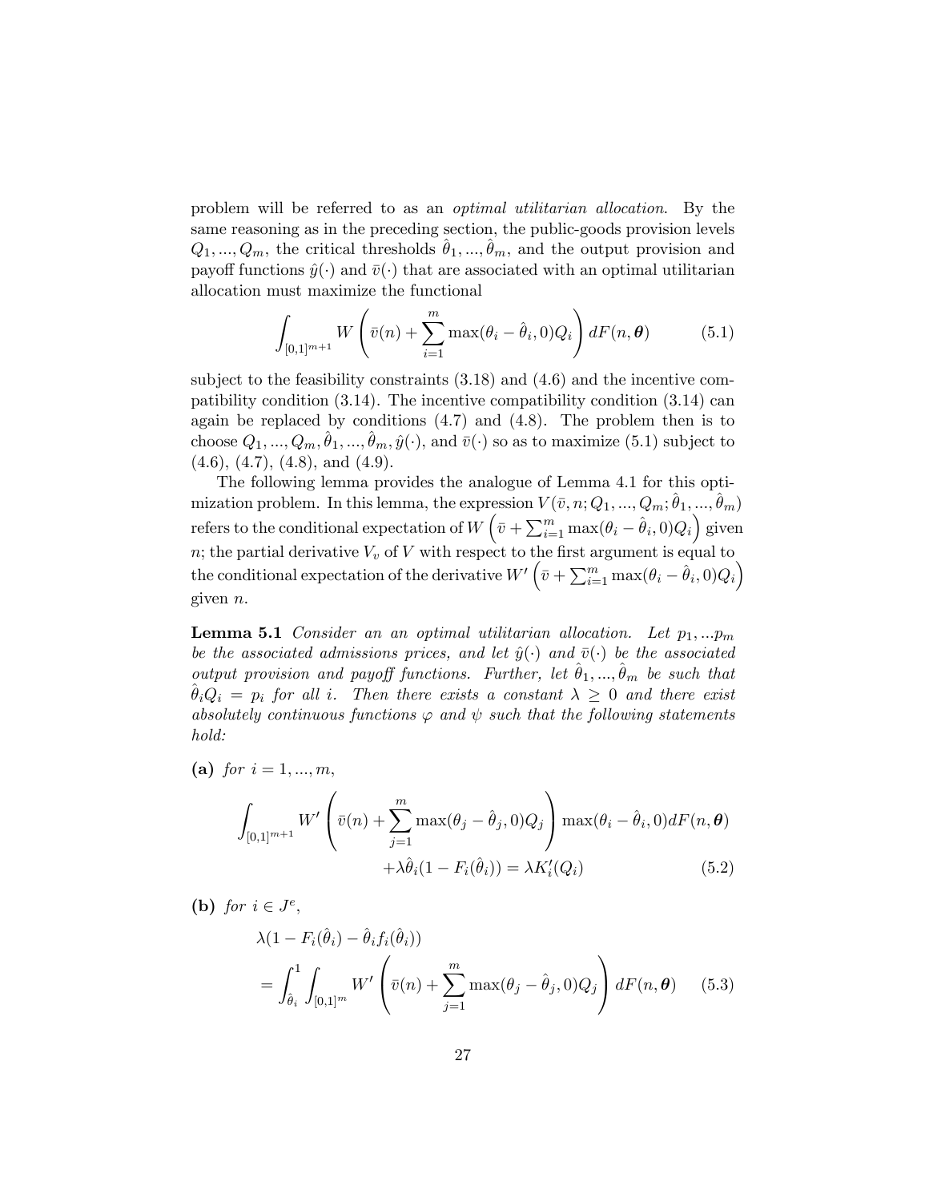problem will be referred to as an *optimal utilitarian allocation*. By the same reasoning as in the preceding section, the public-goods provision levels $Q_1, ..., Q_m$, the critical thresholds $\hat{\theta}_1, ..., \hat{\theta}_m$, and the output provision and payoff functions $\hat{y}(\cdot)$ and $\bar{v}(\cdot)$ that are associated with an optimal utilitarian allocation must maximize the functional

$$\int_{[0,1]^{m+1}} W\left(\bar{v}(n) + \sum_{i=1}^{m} \max(\theta_i - \hat{\theta}_i, 0)Q_i\right) dF(n, \boldsymbol{\theta}) \tag{5.1}$$

subject to the feasibility constraints (3.18) and (4.6) and the incentive compatibility condition (3.14). The incentive compatibility condition (3.14) can again be replaced by conditions (4.7) and (4.8). The problem then is to choose $Q_1, ..., Q_m, \hat{\theta}_1, ..., \hat{\theta}_m, \hat{y}(\cdot)$, and $\bar{v}(\cdot)$ so as to maximize (5.1) subject to (4.6), (4.7), (4.8), and (4.9).

The following lemma provides the analogue of Lemma 4.1 for this optimization problem. In this lemma, the expression $V(\bar{v}, n; Q_1, ..., Q_m; \hat{\theta}_1, ..., \hat{\theta}_m)$ refers to the conditional expectation of $W\left(\bar{v} + \sum_{i=1}^{m} \max(\theta_i - \hat{\theta}_i, 0)Q_i\right)$ given $n$; the partial derivative $V_v$ of $V$ with respect to the first argument is equal to the conditional expectation of the derivative $W'\left(\bar{v} + \sum_{i=1}^{m} \max(\theta_i - \hat{\theta}_i, 0)Q_i\right)$ given $n$.

**Lemma 5.1** *Consider an an optimal utilitarian allocation. Let $p_1, ...p_m$ be the associated admissions prices, and let $\hat{y}(\cdot)$ and $\bar{v}(\cdot)$ be the associated output provision and payoff functions. Further, let $\hat{\theta}_1, ..., \hat{\theta}_m$ be such that $\hat{\theta}_i Q_i = p_i$ for all $i$. Then there exists a constant $\lambda \geq 0$ and there exist absolutely continuous functions $\varphi$ and $\psi$ such that the following statements hold:*

**(a)** *for $i = 1, ..., m$,*

$$\int_{[0,1]^{m+1}} W'\left(\bar{v}(n) + \sum_{j=1}^{m} \max(\theta_j - \hat{\theta}_j, 0)Q_j\right) \max(\theta_i - \hat{\theta}_i, 0) dF(n, \boldsymbol{\theta}) + \lambda\hat{\theta}_i(1 - F_i(\hat{\theta}_i)) = \lambda K_i'(Q_i) \tag{5.2}$$

**(b)** *for $i \in J^e$,*

$$\lambda(1 - F_i(\hat{\theta}_i) - \hat{\theta}_i f_i(\hat{\theta}_i)) = \int_{\hat{\theta}_i}^{1} \int_{[0,1]^m} W'\left(\bar{v}(n) + \sum_{j=1}^{m} \max(\theta_j - \hat{\theta}_j, 0)Q_j\right) dF(n, \boldsymbol{\theta}) \tag{5.3}$$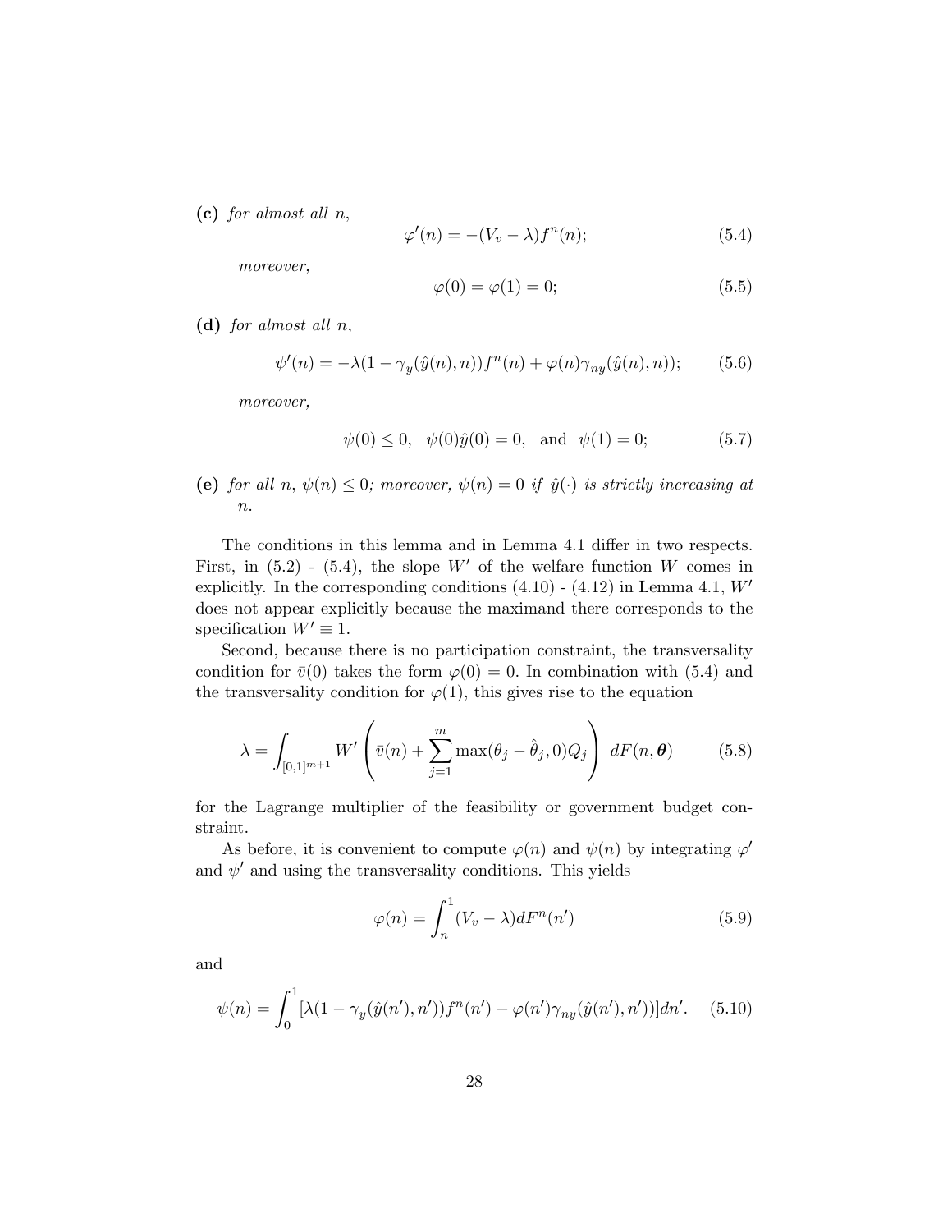**(c)** *for almost all* $n$,

$$\varphi'(n) = -(V_v - \lambda) f^n(n); \tag{5.4}$$

*moreover,*

$$\varphi(0) = \varphi(1) = 0; \tag{5.5}$$

**(d)** *for almost all* $n$,

$$\psi'(n) = -\lambda(1 - \gamma_y(\hat{y}(n), n)) f^n(n) + \varphi(n)\gamma_{ny}(\hat{y}(n), n)); \tag{5.6}$$

*moreover,*

$$\psi(0) \leq 0, \quad \psi(0)\hat{y}(0) = 0, \quad \text{and} \quad \psi(1) = 0; \tag{5.7}$$

**(e)** *for all* $n$, $\psi(n) \leq 0$*; moreover,* $\psi(n) = 0$ *if* $\hat{y}(\cdot)$ *is strictly increasing at* $n$.

The conditions in this lemma and in Lemma 4.1 differ in two respects. First, in (5.2) - (5.4), the slope $W'$ of the welfare function $W$ comes in explicitly. In the corresponding conditions (4.10) - (4.12) in Lemma 4.1, $W'$ does not appear explicitly because the maximand there corresponds to the specification $W' \equiv 1$.

Second, because there is no participation constraint, the transversality condition for $\bar{v}(0)$ takes the form $\varphi(0) = 0$. In combination with (5.4) and the transversality condition for $\varphi(1)$, this gives rise to the equation

$$\lambda = \int_{[0,1]^{m+1}} W' \left( \bar{v}(n) + \sum_{j=1}^{m} \max(\theta_j - \hat{\theta}_j, 0) Q_j \right) \, dF(n, \boldsymbol{\theta}) \tag{5.8}$$

for the Lagrange multiplier of the feasibility or government budget constraint.

As before, it is convenient to compute $\varphi(n)$ and $\psi(n)$ by integrating $\varphi'$ and $\psi'$ and using the transversality conditions. This yields

$$\varphi(n) = \int_n^1 (V_v - \lambda) dF^n(n') \tag{5.9}$$

and

$$\psi(n) = \int_0^1 [\lambda(1 - \gamma_y(\hat{y}(n'), n')) f^n(n') - \varphi(n')\gamma_{ny}(\hat{y}(n'), n'))] dn'. \tag{5.10}$$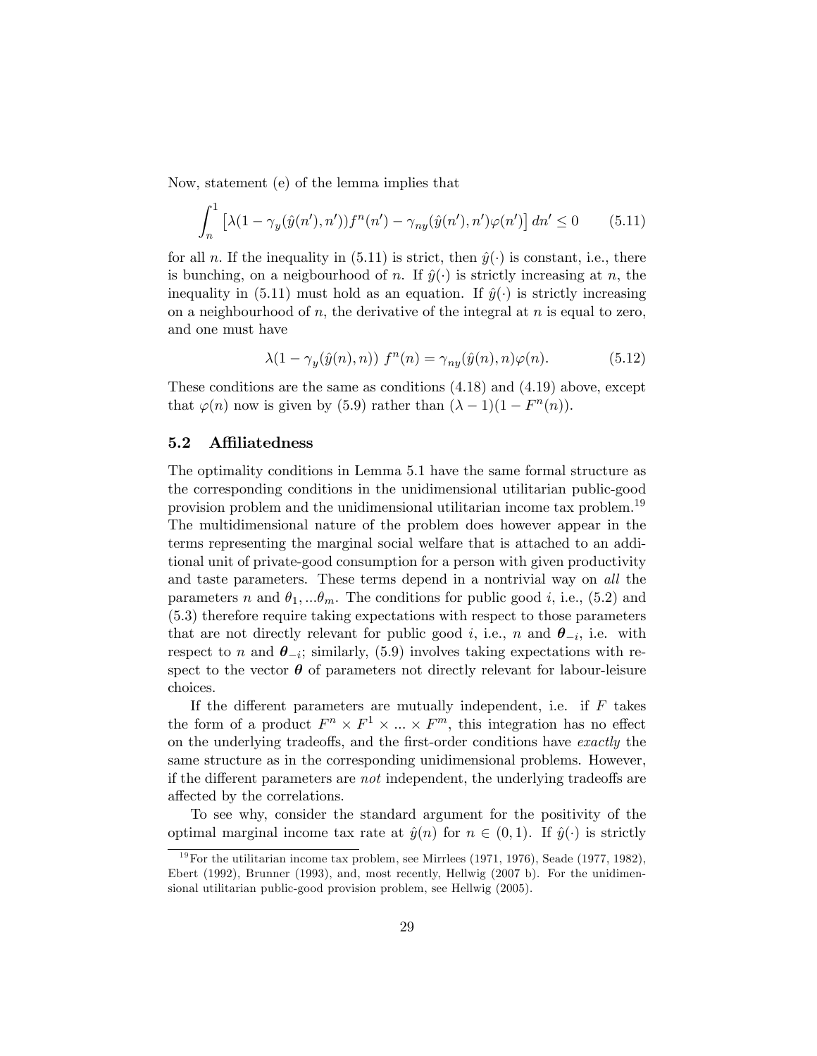Now, statement (e) of the lemma implies that

$$\int_n^1 \left[\lambda(1 - \gamma_y(\hat{y}(n'), n'))f^n(n') - \gamma_{ny}(\hat{y}(n'), n')\varphi(n')\right] dn' \leq 0 \qquad (5.11)$$

for all $n$. If the inequality in (5.11) is strict, then $\hat{y}(\cdot)$ is constant, i.e., there is bunching, on a neigbourhood of $n$. If $\hat{y}(\cdot)$ is strictly increasing at $n$, the inequality in (5.11) must hold as an equation. If $\hat{y}(\cdot)$ is strictly increasing on a neighbourhood of $n$, the derivative of the integral at $n$ is equal to zero, and one must have

$$\lambda(1 - \gamma_y(\hat{y}(n), n)) \; f^n(n) = \gamma_{ny}(\hat{y}(n), n)\varphi(n). \qquad (5.12)$$

These conditions are the same as conditions (4.18) and (4.19) above, except that $\varphi(n)$ now is given by (5.9) rather than $(\lambda - 1)(1 - F^n(n))$.

## 5.2 Affiliatedness

The optimality conditions in Lemma 5.1 have the same formal structure as the corresponding conditions in the unidimensional utilitarian public-good provision problem and the unidimensional utilitarian income tax problem.[19] The multidimensional nature of the problem does however appear in the terms representing the marginal social welfare that is attached to an additional unit of private-good consumption for a person with given productivity and taste parameters. These terms depend in a nontrivial way on *all* the parameters $n$ and $\theta_1, ...\theta_m$. The conditions for public good $i$, i.e., (5.2) and (5.3) therefore require taking expectations with respect to those parameters that are not directly relevant for public good $i$, i.e., $n$ and $\boldsymbol{\theta}_{-i}$, i.e. with respect to $n$ and $\boldsymbol{\theta}_{-i}$; similarly, (5.9) involves taking expectations with respect to the vector $\boldsymbol{\theta}$ of parameters not directly relevant for labour-leisure choices.

If the different parameters are mutually independent, i.e. if $F$ takes the form of a product $F^n \times F^1 \times ... \times F^m$, this integration has no effect on the underlying tradeoffs, and the first-order conditions have *exactly* the same structure as in the corresponding unidimensional problems. However, if the different parameters are *not* independent, the underlying tradeoffs are affected by the correlations.

To see why, consider the standard argument for the positivity of the optimal marginal income tax rate at $\hat{y}(n)$ for $n \in (0, 1)$. If $\hat{y}(\cdot)$ is strictly

[19] For the utilitarian income tax problem, see Mirrlees (1971, 1976), Seade (1977, 1982), Ebert (1992), Brunner (1993), and, most recently, Hellwig (2007 b). For the unidimensional utilitarian public-good provision problem, see Hellwig (2005).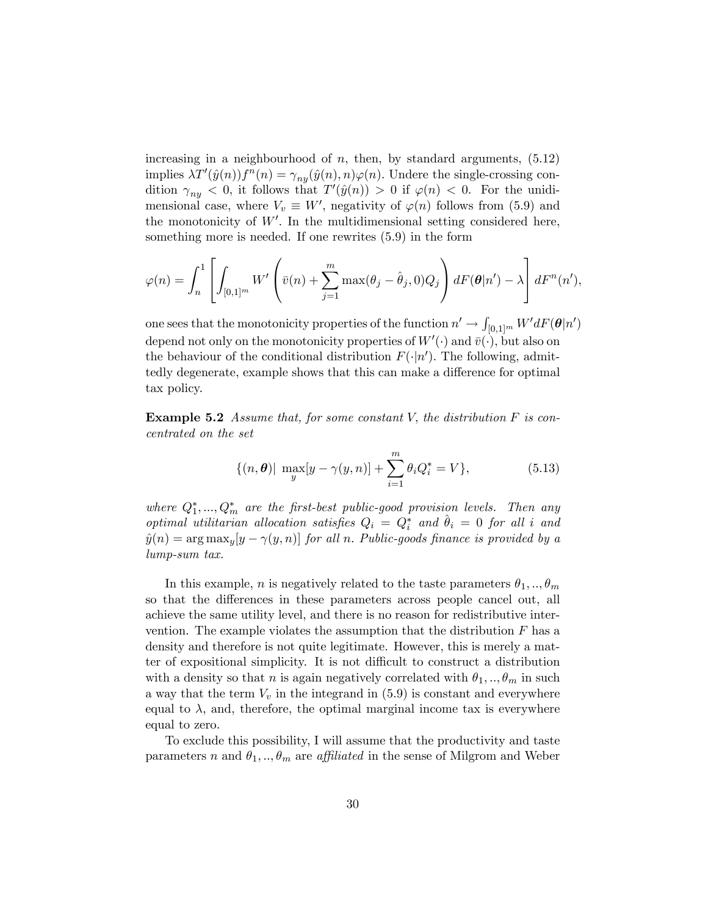increasing in a neighbourhood of $n$, then, by standard arguments, (5.12) implies $\lambda T'(\hat{y}(n))f^n(n) = \gamma_{ny}(\hat{y}(n), n)\varphi(n)$. Undere the single-crossing condition $\gamma_{ny} < 0$, it follows that $T'(\hat{y}(n)) > 0$ if $\varphi(n) < 0$. For the unidimensional case, where $V_v \equiv W'$, negativity of $\varphi(n)$ follows from (5.9) and the monotonicity of $W'$. In the multidimensional setting considered here, something more is needed. If one rewrites (5.9) in the form

$$\varphi(n) = \int_n^1 \left[ \int_{[0,1]^m} W' \left( \bar{v}(n) + \sum_{j=1}^m \max(\theta_j - \hat{\theta}_j, 0) Q_j \right) dF(\boldsymbol{\theta}|n') - \lambda \right] dF^n(n'),$$

one sees that the monotonicity properties of the function $n' \to \int_{[0,1]^m} W' dF(\boldsymbol{\theta}|n')$ depend not only on the monotonicity properties of $W'(\cdot)$ and $\bar{v}(\cdot)$, but also on the behaviour of the conditional distribution $F(\cdot|n')$. The following, admittedly degenerate, example shows that this can make a difference for optimal tax policy.

**Example 5.2** *Assume that, for some constant* $V$, *the distribution* $F$ *is concentrated on the set*

$$\{(n, \boldsymbol{\theta}) | \max_y [y - \gamma(y, n)] + \sum_{i=1}^m \theta_i Q_i^* = V\}, \tag{5.13}$$

*where* $Q_1^*, ..., Q_m^*$ *are the first-best public-good provision levels. Then any optimal utilitarian allocation satisfies* $Q_i = Q_i^*$ *and* $\hat{\theta}_i = 0$ *for all* $i$ *and* $\hat{y}(n) = \arg\max_y [y - \gamma(y, n)]$ *for all* $n$. *Public-goods finance is provided by a lump-sum tax.*

In this example, $n$ is negatively related to the taste parameters $\theta_1, .., \theta_m$ so that the differences in these parameters across people cancel out, all achieve the same utility level, and there is no reason for redistributive intervention. The example violates the assumption that the distribution $F$ has a density and therefore is not quite legitimate. However, this is merely a matter of expositional simplicity. It is not difficult to construct a distribution with a density so that $n$ is again negatively correlated with $\theta_1, .., \theta_m$ in such a way that the term $V_v$ in the integrand in (5.9) is constant and everywhere equal to $\lambda$, and, therefore, the optimal marginal income tax is everywhere equal to zero.

To exclude this possibility, I will assume that the productivity and taste parameters $n$ and $\theta_1, .., \theta_m$ are *affiliated* in the sense of Milgrom and Weber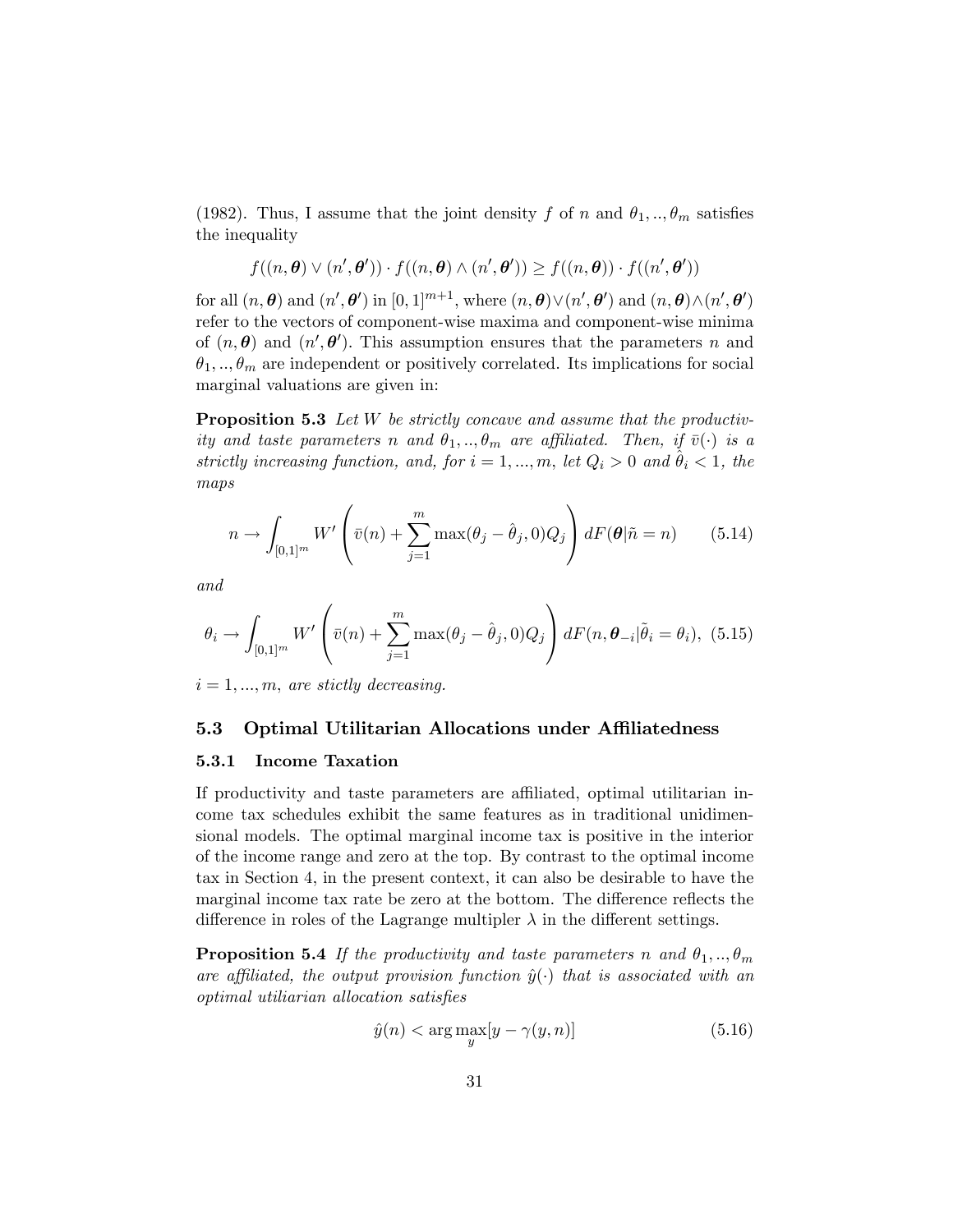(1982). Thus, I assume that the joint density $f$ of $n$ and $\theta_1, .., \theta_m$ satisfies the inequality

$$f((n, \boldsymbol{\theta}) \vee (n', \boldsymbol{\theta}')) \cdot f((n, \boldsymbol{\theta}) \wedge (n', \boldsymbol{\theta}')) \geq f((n, \boldsymbol{\theta})) \cdot f((n', \boldsymbol{\theta}'))$$

for all $(n, \boldsymbol{\theta})$ and $(n', \boldsymbol{\theta}')$ in $[0,1]^{m+1}$, where $(n, \boldsymbol{\theta}) \vee (n', \boldsymbol{\theta}')$ and $(n, \boldsymbol{\theta}) \wedge (n', \boldsymbol{\theta}')$ refer to the vectors of component-wise maxima and component-wise minima of $(n, \boldsymbol{\theta})$ and $(n', \boldsymbol{\theta}')$. This assumption ensures that the parameters $n$ and $\theta_1, .., \theta_m$ are independent or positively correlated. Its implications for social marginal valuations are given in:

**Proposition 5.3** *Let $W$ be strictly concave and assume that the productivity and taste parameters $n$ and $\theta_1, .., \theta_m$ are affiliated. Then, if $\bar{v}(\cdot)$ is a strictly increasing function, and, for $i = 1, ..., m$, let $Q_i > 0$ and $\hat{\theta}_i < 1$, the maps*

$$n \to \int_{[0,1]^m} W' \left( \bar{v}(n) + \sum_{j=1}^{m} \max(\theta_j - \hat{\theta}_j, 0) Q_j \right) dF(\boldsymbol{\theta} | \tilde{n} = n) \qquad (5.14)$$

*and*

$$\theta_i \to \int_{[0,1]^m} W' \left( \bar{v}(n) + \sum_{j=1}^{m} \max(\theta_j - \hat{\theta}_j, 0) Q_j \right) dF(n, \boldsymbol{\theta}_{-i} | \tilde{\theta}_i = \theta_i), \quad (5.15)$$

*$i = 1, ..., m$, are stictly decreasing.*

## 5.3 Optimal Utilitarian Allocations under Affiliatedness

### 5.3.1 Income Taxation

If productivity and taste parameters are affiliated, optimal utilitarian income tax schedules exhibit the same features as in traditional unidimensional models. The optimal marginal income tax is positive in the interior of the income range and zero at the top. By contrast to the optimal income tax in Section 4, in the present context, it can also be desirable to have the marginal income tax rate be zero at the bottom. The difference reflects the difference in roles of the Lagrange multipler $\lambda$ in the different settings.

**Proposition 5.4** *If the productivity and taste parameters $n$ and $\theta_1, .., \theta_m$ are affiliated, the output provision function $\hat{y}(\cdot)$ that is associated with an optimal utiliarian allocation satisfies*

$$\hat{y}(n) < \arg\max_{y} [y - \gamma(y, n)] \qquad (5.16)$$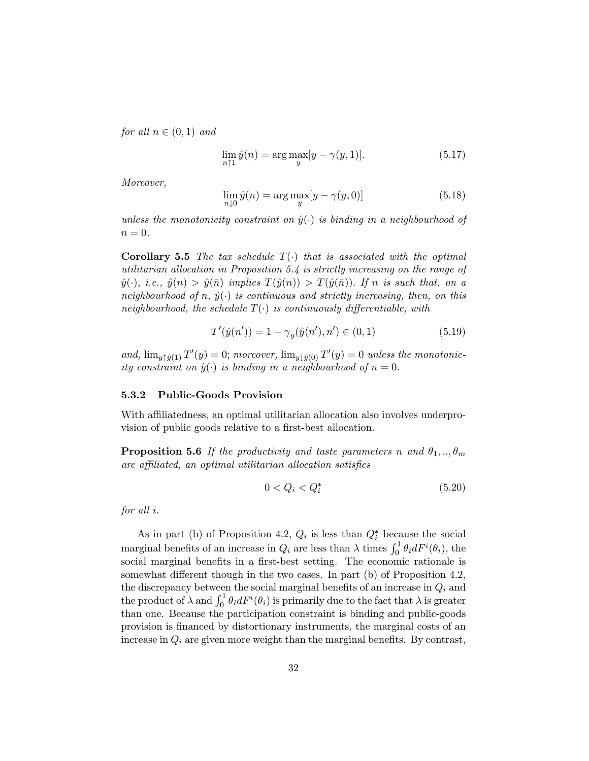*for all* $n \in (0, 1)$ *and*

$$\lim_{n \uparrow 1} \hat{y}(n) = \arg\max_y [y - \gamma(y, 1)]. \tag{5.17}$$

*Moreover,*

$$\lim_{n \downarrow 0} \hat{y}(n) = \arg\max_y [y - \gamma(y, 0)] \tag{5.18}$$

*unless the monotonicity constraint on* $\hat{y}(\cdot)$ *is binding in a neighbourhood of* $n = 0$.

**Corollary 5.5** *The tax schedule* $T(\cdot)$ *that is associated with the optimal utilitarian allocation in Proposition 5.4 is strictly increasing on the range of* $\hat{y}(\cdot)$, *i.e.,* $\hat{y}(n) > \hat{y}(\bar{n})$ *implies* $T(\hat{y}(n)) > T(\hat{y}(\bar{n}))$. *If* $n$ *is such that, on a neighbourhood of* $n$, $\hat{y}(\cdot)$ *is continuous and strictly increasing, then, on this neighbourhood, the schedule* $T(\cdot)$ *is continuously differentiable, with*

$$T'(\hat{y}(n')) = 1 - \gamma_y(\hat{y}(n'), n') \in (0, 1) \tag{5.19}$$

*and,* $\lim_{y \uparrow \hat{y}(1)} T'(y) = 0$; *moreover,* $\lim_{y \downarrow \hat{y}(0)} T'(y) = 0$ *unless the monotonicity constraint on* $\hat{y}(\cdot)$ *is binding in a neighbourhood of* $n = 0$.

### 5.3.2 Public-Goods Provision

With affiliatedness, an optimal utilitarian allocation also involves underprovision of public goods relative to a first-best allocation.

**Proposition 5.6** *If the productivity and taste parameters* $n$ *and* $\theta_1, .., \theta_m$ *are affiliated, an optimal utilitarian allocation satisfies*

$$0 < Q_i < Q_i^* \tag{5.20}$$

*for all* $i$.

As in part (b) of Proposition 4.2, $Q_i$ is less than $Q_i^*$ because the social marginal benefits of an increase in $Q_i$ are less than $\lambda$ times $\int_0^1 \theta_i dF^i(\theta_i)$, the social marginal benefits in a first-best setting. The economic rationale is somewhat different though in the two cases. In part (b) of Proposition 4.2, the discrepancy between the social marginal benefits of an increase in $Q_i$ and the product of $\lambda$ and $\int_0^1 \theta_i dF^i(\theta_i)$ is primarily due to the fact that $\lambda$ is greater than one. Because the participation constraint is binding and public-goods provision is financed by distortionary instruments, the marginal costs of an increase in $Q_i$ are given more weight than the marginal benefits. By contrast,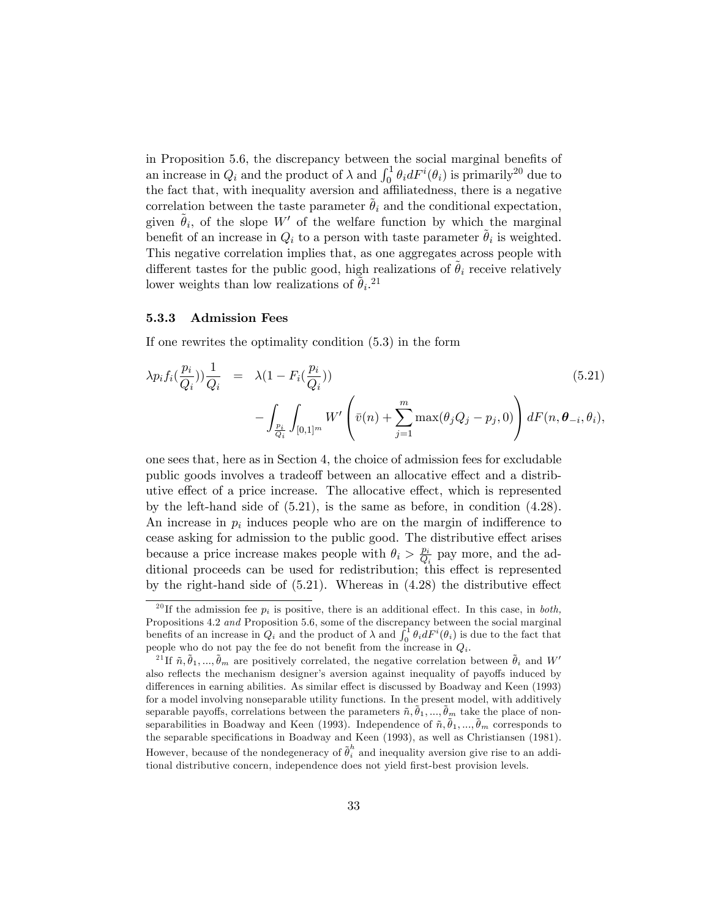in Proposition 5.6, the discrepancy between the social marginal benefits of an increase in $Q_i$ and the product of $\lambda$ and $\int_0^1 \theta_i dF^i(\theta_i)$ is primarily[20] due to the fact that, with inequality aversion and affiliatedness, there is a negative correlation between the taste parameter $\tilde{\theta}_i$ and the conditional expectation, given $\tilde{\theta}_i$, of the slope $W'$ of the welfare function by which the marginal benefit of an increase in $Q_i$ to a person with taste parameter $\tilde{\theta}_i$ is weighted. This negative correlation implies that, as one aggregates across people with different tastes for the public good, high realizations of $\tilde{\theta}_i$ receive relatively lower weights than low realizations of $\tilde{\theta}_i$.[21]

### 5.3.3 Admission Fees

If one rewrites the optimality condition (5.3) in the form

$$
\begin{aligned}
\lambda p_i f_i(\frac{p_i}{Q_i})\frac{1}{Q_i} &= \lambda(1 - F_i(\frac{p_i}{Q_i})) \qquad (5.21)\\
&\quad - \int_{\frac{p_i}{Q_i}} \int_{[0,1]^m} W'\left(\bar{v}(n) + \sum_{j=1}^{m} \max(\theta_j Q_j - p_j, 0)\right) dF(n, \boldsymbol{\theta}_{-i}, \theta_i),
\end{aligned}
$$

one sees that, here as in Section 4, the choice of admission fees for excludable public goods involves a tradeoff between an allocative effect and a distributive effect of a price increase. The allocative effect, which is represented by the left-hand side of (5.21), is the same as before, in condition (4.28). An increase in $p_i$ induces people who are on the margin of indifference to cease asking for admission to the public good. The distributive effect arises because a price increase makes people with $\theta_i > \frac{p_i}{Q_i}$ pay more, and the additional proceeds can be used for redistribution; this effect is represented by the right-hand side of (5.21). Whereas in (4.28) the distributive effect

---

[20] If the admission fee $p_i$ is positive, there is an additional effect. In this case, in *both*, Propositions 4.2 *and* Proposition 5.6, some of the discrepancy between the social marginal benefits of an increase in $Q_i$ and the product of $\lambda$ and $\int_0^1 \theta_i dF^i(\theta_i)$ is due to the fact that people who do not pay the fee do not benefit from the increase in $Q_i$.

[21] If $\tilde{n}, \tilde{\theta}_1, ..., \tilde{\theta}_m$ are positively correlated, the negative correlation between $\tilde{\theta}_i$ and $W'$ also reflects the mechanism designer's aversion against inequality of payoffs induced by differences in earning abilities. As similar effect is discussed by Boadway and Keen (1993) for a model involving nonseparable utility functions. In the present model, with additively separable payoffs, correlations between the parameters $\tilde{n}, \tilde{\theta}_1, ..., \tilde{\theta}_m$ take the place of nonseparabilities in Boadway and Keen (1993). Independence of $\tilde{n}, \tilde{\theta}_1, ..., \tilde{\theta}_m$ corresponds to the separable specifications in Boadway and Keen (1993), as well as Christiansen (1981). However, because of the nondegeneracy of $\tilde{\theta}_i^h$ and inequality aversion give rise to an additional distributive concern, independence does not yield first-best provision levels.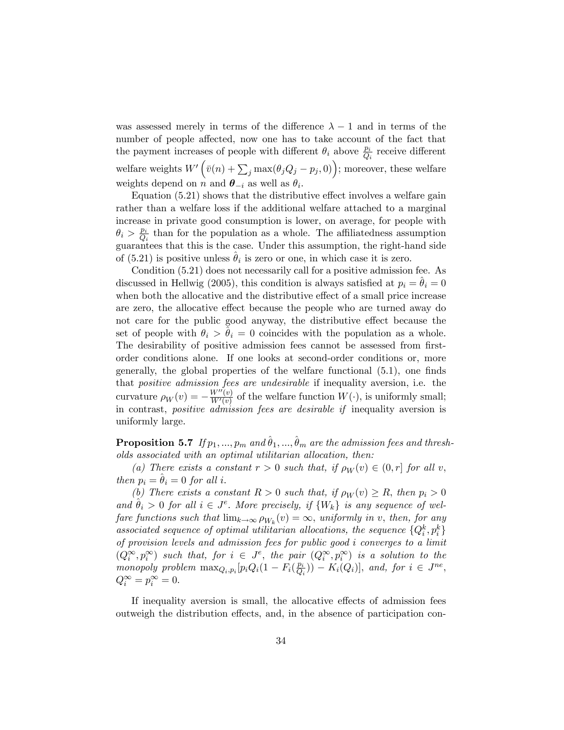was assessed merely in terms of the difference $\lambda - 1$ and in terms of the number of people affected, now one has to take account of the fact that the payment increases of people with different $\theta_i$ above $\frac{p_i}{Q_i}$ receive different welfare weights $W'\left(\bar{v}(n) + \sum_j \max(\theta_j Q_j - p_j, 0)\right)$; moreover, these welfare weights depend on $n$ and $\boldsymbol{\theta}_{-i}$ as well as $\theta_i$.

Equation (5.21) shows that the distributive effect involves a welfare gain rather than a welfare loss if the additional welfare attached to a marginal increase in private good consumption is lower, on average, for people with $\theta_i > \frac{p_i}{Q_i}$ than for the population as a whole. The affiliatedness assumption guarantees that this is the case. Under this assumption, the right-hand side of (5.21) is positive unless $\hat{\theta}_i$ is zero or one, in which case it is zero.

Condition (5.21) does not necessarily call for a positive admission fee. As discussed in Hellwig (2005), this condition is always satisfied at $p_i = \hat{\theta}_i = 0$ when both the allocative and the distributive effect of a small price increase are zero, the allocative effect because the people who are turned away do not care for the public good anyway, the distributive effect because the set of people with $\theta_i > \hat{\theta}_i = 0$ coincides with the population as a whole. The desirability of positive admission fees cannot be assessed from first-order conditions alone. If one looks at second-order conditions or, more generally, the global properties of the welfare functional (5.1), one finds that *positive admission fees are undesirable* if inequality aversion, i.e. the curvature $\rho_W(v) = -\frac{W''(v)}{W'(v)}$ of the welfare function $W(\cdot)$, is uniformly small; in contrast, *positive admission fees are desirable if* inequality aversion is uniformly large.

**Proposition 5.7** *If $p_1, ..., p_m$ and $\hat{\theta}_1, ..., \hat{\theta}_m$ are the admission fees and thresholds associated with an optimal utilitarian allocation, then:*

*(a) There exists a constant $r > 0$ such that, if $\rho_W(v) \in (0, r]$ for all $v$, then $p_i = \hat{\theta}_i = 0$ for all $i$.*

*(b) There exists a constant $R > 0$ such that, if $\rho_W(v) \geq R$, then $p_i > 0$ and $\hat{\theta}_i > 0$ for all $i \in J^e$. More precisely, if $\{W_k\}$ is any sequence of welfare functions such that $\lim_{k\to\infty} \rho_{W_k}(v) = \infty$, uniformly in $v$, then, for any associated sequence of optimal utilitarian allocations, the sequence $\{Q_i^k, p_i^k\}$ of provision levels and admission fees for public good $i$ converges to a limit $(Q_i^\infty, p_i^\infty)$ such that, for $i \in J^e$, the pair $(Q_i^\infty, p_i^\infty)$ is a solution to the monopoly problem $\max_{Q_i, p_i}[p_i Q_i(1 - F_i(\frac{p_i}{Q_i})) - K_i(Q_i)]$, and, for $i \in J^{ne}$, $Q_i^\infty = p_i^\infty = 0$.*

If inequality aversion is small, the allocative effects of admission fees outweigh the distribution effects, and, in the absence of participation con-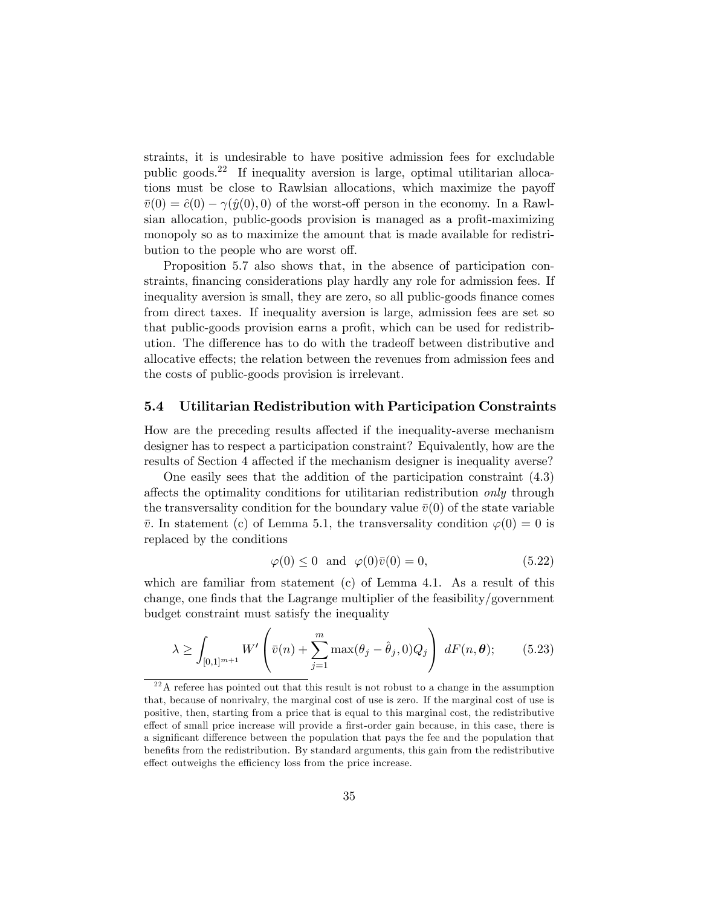straints, it is undesirable to have positive admission fees for excludable public goods.[22] If inequality aversion is large, optimal utilitarian allocations must be close to Rawlsian allocations, which maximize the payoff $\bar{v}(0) = \hat{c}(0) - \gamma(\hat{y}(0), 0)$ of the worst-off person in the economy. In a Rawlsian allocation, public-goods provision is managed as a profit-maximizing monopoly so as to maximize the amount that is made available for redistribution to the people who are worst off.

Proposition 5.7 also shows that, in the absence of participation constraints, financing considerations play hardly any role for admission fees. If inequality aversion is small, they are zero, so all public-goods finance comes from direct taxes. If inequality aversion is large, admission fees are set so that public-goods provision earns a profit, which can be used for redistribution. The difference has to do with the tradeoff between distributive and allocative effects; the relation between the revenues from admission fees and the costs of public-goods provision is irrelevant.

### 5.4 Utilitarian Redistribution with Participation Constraints

How are the preceding results affected if the inequality-averse mechanism designer has to respect a participation constraint? Equivalently, how are the results of Section 4 affected if the mechanism designer is inequality averse?

One easily sees that the addition of the participation constraint (4.3) affects the optimality conditions for utilitarian redistribution *only* through the transversality condition for the boundary value $\bar{v}(0)$ of the state variable $\bar{v}$. In statement (c) of Lemma 5.1, the transversality condition $\varphi(0) = 0$ is replaced by the conditions

$$\varphi(0) \leq 0 \quad \text{and} \quad \varphi(0)\bar{v}(0) = 0, \tag{5.22}$$

which are familiar from statement (c) of Lemma 4.1. As a result of this change, one finds that the Lagrange multiplier of the feasibility/government budget constraint must satisfy the inequality

$$\lambda \geq \int_{[0,1]^{m+1}} W'\left(\bar{v}(n) + \sum_{j=1}^{m} \max(\theta_j - \hat{\theta}_j, 0) Q_j\right) \, dF(n, \boldsymbol{\theta}); \tag{5.23}$$

[22] A referee has pointed out that this result is not robust to a change in the assumption that, because of nonrivalry, the marginal cost of use is zero. If the marginal cost of use is positive, then, starting from a price that is equal to this marginal cost, the redistributive effect of small price increase will provide a first-order gain because, in this case, there is a significant difference between the population that pays the fee and the population that benefits from the redistribution. By standard arguments, this gain from the redistributive effect outweighs the efficiency loss from the price increase.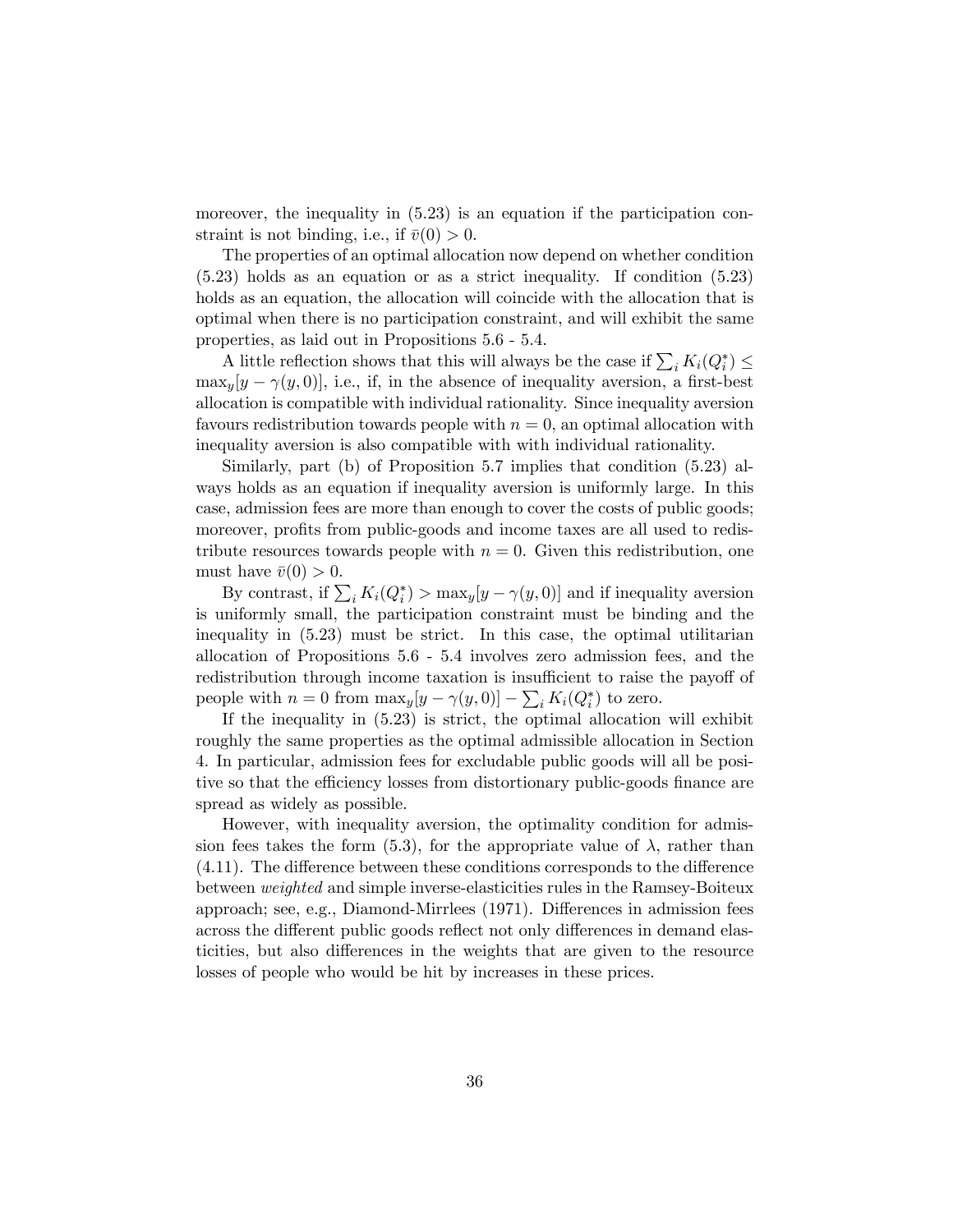moreover, the inequality in (5.23) is an equation if the participation constraint is not binding, i.e., if $\bar{v}(0) > 0$.

The properties of an optimal allocation now depend on whether condition (5.23) holds as an equation or as a strict inequality. If condition (5.23) holds as an equation, the allocation will coincide with the allocation that is optimal when there is no participation constraint, and will exhibit the same properties, as laid out in Propositions 5.6 - 5.4.

A little reflection shows that this will always be the case if $\sum_i K_i(Q_i^*) \leq \max_y[y - \gamma(y, 0)]$, i.e., if, in the absence of inequality aversion, a first-best allocation is compatible with individual rationality. Since inequality aversion favours redistribution towards people with $n = 0$, an optimal allocation with inequality aversion is also compatible with with individual rationality.

Similarly, part (b) of Proposition 5.7 implies that condition (5.23) always holds as an equation if inequality aversion is uniformly large. In this case, admission fees are more than enough to cover the costs of public goods; moreover, profits from public-goods and income taxes are all used to redistribute resources towards people with $n = 0$. Given this redistribution, one must have $\bar{v}(0) > 0$.

By contrast, if $\sum_i K_i(Q_i^*) > \max_y[y - \gamma(y, 0)]$ and if inequality aversion is uniformly small, the participation constraint must be binding and the inequality in (5.23) must be strict. In this case, the optimal utilitarian allocation of Propositions 5.6 - 5.4 involves zero admission fees, and the redistribution through income taxation is insufficient to raise the payoff of people with $n = 0$ from $\max_y[y - \gamma(y, 0)] - \sum_i K_i(Q_i^*)$ to zero.

If the inequality in (5.23) is strict, the optimal allocation will exhibit roughly the same properties as the optimal admissible allocation in Section 4. In particular, admission fees for excludable public goods will all be positive so that the efficiency losses from distortionary public-goods finance are spread as widely as possible.

However, with inequality aversion, the optimality condition for admission fees takes the form (5.3), for the appropriate value of $\lambda$, rather than (4.11). The difference between these conditions corresponds to the difference between *weighted* and simple inverse-elasticities rules in the Ramsey-Boiteux approach; see, e.g., Diamond-Mirrlees (1971). Differences in admission fees across the different public goods reflect not only differences in demand elasticities, but also differences in the weights that are given to the resource losses of people who would be hit by increases in these prices.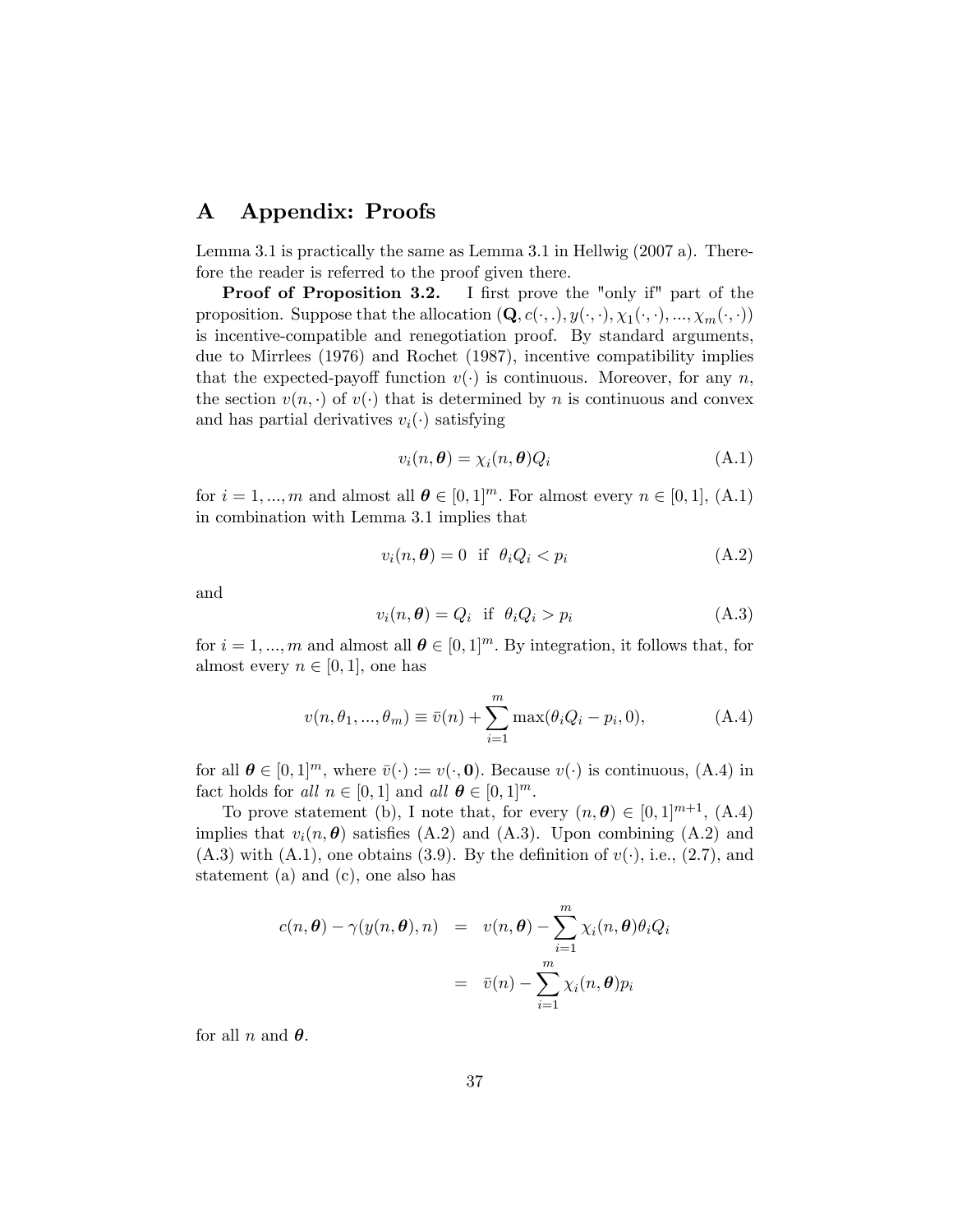# A Appendix: Proofs

Lemma 3.1 is practically the same as Lemma 3.1 in Hellwig (2007 a). Therefore the reader is referred to the proof given there.

**Proof of Proposition 3.2.** I first prove the "only if" part of the proposition. Suppose that the allocation $(\mathbf{Q}, c(\cdot,.), y(\cdot,\cdot), \chi_1(\cdot,\cdot), ..., \chi_m(\cdot,\cdot))$ is incentive-compatible and renegotiation proof. By standard arguments, due to Mirrlees (1976) and Rochet (1987), incentive compatibility implies that the expected-payoff function $v(\cdot)$ is continuous. Moreover, for any $n$, the section $v(n,\cdot)$ of $v(\cdot)$ that is determined by $n$ is continuous and convex and has partial derivatives $v_i(\cdot)$ satisfying

$$v_i(n, \boldsymbol{\theta}) = \chi_i(n, \boldsymbol{\theta}) Q_i \tag{A.1}$$

for $i = 1, ..., m$ and almost all $\boldsymbol{\theta} \in [0,1]^m$. For almost every $n \in [0,1]$, (A.1) in combination with Lemma 3.1 implies that

$$v_i(n, \boldsymbol{\theta}) = 0 \;\text{ if }\; \theta_i Q_i < p_i \tag{A.2}$$

and

$$v_i(n, \boldsymbol{\theta}) = Q_i \;\text{ if }\; \theta_i Q_i > p_i \tag{A.3}$$

for $i = 1, ..., m$ and almost all $\boldsymbol{\theta} \in [0,1]^m$. By integration, it follows that, for almost every $n \in [0,1]$, one has

$$v(n, \theta_1, ..., \theta_m) \equiv \bar{v}(n) + \sum_{i=1}^{m} \max(\theta_i Q_i - p_i, 0), \tag{A.4}$$

for all $\boldsymbol{\theta} \in [0,1]^m$, where $\bar{v}(\cdot) := v(\cdot, \mathbf{0})$. Because $v(\cdot)$ is continuous, (A.4) in fact holds for *all* $n \in [0,1]$ and *all* $\boldsymbol{\theta} \in [0,1]^m$.

To prove statement (b), I note that, for every $(n, \boldsymbol{\theta}) \in [0,1]^{m+1}$, (A.4) implies that $v_i(n, \boldsymbol{\theta})$ satisfies (A.2) and (A.3). Upon combining (A.2) and (A.3) with (A.1), one obtains (3.9). By the definition of $v(\cdot)$, i.e., (2.7), and statement (a) and (c), one also has

$$\begin{aligned} c(n, \boldsymbol{\theta}) - \gamma(y(n, \boldsymbol{\theta}), n) &= v(n, \boldsymbol{\theta}) - \sum_{i=1}^{m} \chi_i(n, \boldsymbol{\theta}) \theta_i Q_i \\ &= \bar{v}(n) - \sum_{i=1}^{m} \chi_i(n, \boldsymbol{\theta}) p_i \end{aligned}$$

for all $n$ and $\boldsymbol{\theta}$.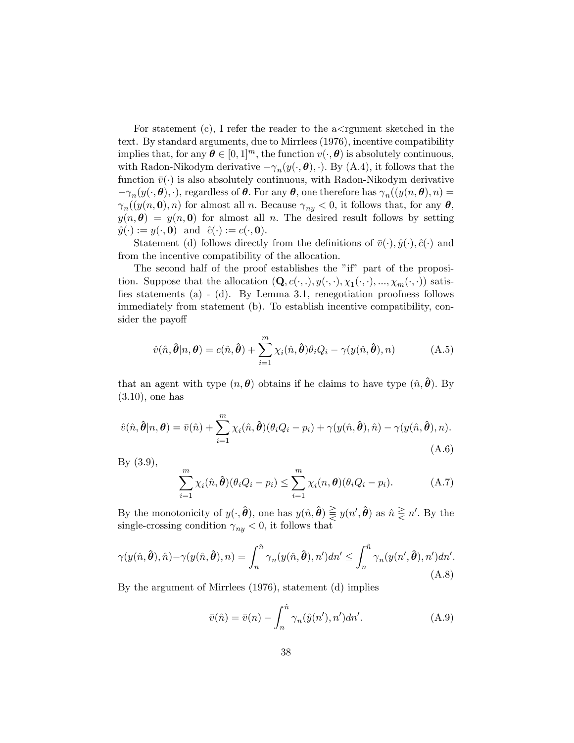For statement (c), I refer the reader to the a<rgument sketched in the text. By standard arguments, due to Mirrlees (1976), incentive compatibility implies that, for any $\boldsymbol{\theta} \in [0,1]^m$, the function $v(\cdot, \boldsymbol{\theta})$ is absolutely continuous, with Radon-Nikodym derivative $-\gamma_n(y(\cdot, \boldsymbol{\theta}), \cdot)$. By (A.4), it follows that the function $\bar{v}(\cdot)$ is also absolutely continuous, with Radon-Nikodym derivative $-\gamma_n(y(\cdot, \boldsymbol{\theta}), \cdot)$, regardless of $\boldsymbol{\theta}$. For any $\boldsymbol{\theta}$, one therefore has $\gamma_n((y(n, \boldsymbol{\theta}), n) = \gamma_n((y(n, \mathbf{0}), n)$ for almost all $n$. Because $\gamma_{ny} < 0$, it follows that, for any $\boldsymbol{\theta}$, $y(n, \boldsymbol{\theta}) = y(n, \mathbf{0})$ for almost all $n$. The desired result follows by setting $\hat{y}(\cdot) := y(\cdot, \mathbf{0})$ and $\hat{c}(\cdot) := c(\cdot, \mathbf{0})$.

Statement (d) follows directly from the definitions of $\bar{v}(\cdot), \hat{y}(\cdot), \hat{c}(\cdot)$ and from the incentive compatibility of the allocation.

The second half of the proof establishes the "if" part of the proposition. Suppose that the allocation $(\mathbf{Q}, c(\cdot, .), y(\cdot, \cdot), \chi_1(\cdot, \cdot), ..., \chi_m(\cdot, \cdot))$ satisfies statements (a) - (d). By Lemma 3.1, renegotiation proofness follows immediately from statement (b). To establish incentive compatibility, consider the payoff

$$\hat{v}(\hat{n}, \hat{\boldsymbol{\theta}}|n, \boldsymbol{\theta}) = c(\hat{n}, \hat{\boldsymbol{\theta}}) + \sum_{i=1}^{m} \chi_i(\hat{n}, \hat{\boldsymbol{\theta}})\theta_i Q_i - \gamma(y(\hat{n}, \hat{\boldsymbol{\theta}}), n) \tag{A.5}$$

that an agent with type $(n, \boldsymbol{\theta})$ obtains if he claims to have type $(\hat{n}, \hat{\boldsymbol{\theta}})$. By (3.10), one has

$$\hat{v}(\hat{n}, \hat{\boldsymbol{\theta}}|n, \boldsymbol{\theta}) = \bar{v}(\hat{n}) + \sum_{i=1}^{m} \chi_i(\hat{n}, \hat{\boldsymbol{\theta}})(\theta_i Q_i - p_i) + \gamma(y(\hat{n}, \hat{\boldsymbol{\theta}}), \hat{n}) - \gamma(y(\hat{n}, \hat{\boldsymbol{\theta}}), n). \tag{A.6}$$

By (3.9),

$$\sum_{i=1}^{m} \chi_i(\hat{n}, \hat{\boldsymbol{\theta}})(\theta_i Q_i - p_i) \leq \sum_{i=1}^{m} \chi_i(n, \boldsymbol{\theta})(\theta_i Q_i - p_i). \tag{A.7}$$

By the monotonicity of $y(\cdot, \hat{\boldsymbol{\theta}})$, one has $y(\hat{n}, \hat{\boldsymbol{\theta}}) \gtreqless y(n', \hat{\boldsymbol{\theta}})$ as $\hat{n} \gtreqless n'$. By the single-crossing condition $\gamma_{ny} < 0$, it follows that

$$\gamma(y(\hat{n}, \hat{\boldsymbol{\theta}}), \hat{n}) - \gamma(y(\hat{n}, \hat{\boldsymbol{\theta}}), n) = \int_n^{\hat{n}} \gamma_n(y(\hat{n}, \hat{\boldsymbol{\theta}}), n')dn' \leq \int_n^{\hat{n}} \gamma_n(y(n', \hat{\boldsymbol{\theta}}), n')dn'. \tag{A.8}$$

By the argument of Mirrlees (1976), statement (d) implies

$$\bar{v}(\hat{n}) = \bar{v}(n) - \int_n^{\hat{n}} \gamma_n(\hat{y}(n'), n')dn'. \tag{A.9}$$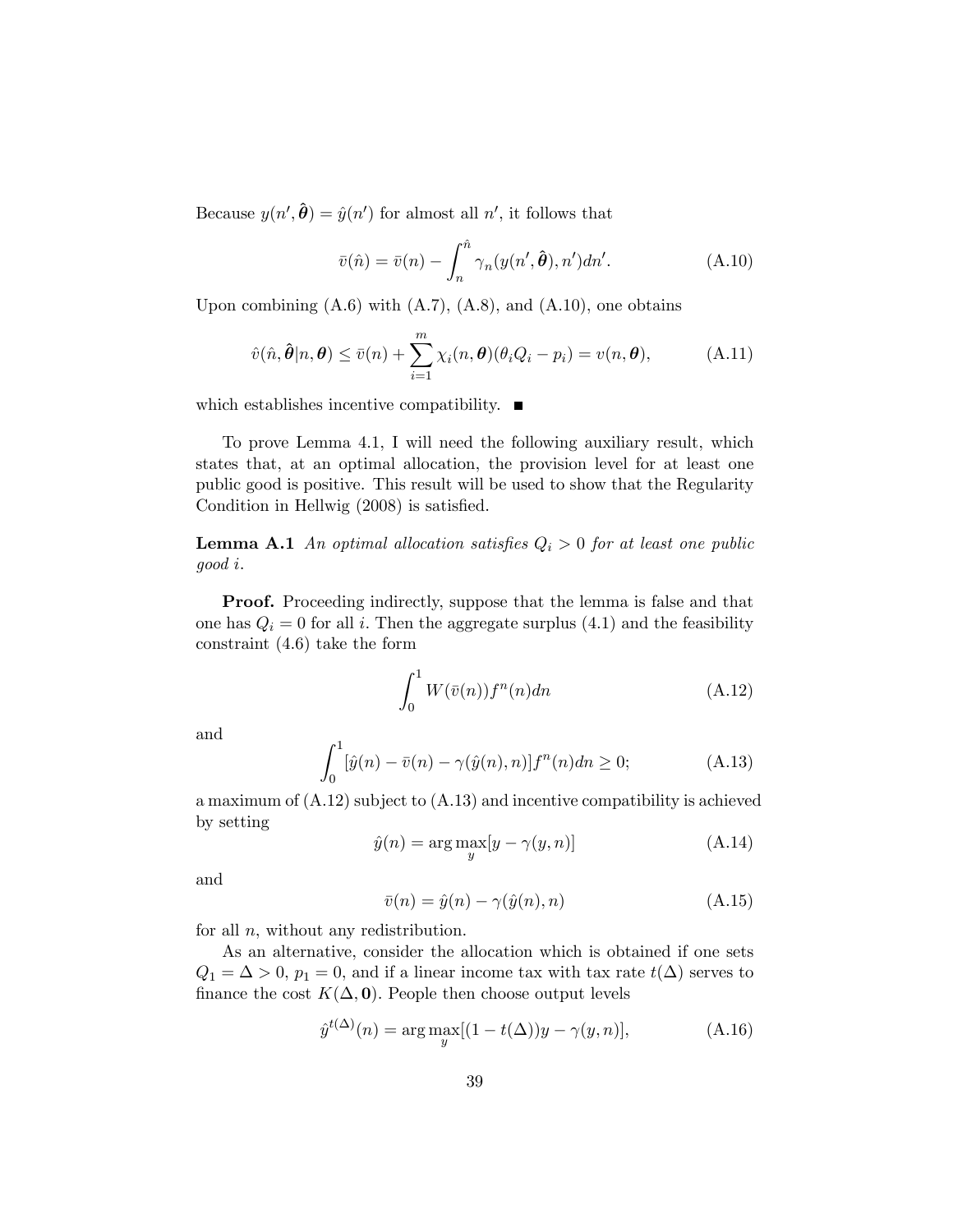Because $y(n', \hat{\boldsymbol{\theta}}) = \hat{y}(n')$ for almost all $n'$, it follows that

$$\bar{v}(\hat{n}) = \bar{v}(n) - \int_n^{\hat{n}} \gamma_n(y(n', \hat{\boldsymbol{\theta}}), n')dn'. \tag{A.10}$$

Upon combining (A.6) with (A.7), (A.8), and (A.10), one obtains

$$\hat{v}(\hat{n}, \hat{\boldsymbol{\theta}}|n, \boldsymbol{\theta}) \leq \bar{v}(n) + \sum_{i=1}^{m} \chi_i(n, \boldsymbol{\theta})(\theta_i Q_i - p_i) = v(n, \boldsymbol{\theta}), \tag{A.11}$$

which establishes incentive compatibility. ■

To prove Lemma 4.1, I will need the following auxiliary result, which states that, at an optimal allocation, the provision level for at least one public good is positive. This result will be used to show that the Regularity Condition in Hellwig (2008) is satisfied.

**Lemma A.1** *An optimal allocation satisfies $Q_i > 0$ for at least one public good $i$.*

**Proof.** Proceeding indirectly, suppose that the lemma is false and that one has $Q_i = 0$ for all $i$. Then the aggregate surplus (4.1) and the feasibility constraint (4.6) take the form

$$\int_0^1 W(\bar{v}(n)) f^n(n) dn \tag{A.12}$$

and

$$\int_0^1 [\hat{y}(n) - \bar{v}(n) - \gamma(\hat{y}(n), n)] f^n(n) dn \geq 0; \tag{A.13}$$

a maximum of (A.12) subject to (A.13) and incentive compatibility is achieved by setting

$$\hat{y}(n) = \arg\max_y [y - \gamma(y, n)] \tag{A.14}$$

and

$$\bar{v}(n) = \hat{y}(n) - \gamma(\hat{y}(n), n) \tag{A.15}$$

for all $n$, without any redistribution.

As an alternative, consider the allocation which is obtained if one sets $Q_1 = \Delta > 0$, $p_1 = 0$, and if a linear income tax with tax rate $t(\Delta)$ serves to finance the cost $K(\Delta, \mathbf{0})$. People then choose output levels

$$\hat{y}^{t(\Delta)}(n) = \arg\max_y [(1 - t(\Delta))y - \gamma(y, n)], \tag{A.16}$$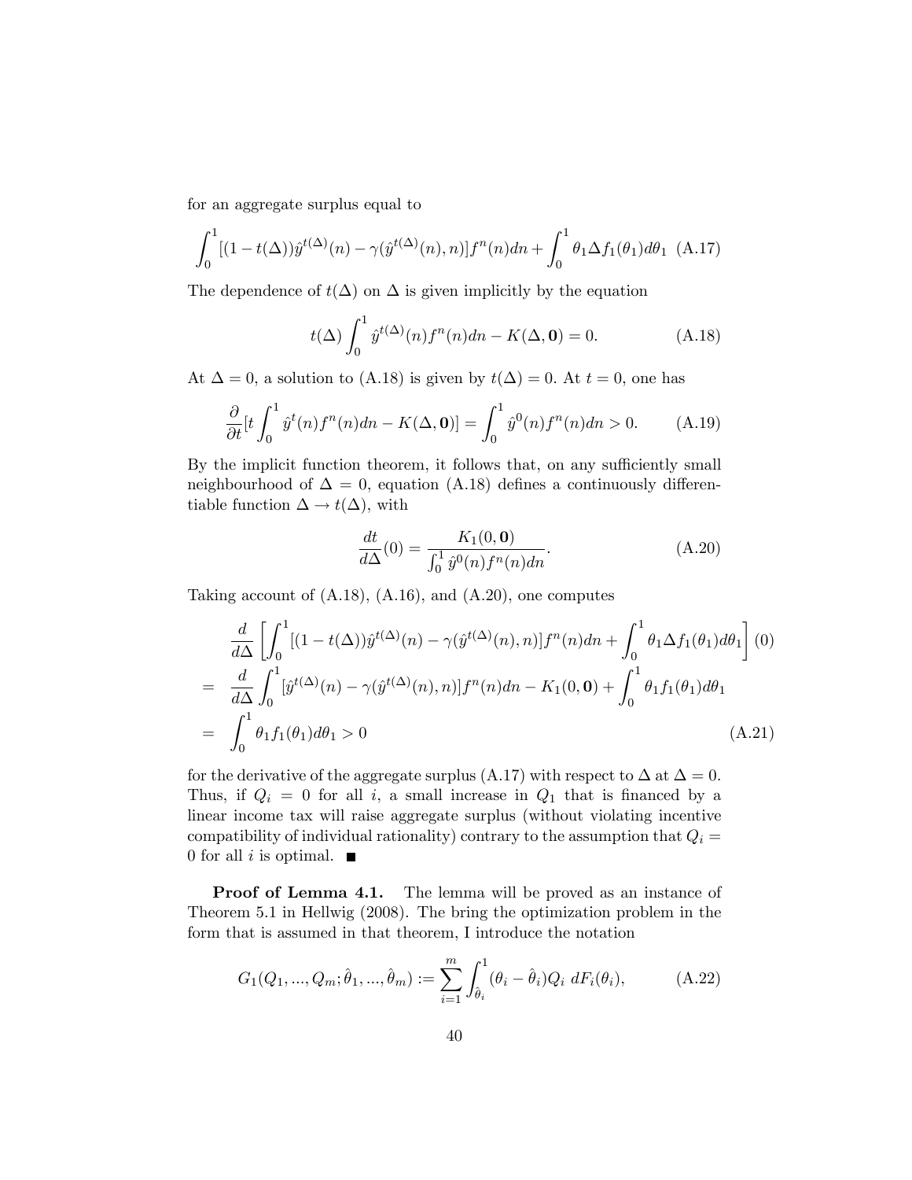for an aggregate surplus equal to

$$\int_0^1 [(1-t(\Delta))\hat{y}^{t(\Delta)}(n) - \gamma(\hat{y}^{t(\Delta)}(n), n)]f^n(n)dn + \int_0^1 \theta_1 \Delta f_1(\theta_1)d\theta_1 \quad \text{(A.17)}$$

The dependence of $t(\Delta)$ on $\Delta$ is given implicitly by the equation

$$t(\Delta)\int_0^1 \hat{y}^{t(\Delta)}(n)f^n(n)dn - K(\Delta, \mathbf{0}) = 0. \quad \text{(A.18)}$$

At $\Delta = 0$, a solution to (A.18) is given by $t(\Delta) = 0$. At $t = 0$, one has

$$\frac{\partial}{\partial t}[t\int_0^1 \hat{y}^t(n)f^n(n)dn - K(\Delta, \mathbf{0})] = \int_0^1 \hat{y}^0(n)f^n(n)dn > 0. \quad \text{(A.19)}$$

By the implicit function theorem, it follows that, on any sufficiently small neighbourhood of $\Delta = 0$, equation (A.18) defines a continuously differentiable function $\Delta \to t(\Delta)$, with

$$\frac{dt}{d\Delta}(0) = \frac{K_1(0, \mathbf{0})}{\int_0^1 \hat{y}^0(n)f^n(n)dn}. \quad \text{(A.20)}$$

Taking account of (A.18), (A.16), and (A.20), one computes

$$\begin{aligned}
& \frac{d}{d\Delta}\left[\int_0^1 [(1-t(\Delta))\hat{y}^{t(\Delta)}(n) - \gamma(\hat{y}^{t(\Delta)}(n), n)]f^n(n)dn + \int_0^1 \theta_1 \Delta f_1(\theta_1)d\theta_1\right](0) \\
= \; & \frac{d}{d\Delta}\int_0^1 [\hat{y}^{t(\Delta)}(n) - \gamma(\hat{y}^{t(\Delta)}(n), n)]f^n(n)dn - K_1(0, \mathbf{0}) + \int_0^1 \theta_1 f_1(\theta_1)d\theta_1 \\
= \; & \int_0^1 \theta_1 f_1(\theta_1)d\theta_1 > 0 \qquad \text{(A.21)}
\end{aligned}$$

for the derivative of the aggregate surplus (A.17) with respect to $\Delta$ at $\Delta = 0$. Thus, if $Q_i = 0$ for all $i$, a small increase in $Q_1$ that is financed by a linear income tax will raise aggregate surplus (without violating incentive compatibility of individual rationality) contrary to the assumption that $Q_i = 0$ for all $i$ is optimal. ■

**Proof of Lemma 4.1.** The lemma will be proved as an instance of Theorem 5.1 in Hellwig (2008). The bring the optimization problem in the form that is assumed in that theorem, I introduce the notation

$$G_1(Q_1, ..., Q_m; \hat{\theta}_1, ..., \hat{\theta}_m) := \sum_{i=1}^m \int_{\hat{\theta}_i}^1 (\theta_i - \hat{\theta}_i)Q_i \; dF_i(\theta_i), \quad \text{(A.22)}$$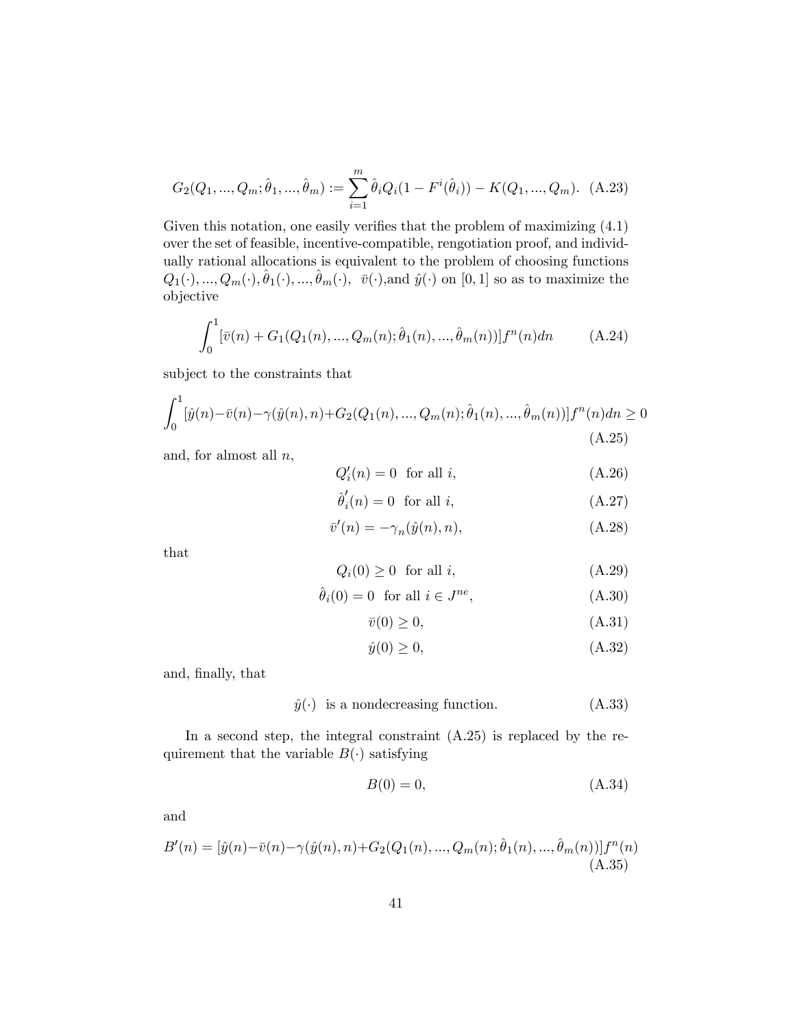$$G_2(Q_1, ..., Q_m; \hat{\theta}_1, ..., \hat{\theta}_m) := \sum_{i=1}^{m} \hat{\theta}_i Q_i (1 - F^i(\hat{\theta}_i)) - K(Q_1, ..., Q_m). \quad \text{(A.23)}$$

Given this notation, one easily verifies that the problem of maximizing (4.1) over the set of feasible, incentive-compatible, rengotiation proof, and individually rational allocations is equivalent to the problem of choosing functions $Q_1(\cdot), ..., Q_m(\cdot), \hat{\theta}_1(\cdot), ..., \hat{\theta}_m(\cdot)$, $\bar{v}(\cdot)$,and $\hat{y}(\cdot)$ on $[0, 1]$ so as to maximize the objective

$$\int_0^1 [\bar{v}(n) + G_1(Q_1(n), ..., Q_m(n); \hat{\theta}_1(n), ..., \hat{\theta}_m(n))] f^n(n) dn \quad \text{(A.24)}$$

subject to the constraints that

$$\int_0^1 [\hat{y}(n) - \bar{v}(n) - \gamma(\hat{y}(n), n) + G_2(Q_1(n), ..., Q_m(n); \hat{\theta}_1(n), ..., \hat{\theta}_m(n))] f^n(n) dn \geq 0 \quad \text{(A.25)}$$

and, for almost all $n$,

$$Q_i'(n) = 0 \quad \text{for all } i, \quad \text{(A.26)}$$

$$\hat{\theta}_i'(n) = 0 \quad \text{for all } i, \quad \text{(A.27)}$$

$$\bar{v}'(n) = -\gamma_n(\hat{y}(n), n), \quad \text{(A.28)}$$

that

$$Q_i(0) \geq 0 \quad \text{for all } i, \quad \text{(A.29)}$$

$$\hat{\theta}_i(0) = 0 \quad \text{for all } i \in J^{ne}, \quad \text{(A.30)}$$

$$\bar{v}(0) \geq 0, \quad \text{(A.31)}$$

$$\hat{y}(0) \geq 0, \quad \text{(A.32)}$$

and, finally, that

$$\hat{y}(\cdot) \quad \text{is a nondecreasing function.} \quad \text{(A.33)}$$

In a second step, the integral constraint (A.25) is replaced by the requirement that the variable $B(\cdot)$ satisfying

$$B(0) = 0, \quad \text{(A.34)}$$

and

$$B'(n) = [\hat{y}(n) - \bar{v}(n) - \gamma(\hat{y}(n), n) + G_2(Q_1(n), ..., Q_m(n); \hat{\theta}_1(n), ..., \hat{\theta}_m(n))] f^n(n) \quad \text{(A.35)}$$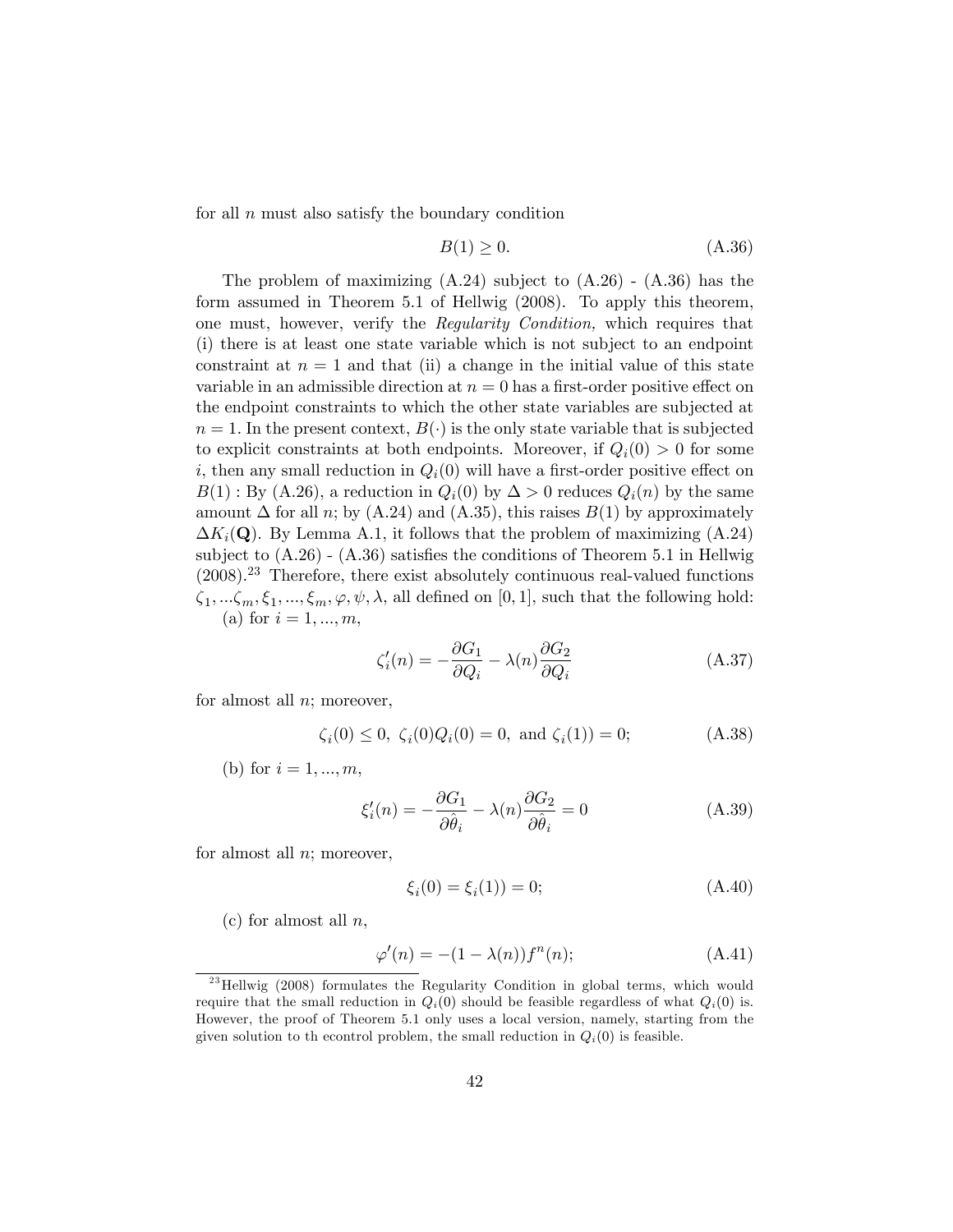for all $n$ must also satisfy the boundary condition

$$B(1) \geq 0. \tag{A.36}$$

The problem of maximizing (A.24) subject to (A.26) - (A.36) has the form assumed in Theorem 5.1 of Hellwig (2008). To apply this theorem, one must, however, verify the *Regularity Condition,* which requires that (i) there is at least one state variable which is not subject to an endpoint constraint at $n = 1$ and that (ii) a change in the initial value of this state variable in an admissible direction at $n = 0$ has a first-order positive effect on the endpoint constraints to which the other state variables are subjected at $n = 1$. In the present context, $B(\cdot)$ is the only state variable that is subjected to explicit constraints at both endpoints. Moreover, if $Q_i(0) > 0$ for some $i$, then any small reduction in $Q_i(0)$ will have a first-order positive effect on $B(1)$ : By (A.26), a reduction in $Q_i(0)$ by $\Delta > 0$ reduces $Q_i(n)$ by the same amount $\Delta$ for all $n$; by (A.24) and (A.35), this raises $B(1)$ by approximately $\Delta K_i(\mathbf{Q})$. By Lemma A.1, it follows that the problem of maximizing (A.24) subject to (A.26) - (A.36) satisfies the conditions of Theorem 5.1 in Hellwig (2008).[23] Therefore, there exist absolutely continuous real-valued functions $\zeta_1, ...\zeta_m, \xi_1, ..., \xi_m, \varphi, \psi, \lambda$, all defined on $[0, 1]$, such that the following hold:

(a) for $i = 1, ..., m$,

$$\zeta_i'(n) = -\frac{\partial G_1}{\partial Q_i} - \lambda(n)\frac{\partial G_2}{\partial Q_i} \tag{A.37}$$

for almost all $n$; moreover,

$$\zeta_i(0) \leq 0, \ \zeta_i(0)Q_i(0) = 0, \text{ and } \zeta_i(1)) = 0; \tag{A.38}$$

(b) for $i = 1, ..., m$,

$$\xi_i'(n) = -\frac{\partial G_1}{\partial \hat{\theta}_i} - \lambda(n)\frac{\partial G_2}{\partial \hat{\theta}_i} = 0 \tag{A.39}$$

for almost all $n$; moreover,

$$\xi_i(0) = \xi_i(1)) = 0; \tag{A.40}$$

(c) for almost all $n$,

$$\varphi'(n) = -(1 - \lambda(n))f^n(n); \tag{A.41}$$

[23] Hellwig (2008) formulates the Regularity Condition in global terms, which would require that the small reduction in $Q_i(0)$ should be feasible regardless of what $Q_i(0)$ is. However, the proof of Theorem 5.1 only uses a local version, namely, starting from the given solution to th econtrol problem, the small reduction in $Q_i(0)$ is feasible.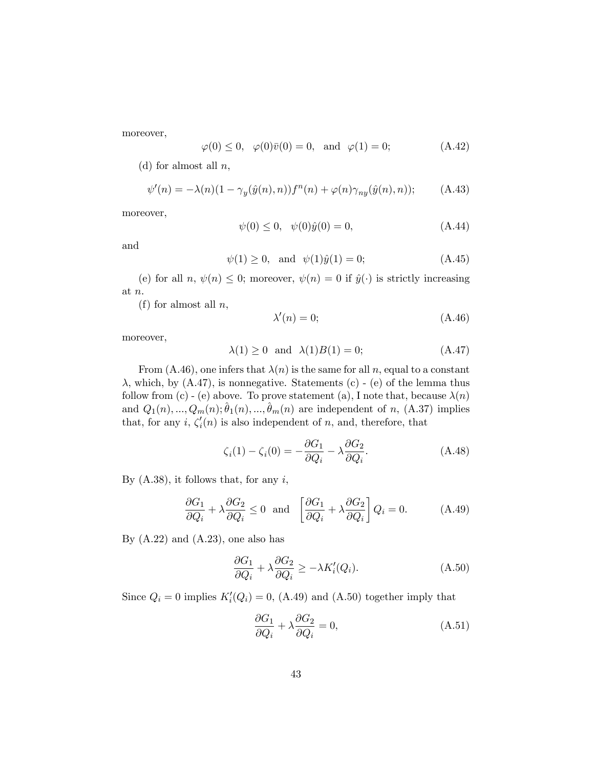moreover,

$$\varphi(0) \leq 0, \quad \varphi(0)\bar{v}(0) = 0, \quad \text{and} \quad \varphi(1) = 0; \tag{A.42}$$

(d) for almost all $n$,

$$\psi'(n) = -\lambda(n)(1 - \gamma_y(\hat{y}(n), n))f^n(n) + \varphi(n)\gamma_{ny}(\hat{y}(n), n)); \tag{A.43}$$

moreover,

$$\psi(0) \leq 0, \quad \psi(0)\hat{y}(0) = 0, \tag{A.44}$$

and

$$\psi(1) \geq 0, \quad \text{and} \quad \psi(1)\hat{y}(1) = 0; \tag{A.45}$$

(e) for all $n$, $\psi(n) \leq 0$; moreover, $\psi(n) = 0$ if $\hat{y}(\cdot)$ is strictly increasing at $n$.

(f) for almost all $n$,

$$\lambda'(n) = 0; \tag{A.46}$$

moreover,

$$\lambda(1) \geq 0 \quad \text{and} \quad \lambda(1)B(1) = 0; \tag{A.47}$$

From (A.46), one infers that $\lambda(n)$ is the same for all $n$, equal to a constant $\lambda$, which, by (A.47), is nonnegative. Statements (c) - (e) of the lemma thus follow from (c) - (e) above. To prove statement (a), I note that, because $\lambda(n)$ and $Q_1(n), ..., Q_m(n); \hat{\theta}_1(n), ..., \hat{\theta}_m(n)$ are independent of $n$, (A.37) implies that, for any $i$, $\zeta_i'(n)$ is also independent of $n$, and, therefore, that

$$\zeta_i(1) - \zeta_i(0) = -\frac{\partial G_1}{\partial Q_i} - \lambda \frac{\partial G_2}{\partial Q_i}. \tag{A.48}$$

By (A.38), it follows that, for any $i$,

$$\frac{\partial G_1}{\partial Q_i} + \lambda \frac{\partial G_2}{\partial Q_i} \leq 0 \quad \text{and} \quad \left[\frac{\partial G_1}{\partial Q_i} + \lambda \frac{\partial G_2}{\partial Q_i}\right] Q_i = 0. \tag{A.49}$$

By (A.22) and (A.23), one also has

$$\frac{\partial G_1}{\partial Q_i} + \lambda \frac{\partial G_2}{\partial Q_i} \geq -\lambda K_i'(Q_i). \tag{A.50}$$

Since $Q_i = 0$ implies $K_i'(Q_i) = 0$, (A.49) and (A.50) together imply that

$$\frac{\partial G_1}{\partial Q_i} + \lambda \frac{\partial G_2}{\partial Q_i} = 0, \tag{A.51}$$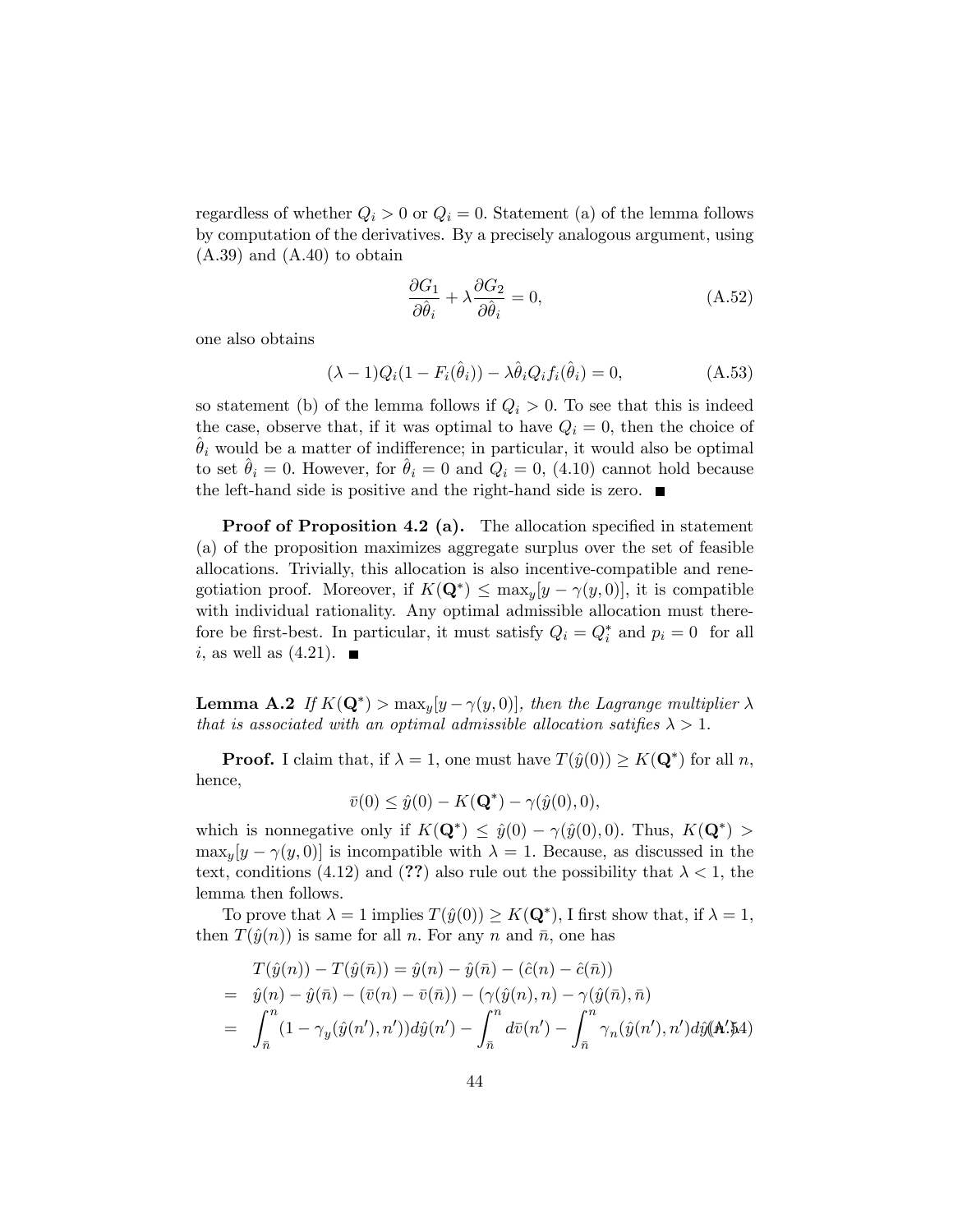regardless of whether $Q_i > 0$ or $Q_i = 0$. Statement (a) of the lemma follows by computation of the derivatives. By a precisely analogous argument, using (A.39) and (A.40) to obtain

$$\frac{\partial G_1}{\partial \hat{\theta}_i} + \lambda \frac{\partial G_2}{\partial \hat{\theta}_i} = 0, \tag{A.52}$$

one also obtains

$$(\lambda - 1) Q_i (1 - F_i(\hat{\theta}_i)) - \lambda \hat{\theta}_i Q_i f_i(\hat{\theta}_i) = 0, \tag{A.53}$$

so statement (b) of the lemma follows if $Q_i > 0$. To see that this is indeed the case, observe that, if it was optimal to have $Q_i = 0$, then the choice of $\hat{\theta}_i$ would be a matter of indifference; in particular, it would also be optimal to set $\hat{\theta}_i = 0$. However, for $\hat{\theta}_i = 0$ and $Q_i = 0$, (4.10) cannot hold because the left-hand side is positive and the right-hand side is zero. ■

**Proof of Proposition 4.2 (a).** The allocation specified in statement (a) of the proposition maximizes aggregate surplus over the set of feasible allocations. Trivially, this allocation is also incentive-compatible and renegotiation proof. Moreover, if $K(\mathbf{Q}^*) \leq \max_y[y - \gamma(y, 0)]$, it is compatible with individual rationality. Any optimal admissible allocation must therefore be first-best. In particular, it must satisfy $Q_i = Q_i^*$ and $p_i = 0$ for all $i$, as well as (4.21). ■

**Lemma A.2** *If $K(\mathbf{Q}^*) > \max_y[y - \gamma(y, 0)]$, then the Lagrange multiplier $\lambda$ that is associated with an optimal admissible allocation satifies $\lambda > 1$.*

**Proof.** I claim that, if $\lambda = 1$, one must have $T(\hat{y}(0)) \geq K(\mathbf{Q}^*)$ for all $n$, hence,

$$\bar{v}(0) \leq \hat{y}(0) - K(\mathbf{Q}^*) - \gamma(\hat{y}(0), 0),$$

which is nonnegative only if $K(\mathbf{Q}^*) \leq \hat{y}(0) - \gamma(\hat{y}(0), 0)$. Thus, $K(\mathbf{Q}^*) > \max_y[y - \gamma(y, 0)]$ is incompatible with $\lambda = 1$. Because, as discussed in the text, conditions (4.12) and (**??**) also rule out the possibility that $\lambda < 1$, the lemma then follows.

To prove that $\lambda = 1$ implies $T(\hat{y}(0)) \geq K(\mathbf{Q}^*)$, I first show that, if $\lambda = 1$, then $T(\hat{y}(n))$ is same for all $n$. For any $n$ and $\bar{n}$, one has

$$\begin{aligned}
& T(\hat{y}(n)) - T(\hat{y}(\bar{n})) = \hat{y}(n) - \hat{y}(\bar{n}) - (\hat{c}(n) - \hat{c}(\bar{n})) \\
= \; & \hat{y}(n) - \hat{y}(\bar{n}) - (\bar{v}(n) - \bar{v}(\bar{n})) - (\gamma(\hat{y}(n), n) - \gamma(\hat{y}(\bar{n}), \bar{n}) \\
= \; & \int_{\bar{n}}^{n} (1 - \gamma_y(\hat{y}(n'), n')) d\hat{y}(n') - \int_{\bar{n}}^{n} d\bar{v}(n') - \int_{\bar{n}}^{n} \gamma_n(\hat{y}(n'), n') d\hat{y}(n') \qquad \text{(A.54)}
\end{aligned}$$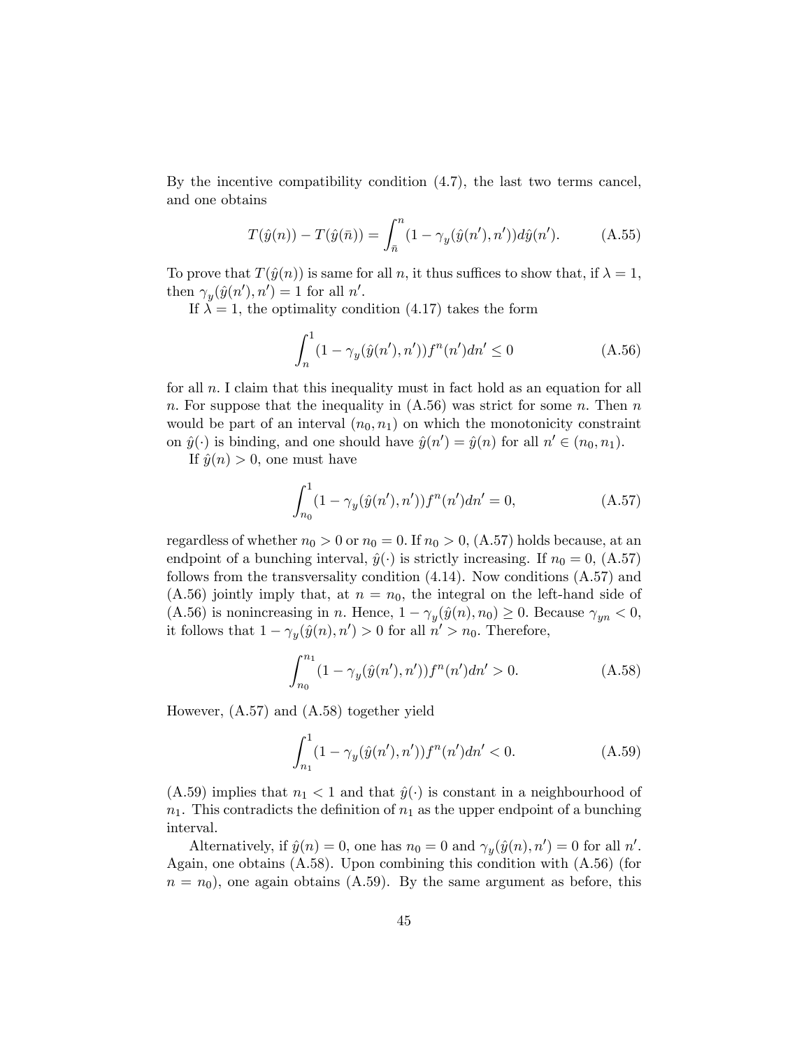By the incentive compatibility condition (4.7), the last two terms cancel, and one obtains

$$T(\hat{y}(n)) - T(\hat{y}(\bar{n})) = \int_{\bar{n}}^{n} (1 - \gamma_y(\hat{y}(n'), n')) d\hat{y}(n'). \tag{A.55}$$

To prove that $T(\hat{y}(n))$ is same for all $n$, it thus suffices to show that, if $\lambda = 1$, then $\gamma_y(\hat{y}(n'), n') = 1$ for all $n'$.

If $\lambda = 1$, the optimality condition (4.17) takes the form

$$\int_{n}^{1} (1 - \gamma_y(\hat{y}(n'), n')) f^n(n') dn' \leq 0 \tag{A.56}$$

for all $n$. I claim that this inequality must in fact hold as an equation for all $n$. For suppose that the inequality in (A.56) was strict for some $n$. Then $n$ would be part of an interval $(n_0, n_1)$ on which the monotonicity constraint on $\hat{y}(\cdot)$ is binding, and one should have $\hat{y}(n') = \hat{y}(n)$ for all $n' \in (n_0, n_1)$.

If $\hat{y}(n) > 0$, one must have

$$\int_{n_0}^{1} (1 - \gamma_y(\hat{y}(n'), n')) f^n(n') dn' = 0, \tag{A.57}$$

regardless of whether $n_0 > 0$ or $n_0 = 0$. If $n_0 > 0$, (A.57) holds because, at an endpoint of a bunching interval, $\hat{y}(\cdot)$ is strictly increasing. If $n_0 = 0$, (A.57) follows from the transversality condition (4.14). Now conditions (A.57) and (A.56) jointly imply that, at $n = n_0$, the integral on the left-hand side of (A.56) is nonincreasing in $n$. Hence, $1 - \gamma_y(\hat{y}(n), n_0) \geq 0$. Because $\gamma_{yn} < 0$, it follows that $1 - \gamma_y(\hat{y}(n), n') > 0$ for all $n' > n_0$. Therefore,

$$\int_{n_0}^{n_1} (1 - \gamma_y(\hat{y}(n'), n')) f^n(n') dn' > 0. \tag{A.58}$$

However, (A.57) and (A.58) together yield

$$\int_{n_1}^{1} (1 - \gamma_y(\hat{y}(n'), n')) f^n(n') dn' < 0. \tag{A.59}$$

(A.59) implies that $n_1 < 1$ and that $\hat{y}(\cdot)$ is constant in a neighbourhood of $n_1$. This contradicts the definition of $n_1$ as the upper endpoint of a bunching interval.

Alternatively, if $\hat{y}(n) = 0$, one has $n_0 = 0$ and $\gamma_y(\hat{y}(n), n') = 0$ for all $n'$. Again, one obtains (A.58). Upon combining this condition with (A.56) (for $n = n_0$), one again obtains (A.59). By the same argument as before, this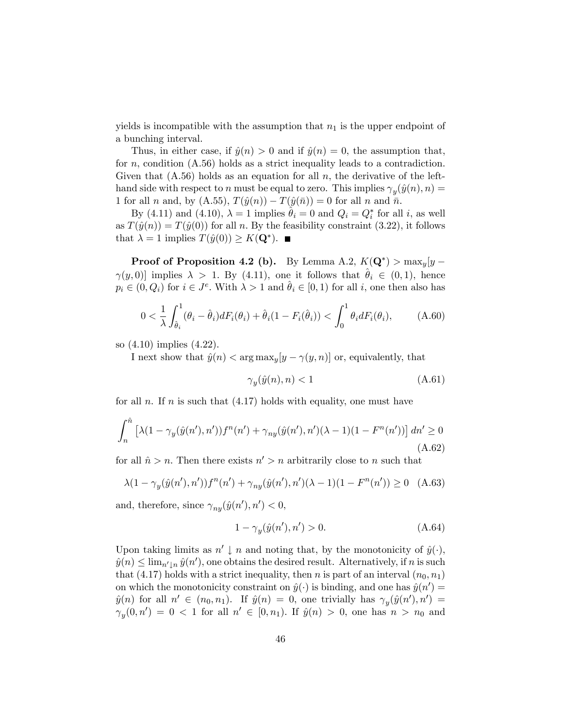yields is incompatible with the assumption that $n_1$ is the upper endpoint of a bunching interval.

Thus, in either case, if $\hat{y}(n) > 0$ and if $\hat{y}(n) = 0$, the assumption that, for $n$, condition (A.56) holds as a strict inequality leads to a contradiction. Given that (A.56) holds as an equation for all $n$, the derivative of the left-hand side with respect to $n$ must be equal to zero. This implies $\gamma_y(\hat{y}(n), n) = 1$ for all $n$ and, by (A.55), $T(\hat{y}(n)) - T(\hat{y}(\bar{n})) = 0$ for all $n$ and $\bar{n}$.

By (4.11) and (4.10), $\lambda = 1$ implies $\hat{\theta}_i = 0$ and $Q_i = Q_i^*$ for all $i$, as well as $T(\hat{y}(n)) = T(\hat{y}(0))$ for all $n$. By the feasibility constraint (3.22), it follows that $\lambda = 1$ implies $T(\hat{y}(0)) \geq K(\mathbf{Q}^*)$. ∎

**Proof of Proposition 4.2 (b).** By Lemma A.2, $K(\mathbf{Q}^*) > \max_y[y - \gamma(y, 0)]$ implies $\lambda > 1$. By (4.11), one it follows that $\hat{\theta}_i \in (0,1)$, hence $p_i \in (0, Q_i)$ for $i \in J^e$. With $\lambda > 1$ and $\hat{\theta}_i \in [0,1)$ for all $i$, one then also has

$$0 < \frac{1}{\lambda} \int_{\hat{\theta}_i}^{1} (\theta_i - \hat{\theta}_i) dF_i(\theta_i) + \hat{\theta}_i(1 - F_i(\hat{\theta}_i)) < \int_0^1 \theta_i dF_i(\theta_i), \tag{A.60}$$

so (4.10) implies (4.22).

I next show that $\hat{y}(n) < \arg\max_y[y - \gamma(y, n)]$ or, equivalently, that

$$\gamma_y(\hat{y}(n), n) < 1 \tag{A.61}$$

for all $n$. If $n$ is such that (4.17) holds with equality, one must have

$$\int_n^{\hat{n}} \left[ \lambda(1 - \gamma_y(\hat{y}(n'), n')) f^n(n') + \gamma_{ny}(\hat{y}(n'), n')(\lambda - 1)(1 - F^n(n')) \right] dn' \geq 0 \tag{A.62}$$

for all $\hat{n} > n$. Then there exists $n' > n$ arbitrarily close to $n$ such that

$$\lambda(1 - \gamma_y(\hat{y}(n'), n')) f^n(n') + \gamma_{ny}(\hat{y}(n'), n')(\lambda - 1)(1 - F^n(n')) \geq 0 \tag{A.63}$$

and, therefore, since $\gamma_{ny}(\hat{y}(n'), n') < 0$,

$$1 - \gamma_y(\hat{y}(n'), n') > 0. \tag{A.64}$$

Upon taking limits as $n' \downarrow n$ and noting that, by the monotonicity of $\hat{y}(\cdot)$, $\hat{y}(n) \leq \lim_{n' \downarrow n} \hat{y}(n')$, one obtains the desired result. Alternatively, if $n$ is such that (4.17) holds with a strict inequality, then $n$ is part of an interval $(n_0, n_1)$ on which the monotonicity constraint on $\hat{y}(\cdot)$ is binding, and one has $\hat{y}(n') = \hat{y}(n)$ for all $n' \in (n_0, n_1)$. If $\hat{y}(n) = 0$, one trivially has $\gamma_y(\hat{y}(n'), n') = \gamma_y(0, n') = 0 < 1$ for all $n' \in [0, n_1)$. If $\hat{y}(n) > 0$, one has $n > n_0$ and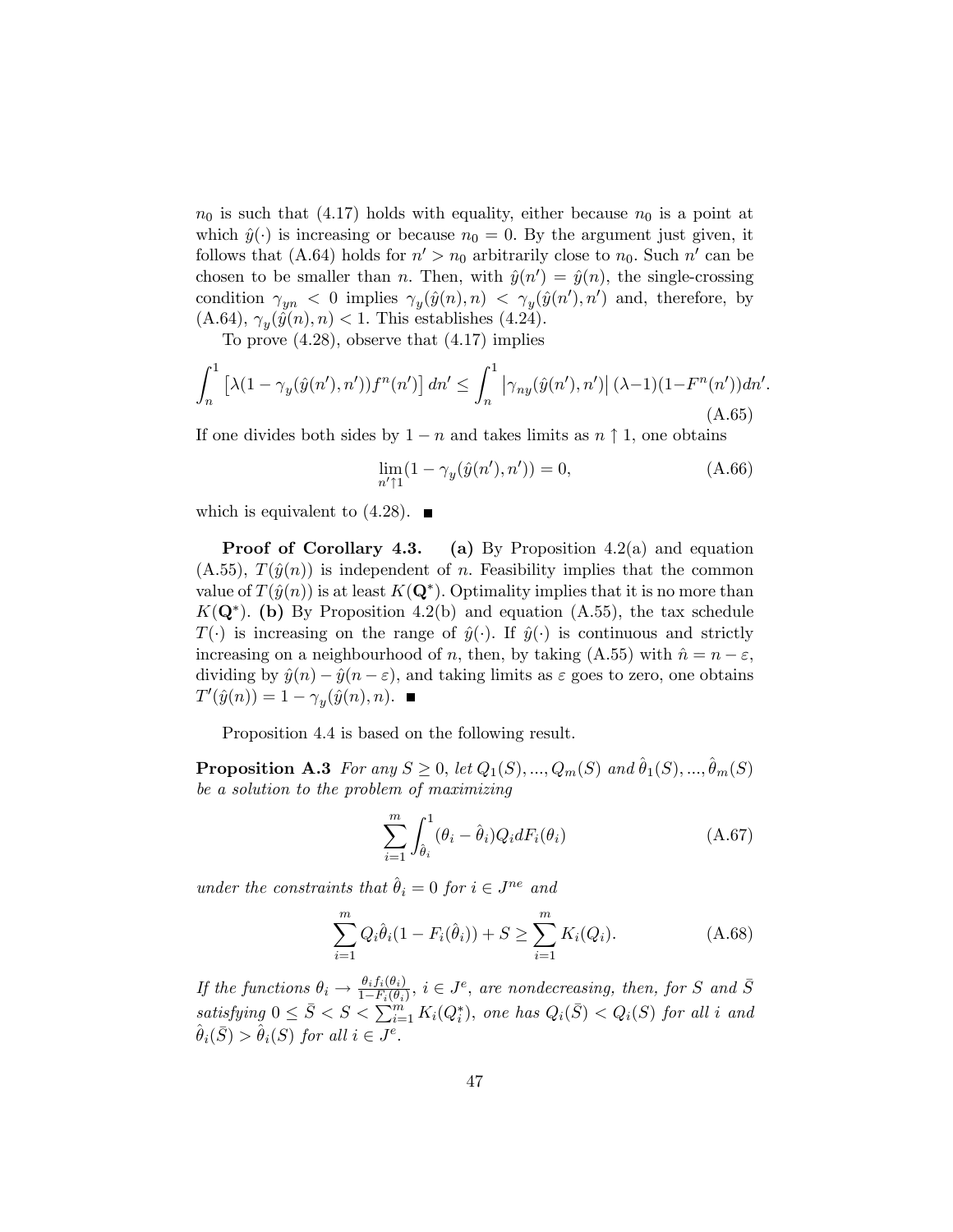$n_0$ is such that (4.17) holds with equality, either because $n_0$ is a point at which $\hat{y}(\cdot)$ is increasing or because $n_0 = 0$. By the argument just given, it follows that (A.64) holds for $n' > n_0$ arbitrarily close to $n_0$. Such $n'$ can be chosen to be smaller than $n$. Then, with $\hat{y}(n') = \hat{y}(n)$, the single-crossing condition $\gamma_{yn} < 0$ implies $\gamma_y(\hat{y}(n), n) < \gamma_y(\hat{y}(n'), n')$ and, therefore, by (A.64), $\gamma_y(\hat{y}(n), n) < 1$. This establishes (4.24).

To prove (4.28), observe that (4.17) implies

$$\int_n^1 \left[\lambda(1 - \gamma_y(\hat{y}(n'), n')) f^n(n')\right] dn' \leq \int_n^1 \left|\gamma_{ny}(\hat{y}(n'), n')\right| (\lambda - 1)(1 - F^n(n')) dn'. \tag{A.65}$$

If one divides both sides by $1 - n$ and takes limits as $n \uparrow 1$, one obtains

$$\lim_{n' \uparrow 1} (1 - \gamma_y(\hat{y}(n'), n')) = 0, \tag{A.66}$$

which is equivalent to (4.28). ■

**Proof of Corollary 4.3.** **(a)** By Proposition 4.2(a) and equation (A.55), $T(\hat{y}(n))$ is independent of $n$. Feasibility implies that the common value of $T(\hat{y}(n))$ is at least $K(\mathbf{Q}^*)$. Optimality implies that it is no more than $K(\mathbf{Q}^*)$. **(b)** By Proposition 4.2(b) and equation (A.55), the tax schedule $T(\cdot)$ is increasing on the range of $\hat{y}(\cdot)$. If $\hat{y}(\cdot)$ is continuous and strictly increasing on a neighbourhood of $n$, then, by taking (A.55) with $\hat{n} = n - \varepsilon$, dividing by $\hat{y}(n) - \hat{y}(n - \varepsilon)$, and taking limits as $\varepsilon$ goes to zero, one obtains $T'(\hat{y}(n)) = 1 - \gamma_y(\hat{y}(n), n)$. ■

Proposition 4.4 is based on the following result.

**Proposition A.3** *For any $S \geq 0$, let $Q_1(S), ..., Q_m(S)$ and $\hat{\theta}_1(S), ..., \hat{\theta}_m(S)$ be a solution to the problem of maximizing*

$$\sum_{i=1}^m \int_{\hat{\theta}_i}^1 (\theta_i - \hat{\theta}_i) Q_i dF_i(\theta_i) \tag{A.67}$$

*under the constraints that $\hat{\theta}_i = 0$ for $i \in J^{ne}$ and*

$$\sum_{i=1}^m Q_i \hat{\theta}_i (1 - F_i(\hat{\theta}_i)) + S \geq \sum_{i=1}^m K_i(Q_i). \tag{A.68}$$

*If the functions $\theta_i \to \frac{\theta_i f_i(\theta_i)}{1 - F_i(\theta_i)}$, $i \in J^e$, are nondecreasing, then, for $S$ and $\bar{S}$ satisfying $0 \leq \bar{S} < S < \sum_{i=1}^m K_i(Q_i^*)$, one has $Q_i(\bar{S}) < Q_i(S)$ for all $i$ and $\hat{\theta}_i(\bar{S}) > \hat{\theta}_i(S)$ for all $i \in J^e$.*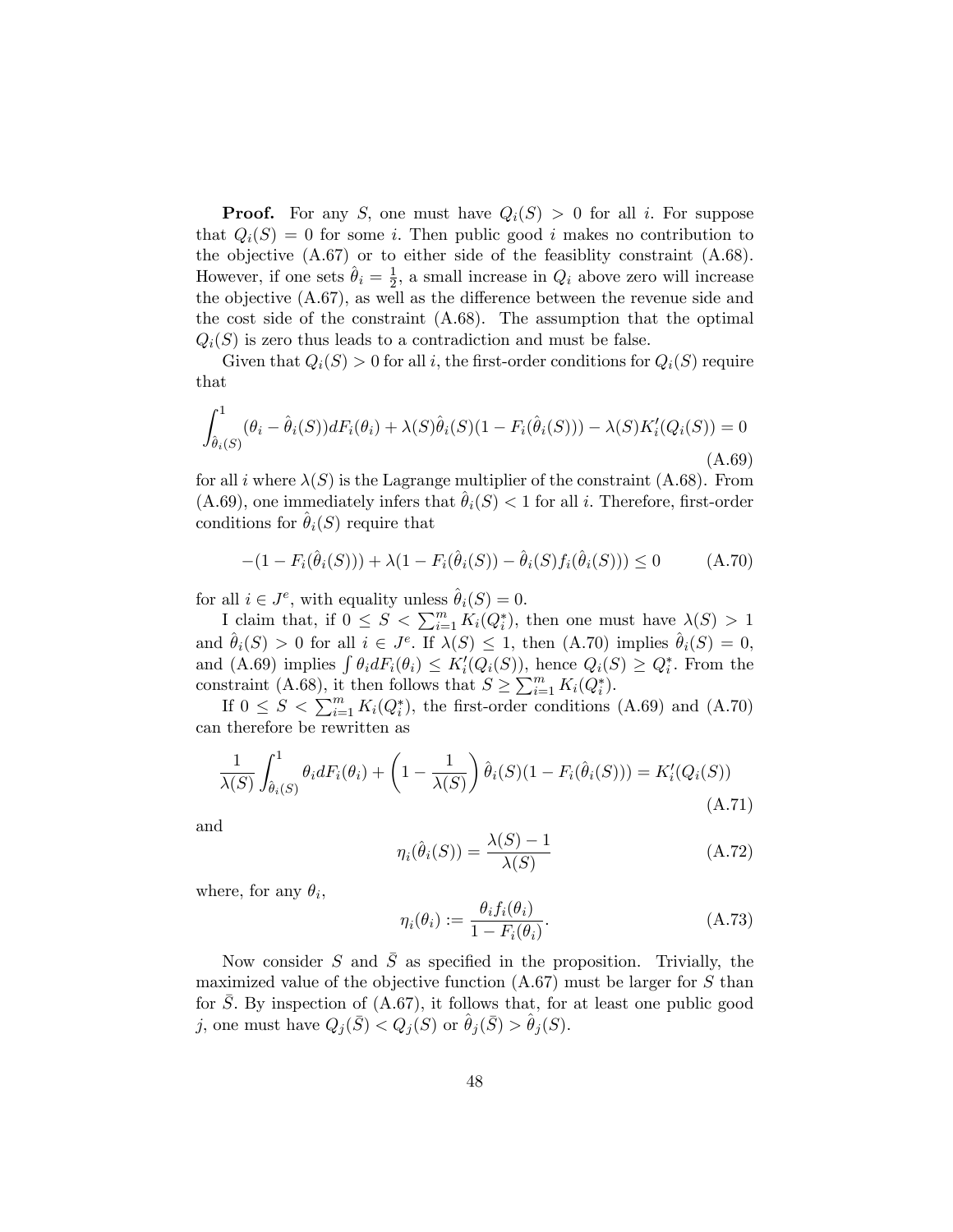**Proof.** For any $S$, one must have $Q_i(S) > 0$ for all $i$. For suppose that $Q_i(S) = 0$ for some $i$. Then public good $i$ makes no contribution to the objective (A.67) or to either side of the feasiblity constraint (A.68). However, if one sets $\hat{\theta}_i = \frac{1}{2}$, a small increase in $Q_i$ above zero will increase the objective (A.67), as well as the difference between the revenue side and the cost side of the constraint (A.68). The assumption that the optimal $Q_i(S)$ is zero thus leads to a contradiction and must be false.

Given that $Q_i(S) > 0$ for all $i$, the first-order conditions for $Q_i(S)$ require that

$$\int_{\hat{\theta}_i(S)}^{1} (\theta_i - \hat{\theta}_i(S))dF_i(\theta_i) + \lambda(S)\hat{\theta}_i(S)(1 - F_i(\hat{\theta}_i(S))) - \lambda(S)K_i'(Q_i(S)) = 0 \tag{A.69}$$

for all $i$ where $\lambda(S)$ is the Lagrange multiplier of the constraint (A.68). From (A.69), one immediately infers that $\hat{\theta}_i(S) < 1$ for all $i$. Therefore, first-order conditions for $\hat{\theta}_i(S)$ require that

$$-(1 - F_i(\hat{\theta}_i(S))) + \lambda(1 - F_i(\hat{\theta}_i(S)) - \hat{\theta}_i(S)f_i(\hat{\theta}_i(S))) \leq 0 \tag{A.70}$$

for all $i \in J^e$, with equality unless $\hat{\theta}_i(S) = 0$.

I claim that, if $0 \leq S < \sum_{i=1}^{m} K_i(Q_i^*)$, then one must have $\lambda(S) > 1$ and $\hat{\theta}_i(S) > 0$ for all $i \in J^e$. If $\lambda(S) \leq 1$, then (A.70) implies $\hat{\theta}_i(S) = 0$, and (A.69) implies $\int \theta_i dF_i(\theta_i) \leq K_i'(Q_i(S))$, hence $Q_i(S) \geq Q_i^*$. From the constraint (A.68), it then follows that $S \geq \sum_{i=1}^{m} K_i(Q_i^*)$.

If $0 \leq S < \sum_{i=1}^{m} K_i(Q_i^*)$, the first-order conditions (A.69) and (A.70) can therefore be rewritten as

$$\frac{1}{\lambda(S)} \int_{\hat{\theta}_i(S)}^{1} \theta_i dF_i(\theta_i) + \left(1 - \frac{1}{\lambda(S)}\right) \hat{\theta}_i(S)(1 - F_i(\hat{\theta}_i(S))) = K_i'(Q_i(S)) \tag{A.71}$$

and

$$\eta_i(\hat{\theta}_i(S)) = \frac{\lambda(S) - 1}{\lambda(S)} \tag{A.72}$$

where, for any $\theta_i$,

$$\eta_i(\theta_i) := \frac{\theta_i f_i(\theta_i)}{1 - F_i(\theta_i)}. \tag{A.73}$$

Now consider $S$ and $\bar{S}$ as specified in the proposition. Trivially, the maximized value of the objective function (A.67) must be larger for $S$ than for $\bar{S}$. By inspection of (A.67), it follows that, for at least one public good $j$, one must have $Q_j(\bar{S}) < Q_j(S)$ or $\hat{\theta}_j(\bar{S}) > \hat{\theta}_j(S)$.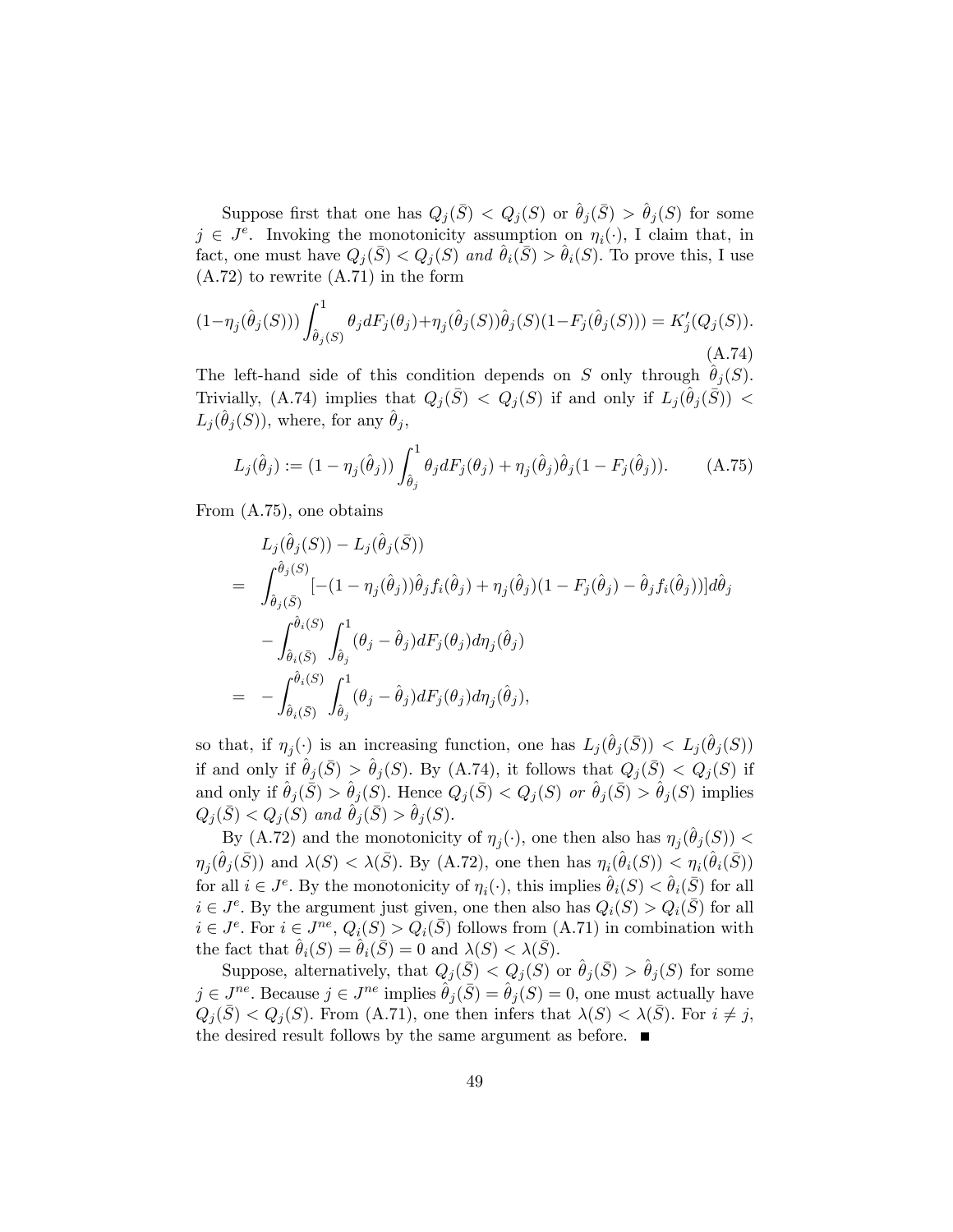Suppose first that one has $Q_j(\bar{S}) < Q_j(S)$ or $\hat{\theta}_j(\bar{S}) > \hat{\theta}_j(S)$ for some $j \in J^e$. Invoking the monotonicity assumption on $\eta_i(\cdot)$, I claim that, in fact, one must have $Q_j(\bar{S}) < Q_j(S)$ *and* $\hat{\theta}_i(\bar{S}) > \hat{\theta}_i(S)$. To prove this, I use (A.72) to rewrite (A.71) in the form

$$(1-\eta_j(\hat{\theta}_j(S))) \int_{\hat{\theta}_j(S)}^1 \theta_j dF_j(\theta_j) + \eta_j(\hat{\theta}_j(S))\hat{\theta}_j(S)(1-F_j(\hat{\theta}_j(S))) = K_j'(Q_j(S)). \tag{A.74}$$

The left-hand side of this condition depends on $S$ only through $\hat{\theta}_j(S)$. Trivially, (A.74) implies that $Q_j(\bar{S}) < Q_j(S)$ if and only if $L_j(\hat{\theta}_j(\bar{S})) < L_j(\hat{\theta}_j(S))$, where, for any $\hat{\theta}_j$,

$$L_j(\hat{\theta}_j) := (1-\eta_j(\hat{\theta}_j)) \int_{\hat{\theta}_j}^1 \theta_j dF_j(\theta_j) + \eta_j(\hat{\theta}_j)\hat{\theta}_j(1-F_j(\hat{\theta}_j)). \tag{A.75}$$

From (A.75), one obtains

$$\begin{aligned}
& L_j(\hat{\theta}_j(S)) - L_j(\hat{\theta}_j(\bar{S})) \\
= \quad & \int_{\hat{\theta}_j(\bar{S})}^{\hat{\theta}_j(S)} [-(1-\eta_j(\hat{\theta}_j))\hat{\theta}_j f_i(\hat{\theta}_j) + \eta_j(\hat{\theta}_j)(1-F_j(\hat{\theta}_j) - \hat{\theta}_j f_i(\hat{\theta}_j))] d\hat{\theta}_j \\
& - \int_{\hat{\theta}_i(\bar{S})}^{\hat{\theta}_i(S)} \int_{\hat{\theta}_j}^1 (\theta_j - \hat{\theta}_j) dF_j(\theta_j) d\eta_j(\hat{\theta}_j) \\
= \quad & - \int_{\hat{\theta}_i(\bar{S})}^{\hat{\theta}_i(S)} \int_{\hat{\theta}_j}^1 (\theta_j - \hat{\theta}_j) dF_j(\theta_j) d\eta_j(\hat{\theta}_j),
\end{aligned}$$

so that, if $\eta_j(\cdot)$ is an increasing function, one has $L_j(\hat{\theta}_j(\bar{S})) < L_j(\hat{\theta}_j(S))$ if and only if $\hat{\theta}_j(\bar{S}) > \hat{\theta}_j(S)$. By (A.74), it follows that $Q_j(\bar{S}) < Q_j(S)$ if and only if $\hat{\theta}_j(\bar{S}) > \hat{\theta}_j(S)$. Hence $Q_j(\bar{S}) < Q_j(S)$ *or* $\hat{\theta}_j(\bar{S}) > \hat{\theta}_j(S)$ implies $Q_j(\bar{S}) < Q_j(S)$ *and* $\hat{\theta}_j(\bar{S}) > \hat{\theta}_j(S)$.

By (A.72) and the monotonicity of $\eta_j(\cdot)$, one then also has $\eta_j(\hat{\theta}_j(S)) < \eta_j(\hat{\theta}_j(\bar{S}))$ and $\lambda(S) < \lambda(\bar{S})$. By (A.72), one then has $\eta_i(\hat{\theta}_i(S)) < \eta_i(\hat{\theta}_i(\bar{S}))$ for all $i \in J^e$. By the monotonicity of $\eta_i(\cdot)$, this implies $\hat{\theta}_i(S) < \hat{\theta}_i(\bar{S})$ for all $i \in J^e$. By the argument just given, one then also has $Q_i(S) > Q_i(\bar{S})$ for all $i \in J^e$. For $i \in J^{ne}$, $Q_i(S) > Q_i(\bar{S})$ follows from (A.71) in combination with the fact that $\hat{\theta}_i(S) = \hat{\theta}_i(\bar{S}) = 0$ and $\lambda(S) < \lambda(\bar{S})$.

Suppose, alternatively, that $Q_j(\bar{S}) < Q_j(S)$ or $\hat{\theta}_j(\bar{S}) > \hat{\theta}_j(S)$ for some $j \in J^{ne}$. Because $j \in J^{ne}$ implies $\hat{\theta}_j(\bar{S}) = \hat{\theta}_j(S) = 0$, one must actually have $Q_j(\bar{S}) < Q_j(S)$. From (A.71), one then infers that $\lambda(S) < \lambda(\bar{S})$. For $i \neq j$, the desired result follows by the same argument as before. ∎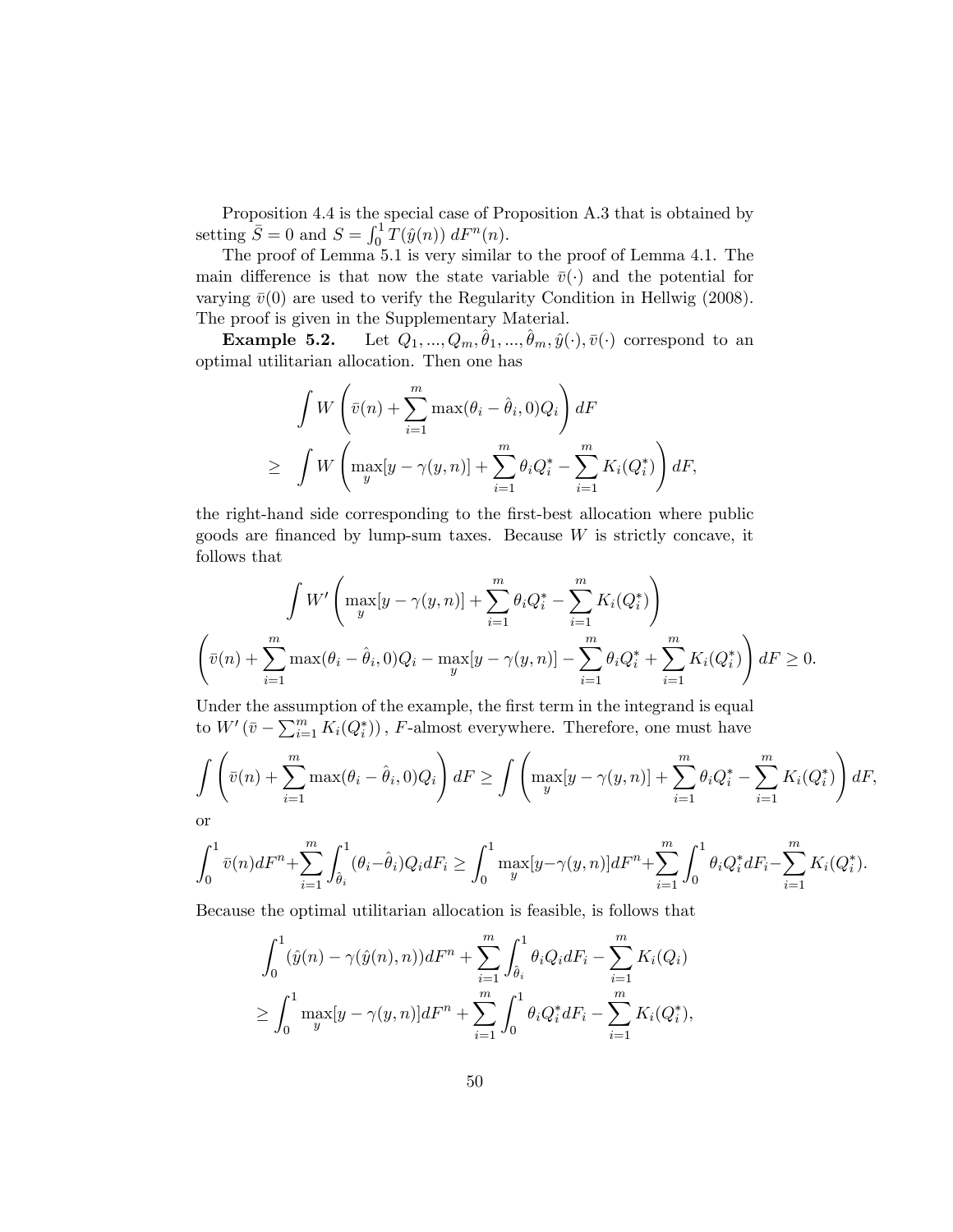Proposition 4.4 is the special case of Proposition A.3 that is obtained by setting $\bar{S} = 0$ and $S = \int_0^1 T(\hat{y}(n))\, dF^n(n)$.

The proof of Lemma 5.1 is very similar to the proof of Lemma 4.1. The main difference is that now the state variable $\bar{v}(\cdot)$ and the potential for varying $\bar{v}(0)$ are used to verify the Regularity Condition in Hellwig (2008). The proof is given in the Supplementary Material.

**Example 5.2.** Let $Q_1, ..., Q_m, \hat{\theta}_1, ..., \hat{\theta}_m, \hat{y}(\cdot), \bar{v}(\cdot)$ correspond to an optimal utilitarian allocation. Then one has

$$
\begin{aligned}
& \int W\left(\bar{v}(n) + \sum_{i=1}^{m} \max(\theta_i - \hat{\theta}_i, 0) Q_i\right) dF \\
\geq \; & \int W\left(\max_y [y - \gamma(y, n)] + \sum_{i=1}^{m} \theta_i Q_i^* - \sum_{i=1}^{m} K_i(Q_i^*)\right) dF,
\end{aligned}
$$

the right-hand side corresponding to the first-best allocation where public goods are financed by lump-sum taxes. Because $W$ is strictly concave, it follows that

$$
\begin{aligned}
& \int W'\left(\max_y [y - \gamma(y, n)] + \sum_{i=1}^{m} \theta_i Q_i^* - \sum_{i=1}^{m} K_i(Q_i^*)\right) \\
& \left(\bar{v}(n) + \sum_{i=1}^{m} \max(\theta_i - \hat{\theta}_i, 0) Q_i - \max_y [y - \gamma(y, n)] - \sum_{i=1}^{m} \theta_i Q_i^* + \sum_{i=1}^{m} K_i(Q_i^*)\right) dF \geq 0.
\end{aligned}
$$

Under the assumption of the example, the first term in the integrand is equal to $W'\left(\bar{v} - \sum_{i=1}^{m} K_i(Q_i^*)\right)$, $F$-almost everywhere. Therefore, one must have

$$
\int \left(\bar{v}(n) + \sum_{i=1}^{m} \max(\theta_i - \hat{\theta}_i, 0) Q_i\right) dF \geq \int \left(\max_y [y - \gamma(y, n)] + \sum_{i=1}^{m} \theta_i Q_i^* - \sum_{i=1}^{m} K_i(Q_i^*)\right) dF,
$$

or

$$
\int_0^1 \bar{v}(n) dF^n + \sum_{i=1}^{m} \int_{\hat{\theta}_i}^1 (\theta_i - \hat{\theta}_i) Q_i dF_i \geq \int_0^1 \max_y [y - \gamma(y, n)] dF^n + \sum_{i=1}^{m} \int_0^1 \theta_i Q_i^* dF_i - \sum_{i=1}^{m} K_i(Q_i^*).
$$

Because the optimal utilitarian allocation is feasible, is follows that

$$
\begin{aligned}
& \int_0^1 (\hat{y}(n) - \gamma(\hat{y}(n), n)) dF^n + \sum_{i=1}^{m} \int_{\hat{\theta}_i}^1 \theta_i Q_i dF_i - \sum_{i=1}^{m} K_i(Q_i) \\
\geq \; & \int_0^1 \max_y [y - \gamma(y, n)] dF^n + \sum_{i=1}^{m} \int_0^1 \theta_i Q_i^* dF_i - \sum_{i=1}^{m} K_i(Q_i^*),
\end{aligned}
$$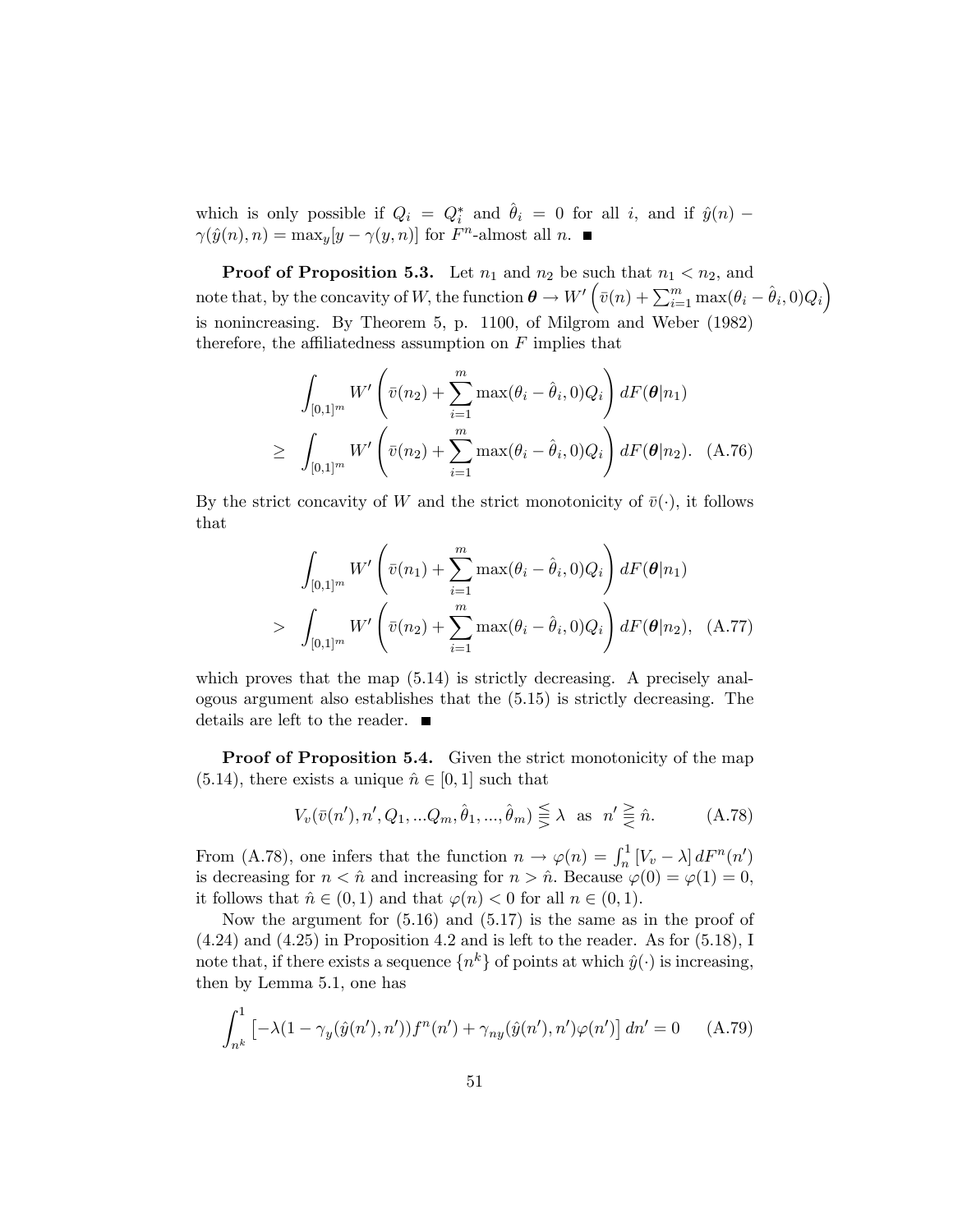which is only possible if $Q_i = Q_i^*$ and $\hat{\theta}_i = 0$ for all $i$, and if $\hat{y}(n) - \gamma(\hat{y}(n), n) = \max_y [y - \gamma(y, n)]$ for $F^n$-almost all $n$. ■

**Proof of Proposition 5.3.** Let $n_1$ and $n_2$ be such that $n_1 < n_2$, and note that, by the concavity of $W$, the function $\boldsymbol{\theta} \to W'\left(\bar{v}(n) + \sum_{i=1}^m \max(\theta_i - \hat{\theta}_i, 0) Q_i\right)$ is nonincreasing. By Theorem 5, p. 1100, of Milgrom and Weber (1982) therefore, the affiliatedness assumption on $F$ implies that

$$\int_{[0,1]^m} W'\left(\bar{v}(n_2) + \sum_{i=1}^m \max(\theta_i - \hat{\theta}_i, 0) Q_i\right) dF(\boldsymbol{\theta}|n_1)$$
$$\geq \int_{[0,1]^m} W'\left(\bar{v}(n_2) + \sum_{i=1}^m \max(\theta_i - \hat{\theta}_i, 0) Q_i\right) dF(\boldsymbol{\theta}|n_2). \quad \text{(A.76)}$$

By the strict concavity of $W$ and the strict monotonicity of $\bar{v}(\cdot)$, it follows that

$$\int_{[0,1]^m} W'\left(\bar{v}(n_1) + \sum_{i=1}^m \max(\theta_i - \hat{\theta}_i, 0) Q_i\right) dF(\boldsymbol{\theta}|n_1)$$
$$> \int_{[0,1]^m} W'\left(\bar{v}(n_2) + \sum_{i=1}^m \max(\theta_i - \hat{\theta}_i, 0) Q_i\right) dF(\boldsymbol{\theta}|n_2), \quad \text{(A.77)}$$

which proves that the map (5.14) is strictly decreasing. A precisely analogous argument also establishes that the (5.15) is strictly decreasing. The details are left to the reader. ■

**Proof of Proposition 5.4.** Given the strict monotonicity of the map (5.14), there exists a unique $\hat{n} \in [0, 1]$ such that

$$V_v(\bar{v}(n'), n', Q_1, ...Q_m, \hat{\theta}_1, ..., \hat{\theta}_m) \lesseqqgtr \lambda \quad \text{as} \quad n' \gtreqqless \hat{n}. \quad \text{(A.78)}$$

From (A.78), one infers that the function $n \to \varphi(n) = \int_n^1 [V_v - \lambda] \, dF^n(n')$ is decreasing for $n < \hat{n}$ and increasing for $n > \hat{n}$. Because $\varphi(0) = \varphi(1) = 0$, it follows that $\hat{n} \in (0, 1)$ and that $\varphi(n) < 0$ for all $n \in (0, 1)$.

Now the argument for (5.16) and (5.17) is the same as in the proof of (4.24) and (4.25) in Proposition 4.2 and is left to the reader. As for (5.18), I note that, if there exists a sequence $\{n^k\}$ of points at which $\hat{y}(\cdot)$ is increasing, then by Lemma 5.1, one has

$$\int_{n^k}^1 \left[-\lambda(1 - \gamma_y(\hat{y}(n'), n')) f^n(n') + \gamma_{ny}(\hat{y}(n'), n') \varphi(n')\right] dn' = 0 \quad \text{(A.79)}$$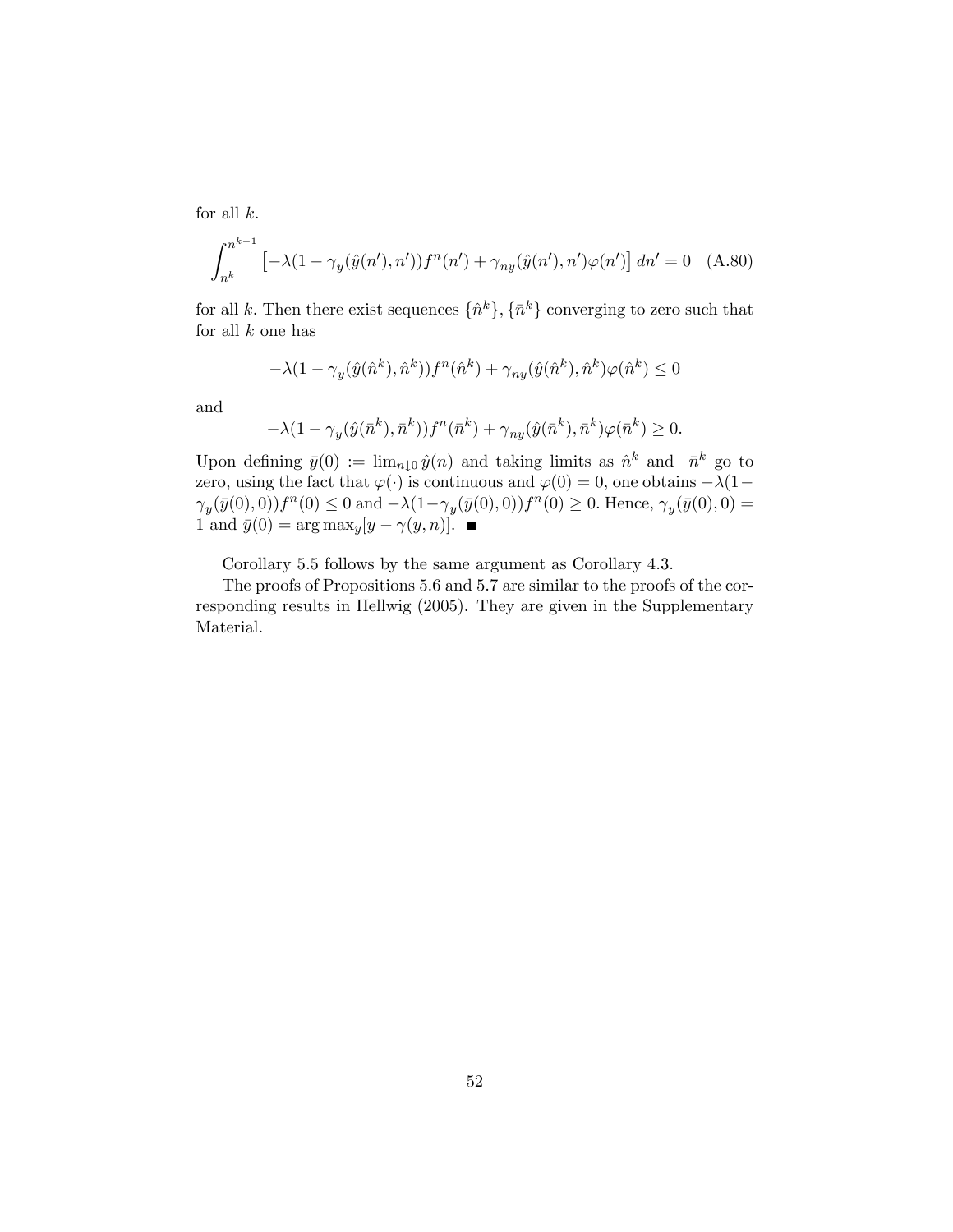for all $k$.

$$\int_{n^k}^{n^{k-1}} \left[-\lambda(1-\gamma_y(\hat{y}(n'),n'))f^n(n') + \gamma_{ny}(\hat{y}(n'),n')\varphi(n')\right] dn' = 0 \quad \text{(A.80)}$$

for all $k$. Then there exist sequences $\{\hat{n}^k\}, \{\bar{n}^k\}$ converging to zero such that for all $k$ one has

$$-\lambda(1-\gamma_y(\hat{y}(\hat{n}^k),\hat{n}^k))f^n(\hat{n}^k) + \gamma_{ny}(\hat{y}(\hat{n}^k),\hat{n}^k)\varphi(\hat{n}^k) \leq 0$$

and

$$-\lambda(1-\gamma_y(\hat{y}(\bar{n}^k),\bar{n}^k))f^n(\bar{n}^k) + \gamma_{ny}(\hat{y}(\bar{n}^k),\bar{n}^k)\varphi(\bar{n}^k) \geq 0.$$

Upon defining $\bar{y}(0) := \lim_{n\downarrow 0}\hat{y}(n)$ and taking limits as $\hat{n}^k$ and $\bar{n}^k$ go to zero, using the fact that $\varphi(\cdot)$ is continuous and $\varphi(0)=0$, one obtains $-\lambda(1-\gamma_y(\bar{y}(0),0))f^n(0) \leq 0$ and $-\lambda(1-\gamma_y(\bar{y}(0),0))f^n(0) \geq 0$. Hence, $\gamma_y(\bar{y}(0),0) = 1$ and $\bar{y}(0) = \arg\max_y[y-\gamma(y,n)]$. ∎

Corollary 5.5 follows by the same argument as Corollary 4.3.

The proofs of Propositions 5.6 and 5.7 are similar to the proofs of the corresponding results in Hellwig (2005). They are given in the Supplementary Material.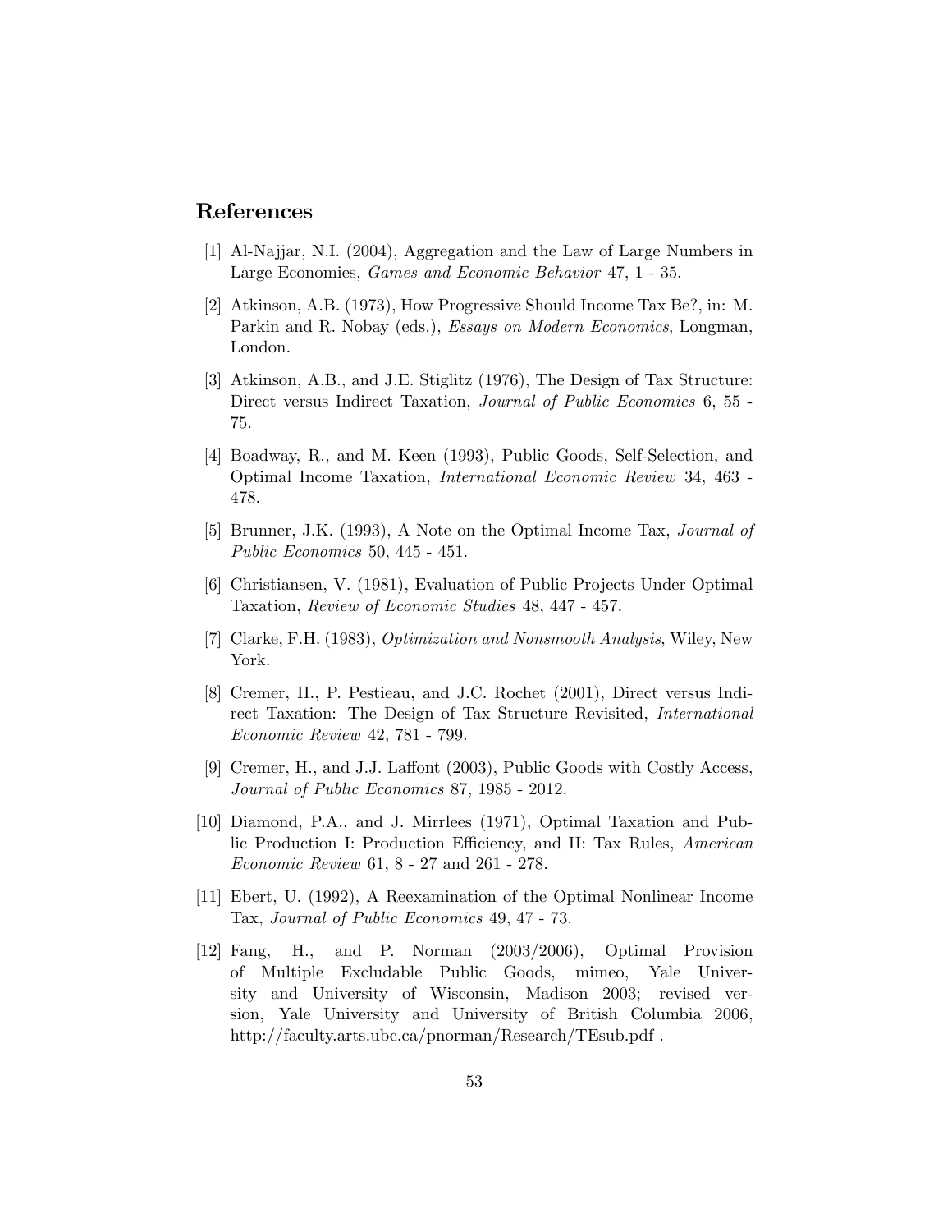## References

[1] Al-Najjar, N.I. (2004), Aggregation and the Law of Large Numbers in Large Economies, *Games and Economic Behavior* 47, 1 - 35.

[2] Atkinson, A.B. (1973), How Progressive Should Income Tax Be?, in: M. Parkin and R. Nobay (eds.), *Essays on Modern Economics*, Longman, London.

[3] Atkinson, A.B., and J.E. Stiglitz (1976), The Design of Tax Structure: Direct versus Indirect Taxation, *Journal of Public Economics* 6, 55 - 75.

[4] Boadway, R., and M. Keen (1993), Public Goods, Self-Selection, and Optimal Income Taxation, *International Economic Review* 34, 463 - 478.

[5] Brunner, J.K. (1993), A Note on the Optimal Income Tax, *Journal of Public Economics* 50, 445 - 451.

[6] Christiansen, V. (1981), Evaluation of Public Projects Under Optimal Taxation, *Review of Economic Studies* 48, 447 - 457.

[7] Clarke, F.H. (1983), *Optimization and Nonsmooth Analysis*, Wiley, New York.

[8] Cremer, H., P. Pestieau, and J.C. Rochet (2001), Direct versus Indirect Taxation: The Design of Tax Structure Revisited, *International Economic Review* 42, 781 - 799.

[9] Cremer, H., and J.J. Laffont (2003), Public Goods with Costly Access, *Journal of Public Economics* 87, 1985 - 2012.

[10] Diamond, P.A., and J. Mirrlees (1971), Optimal Taxation and Public Production I: Production Efficiency, and II: Tax Rules, *American Economic Review* 61, 8 - 27 and 261 - 278.

[11] Ebert, U. (1992), A Reexamination of the Optimal Nonlinear Income Tax, *Journal of Public Economics* 49, 47 - 73.

[12] Fang, H., and P. Norman (2003/2006), Optimal Provision of Multiple Excludable Public Goods, mimeo, Yale University and University of Wisconsin, Madison 2003; revised version, Yale University and University of British Columbia 2006, http://faculty.arts.ubc.ca/pnorman/Research/TEsub.pdf .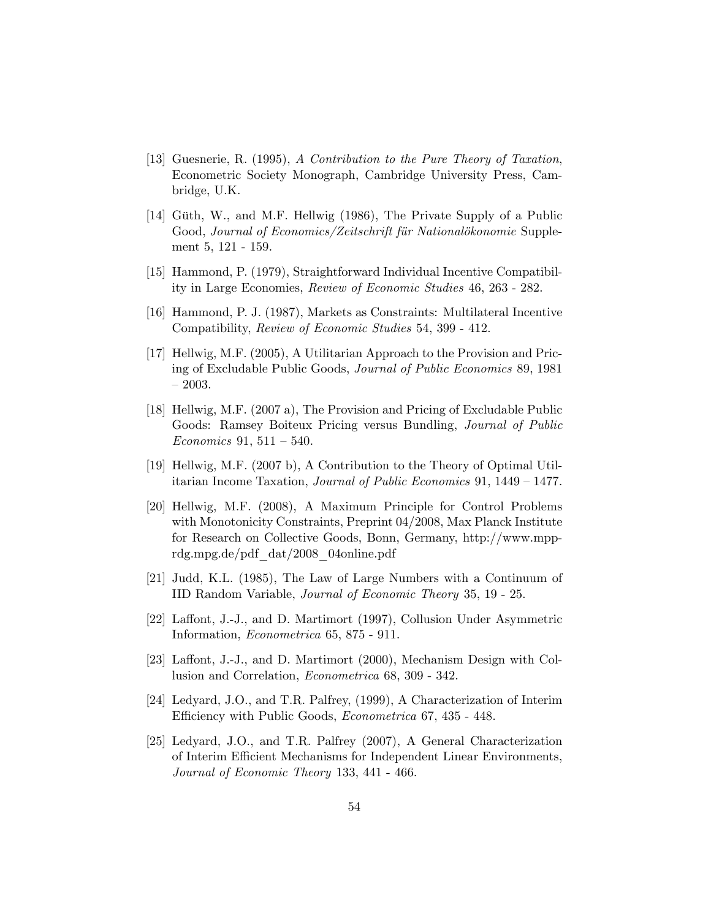[13] Guesnerie, R. (1995), *A Contribution to the Pure Theory of Taxation*, Econometric Society Monograph, Cambridge University Press, Cambridge, U.K.

[14] Güth, W., and M.F. Hellwig (1986), The Private Supply of a Public Good, *Journal of Economics/Zeitschrift für Nationalökonomie* Supplement 5, 121 - 159.

[15] Hammond, P. (1979), Straightforward Individual Incentive Compatibility in Large Economies, *Review of Economic Studies* 46, 263 - 282.

[16] Hammond, P. J. (1987), Markets as Constraints: Multilateral Incentive Compatibility, *Review of Economic Studies* 54, 399 - 412.

[17] Hellwig, M.F. (2005), A Utilitarian Approach to the Provision and Pricing of Excludable Public Goods, *Journal of Public Economics* 89, 1981 – 2003.

[18] Hellwig, M.F. (2007 a), The Provision and Pricing of Excludable Public Goods: Ramsey Boiteux Pricing versus Bundling, *Journal of Public Economics* 91, 511 – 540.

[19] Hellwig, M.F. (2007 b), A Contribution to the Theory of Optimal Utilitarian Income Taxation, *Journal of Public Economics* 91, 1449 – 1477.

[20] Hellwig, M.F. (2008), A Maximum Principle for Control Problems with Monotonicity Constraints, Preprint 04/2008, Max Planck Institute for Research on Collective Goods, Bonn, Germany, http://www.mpp-rdg.mpg.de/pdf_dat/2008_04online.pdf

[21] Judd, K.L. (1985), The Law of Large Numbers with a Continuum of IID Random Variable, *Journal of Economic Theory* 35, 19 - 25.

[22] Laffont, J.-J., and D. Martimort (1997), Collusion Under Asymmetric Information, *Econometrica* 65, 875 - 911.

[23] Laffont, J.-J., and D. Martimort (2000), Mechanism Design with Collusion and Correlation, *Econometrica* 68, 309 - 342.

[24] Ledyard, J.O., and T.R. Palfrey, (1999), A Characterization of Interim Efficiency with Public Goods, *Econometrica* 67, 435 - 448.

[25] Ledyard, J.O., and T.R. Palfrey (2007), A General Characterization of Interim Efficient Mechanisms for Independent Linear Environments, *Journal of Economic Theory* 133, 441 - 466.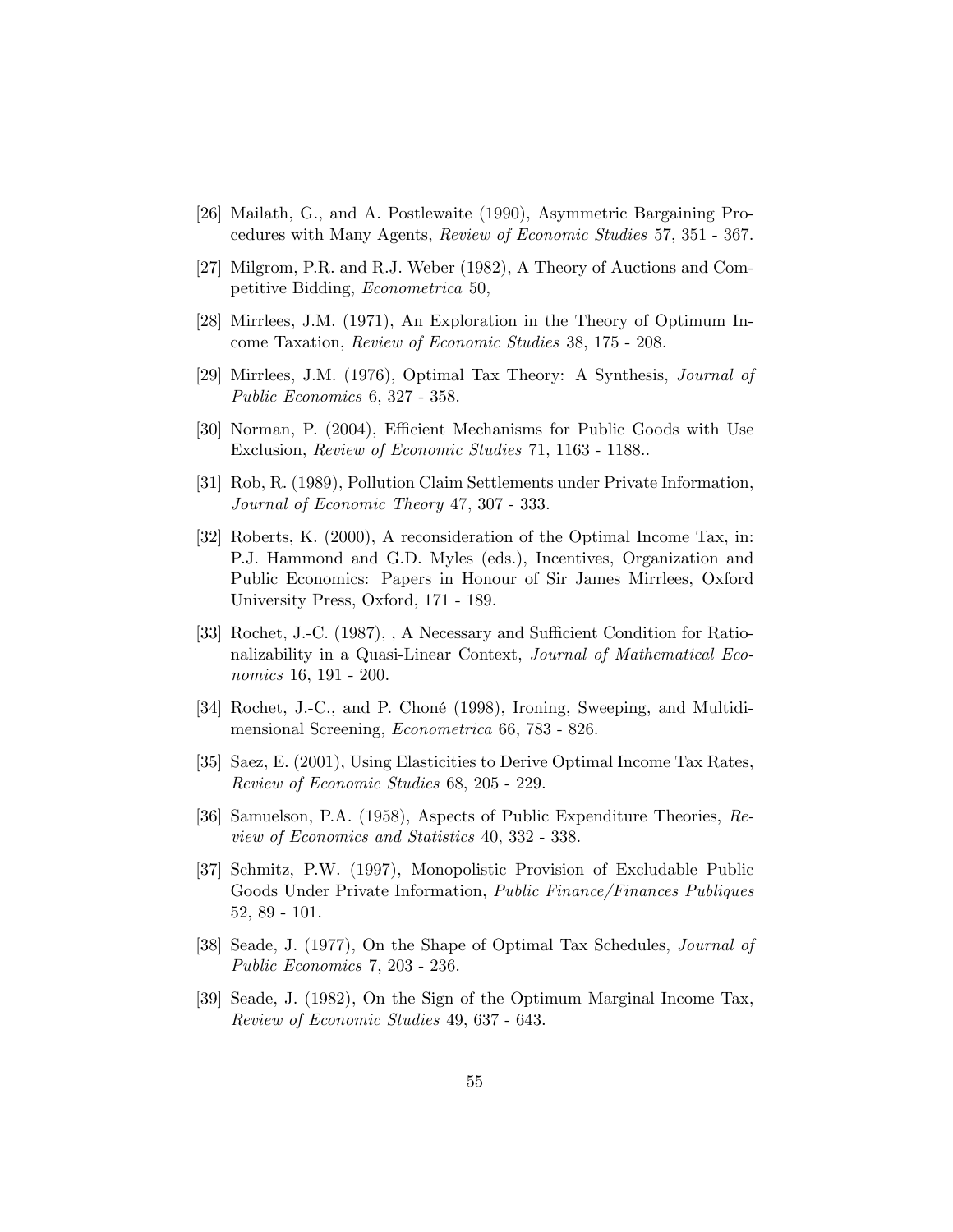[26] Mailath, G., and A. Postlewaite (1990), Asymmetric Bargaining Procedures with Many Agents, *Review of Economic Studies* 57, 351 - 367.

[27] Milgrom, P.R. and R.J. Weber (1982), A Theory of Auctions and Competitive Bidding, *Econometrica* 50,

[28] Mirrlees, J.M. (1971), An Exploration in the Theory of Optimum Income Taxation, *Review of Economic Studies* 38, 175 - 208.

[29] Mirrlees, J.M. (1976), Optimal Tax Theory: A Synthesis, *Journal of Public Economics* 6, 327 - 358.

[30] Norman, P. (2004), Efficient Mechanisms for Public Goods with Use Exclusion, *Review of Economic Studies* 71, 1163 - 1188..

[31] Rob, R. (1989), Pollution Claim Settlements under Private Information, *Journal of Economic Theory* 47, 307 - 333.

[32] Roberts, K. (2000), A reconsideration of the Optimal Income Tax, in: P.J. Hammond and G.D. Myles (eds.), Incentives, Organization and Public Economics: Papers in Honour of Sir James Mirrlees, Oxford University Press, Oxford, 171 - 189.

[33] Rochet, J.-C. (1987), , A Necessary and Sufficient Condition for Rationalizability in a Quasi-Linear Context, *Journal of Mathematical Economics* 16, 191 - 200.

[34] Rochet, J.-C., and P. Choné (1998), Ironing, Sweeping, and Multidimensional Screening, *Econometrica* 66, 783 - 826.

[35] Saez, E. (2001), Using Elasticities to Derive Optimal Income Tax Rates, *Review of Economic Studies* 68, 205 - 229.

[36] Samuelson, P.A. (1958), Aspects of Public Expenditure Theories, *Review of Economics and Statistics* 40, 332 - 338.

[37] Schmitz, P.W. (1997), Monopolistic Provision of Excludable Public Goods Under Private Information, *Public Finance/Finances Publiques* 52, 89 - 101.

[38] Seade, J. (1977), On the Shape of Optimal Tax Schedules, *Journal of Public Economics* 7, 203 - 236.

[39] Seade, J. (1982), On the Sign of the Optimum Marginal Income Tax, *Review of Economic Studies* 49, 637 - 643.